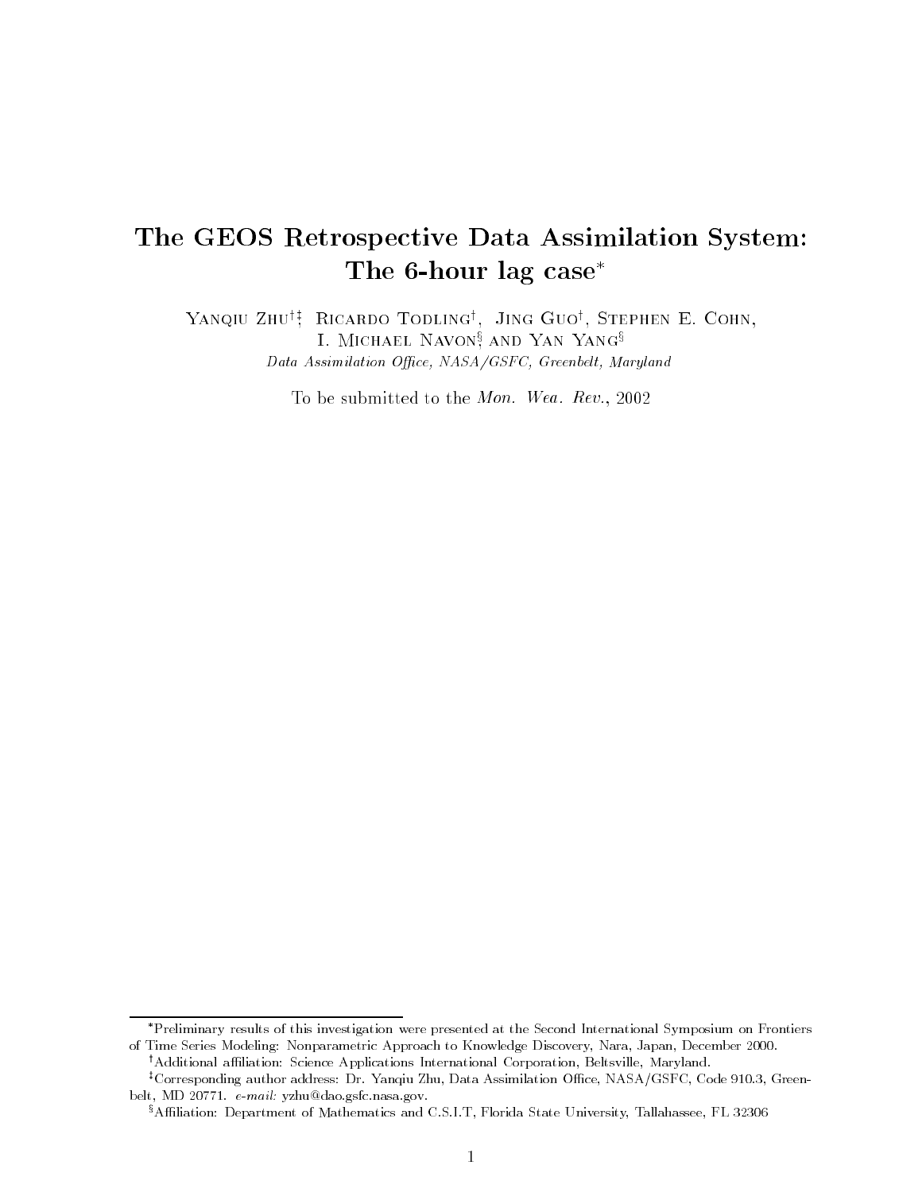# The GEOS Retrospective Data Assimilation System: The 6-hour lag case*

Yanqiu Zhu[†‡], Ricardo Todling[†], Jing Guo[†], Stephen E. Cohn,
I. Michael Navon[§] and Yan Yang[§]

*Data Assimilation Office, NASA/GSFC, Greenbelt, Maryland*

To be submitted to the *Mon. Wea. Rev.*, 2002

---

*Preliminary results of this investigation were presented at the Second International Symposium on Frontiers of Time Series Modeling: Nonparametric Approach to Knowledge Discovery, Nara, Japan, December 2000.

[†]Additional affiliation: Science Applications International Corporation, Beltsville, Maryland.

[‡]Corresponding author address: Dr. Yanqiu Zhu, Data Assimilation Office, NASA/GSFC, Code 910.3, Greenbelt, MD 20771. *e-mail:* yzhu@dao.gsfc.nasa.gov.

[§]Affiliation: Department of Mathematics and C.S.I.T, Florida State University, Tallahassee, FL 32306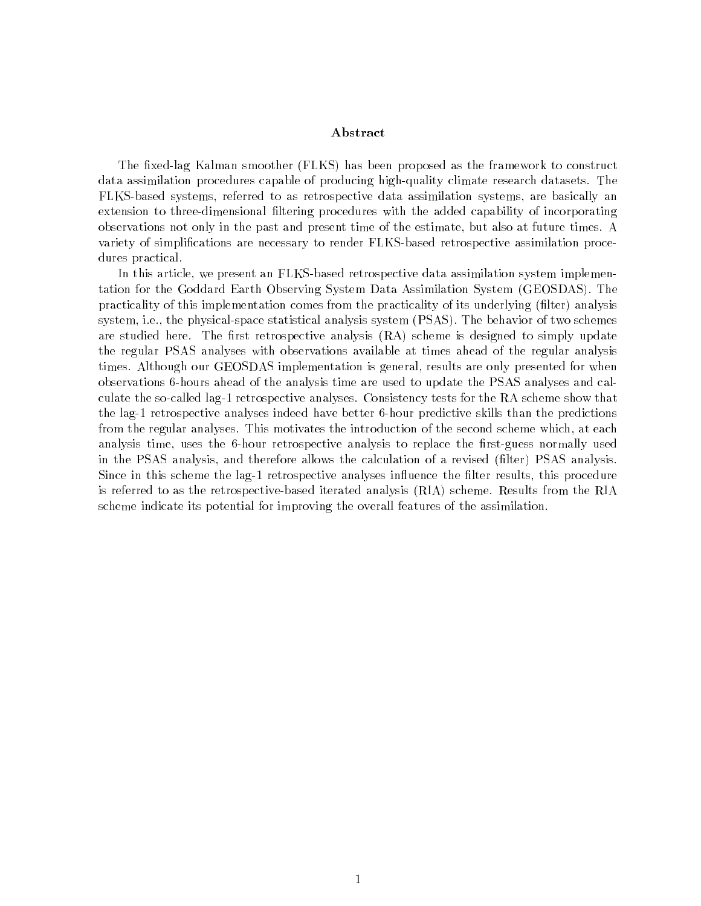## Abstract

The fixed-lag Kalman smoother (FLKS) has been proposed as the framework to construct data assimilation procedures capable of producing high-quality climate research datasets. The FLKS-based systems, referred to as retrospective data assimilation systems, are basically an extension to three-dimensional filtering procedures with the added capability of incorporating observations not only in the past and present time of the estimate, but also at future times. A variety of simplifications are necessary to render FLKS-based retrospective assimilation procedures practical.

In this article, we present an FLKS-based retrospective data assimilation system implementation for the Goddard Earth Observing System Data Assimilation System (GEOSDAS). The practicality of this implementation comes from the practicality of its underlying (filter) analysis system, i.e., the physical-space statistical analysis system (PSAS). The behavior of two schemes are studied here. The first retrospective analysis (RA) scheme is designed to simply update the regular PSAS analyses with observations available at times ahead of the regular analysis times. Although our GEOSDAS implementation is general, results are only presented for when observations 6-hours ahead of the analysis time are used to update the PSAS analyses and calculate the so-called lag-1 retrospective analyses. Consistency tests for the RA scheme show that the lag-1 retrospective analyses indeed have better 6-hour predictive skills than the predictions from the regular analyses. This motivates the introduction of the second scheme which, at each analysis time, uses the 6-hour retrospective analysis to replace the first-guess normally used in the PSAS analysis, and therefore allows the calculation of a revised (filter) PSAS analysis. Since in this scheme the lag-1 retrospective analyses influence the filter results, this procedure is referred to as the retrospective-based iterated analysis (RIA) scheme. Results from the RIA scheme indicate its potential for improving the overall features of the assimilation.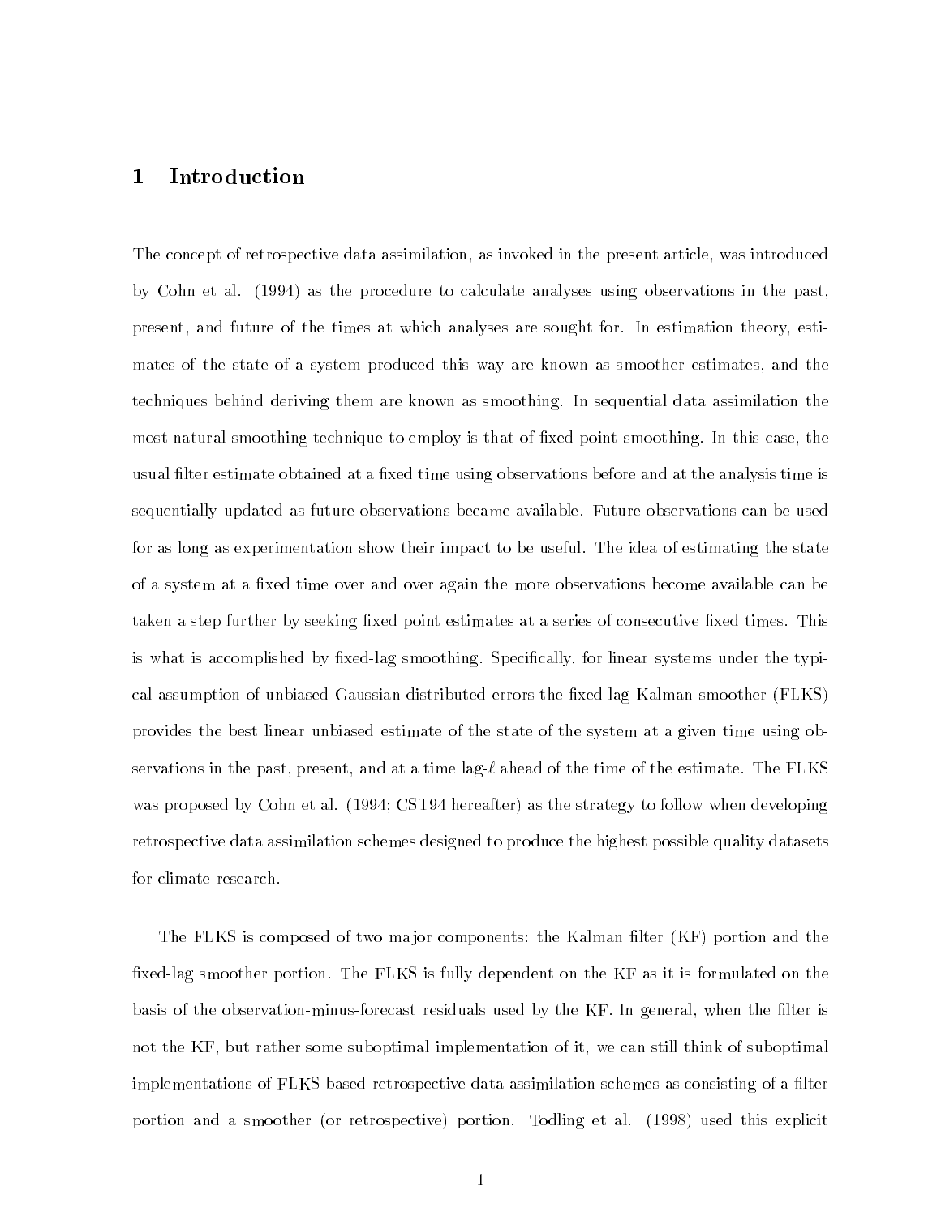# 1 Introduction

The concept of retrospective data assimilation, as invoked in the present article, was introduced by Cohn et al. (1994) as the procedure to calculate analyses using observations in the past, present, and future of the times at which analyses are sought for. In estimation theory, estimates of the state of a system produced this way are known as smoother estimates, and the techniques behind deriving them are known as smoothing. In sequential data assimilation the most natural smoothing technique to employ is that of fixed-point smoothing. In this case, the usual filter estimate obtained at a fixed time using observations before and at the analysis time is sequentially updated as future observations became available. Future observations can be used for as long as experimentation show their impact to be useful. The idea of estimating the state of a system at a fixed time over and over again the more observations become available can be taken a step further by seeking fixed point estimates at a series of consecutive fixed times. This is what is accomplished by fixed-lag smoothing. Specifically, for linear systems under the typical assumption of unbiased Gaussian-distributed errors the fixed-lag Kalman smoother (FLKS) provides the best linear unbiased estimate of the state of the system at a given time using observations in the past, present, and at a time lag-$\ell$ ahead of the time of the estimate. The FLKS was proposed by Cohn et al. (1994; CST94 hereafter) as the strategy to follow when developing retrospective data assimilation schemes designed to produce the highest possible quality datasets for climate research.

The FLKS is composed of two major components: the Kalman filter (KF) portion and the fixed-lag smoother portion. The FLKS is fully dependent on the KF as it is formulated on the basis of the observation-minus-forecast residuals used by the KF. In general, when the filter is not the KF, but rather some suboptimal implementation of it, we can still think of suboptimal implementations of FLKS-based retrospective data assimilation schemes as consisting of a filter portion and a smoother (or retrospective) portion. Todling et al. (1998) used this explicit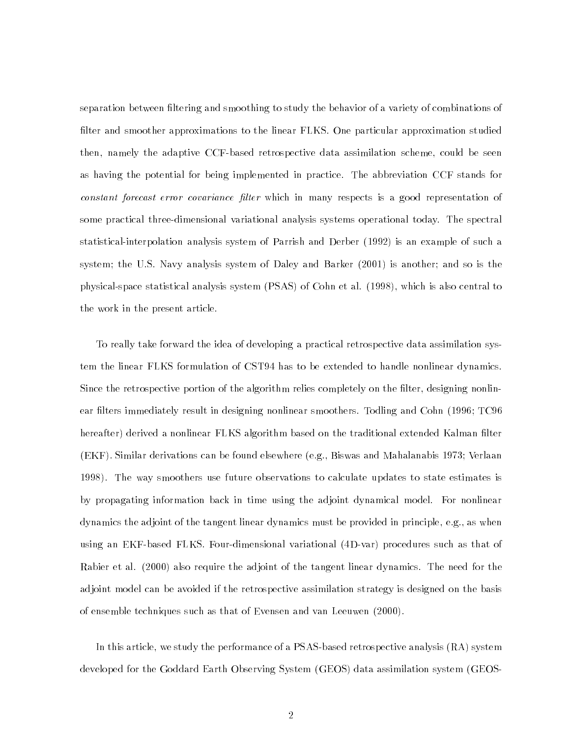separation between filtering and smoothing to study the behavior of a variety of combinations of filter and smoother approximations to the linear FLKS. One particular approximation studied then, namely the adaptive CCF-based retrospective data assimilation scheme, could be seen as having the potential for being implemented in practice. The abbreviation CCF stands for *constant forecast error covariance filter* which in many respects is a good representation of some practical three-dimensional variational analysis systems operational today. The spectral statistical-interpolation analysis system of Parrish and Derber (1992) is an example of such a system; the U.S. Navy analysis system of Daley and Barker (2001) is another; and so is the physical-space statistical analysis system (PSAS) of Cohn et al. (1998), which is also central to the work in the present article.

To really take forward the idea of developing a practical retrospective data assimilation system the linear FLKS formulation of CST94 has to be extended to handle nonlinear dynamics. Since the retrospective portion of the algorithm relies completely on the filter, designing nonlinear filters immediately result in designing nonlinear smoothers. Todling and Cohn (1996; TC96 hereafter) derived a nonlinear FLKS algorithm based on the traditional extended Kalman filter (EKF). Similar derivations can be found elsewhere (e.g., Biswas and Mahalanabis 1973; Verlaan 1998). The way smoothers use future observations to calculate updates to state estimates is by propagating information back in time using the adjoint dynamical model. For nonlinear dynamics the adjoint of the tangent linear dynamics must be provided in principle, e.g., as when using an EKF-based FLKS. Four-dimensional variational (4D-var) procedures such as that of Rabier et al. (2000) also require the adjoint of the tangent linear dynamics. The need for the adjoint model can be avoided if the retrospective assimilation strategy is designed on the basis of ensemble techniques such as that of Evensen and van Leeuwen (2000).

In this article, we study the performance of a PSAS-based retrospective analysis (RA) system developed for the Goddard Earth Observing System (GEOS) data assimilation system (GEOS-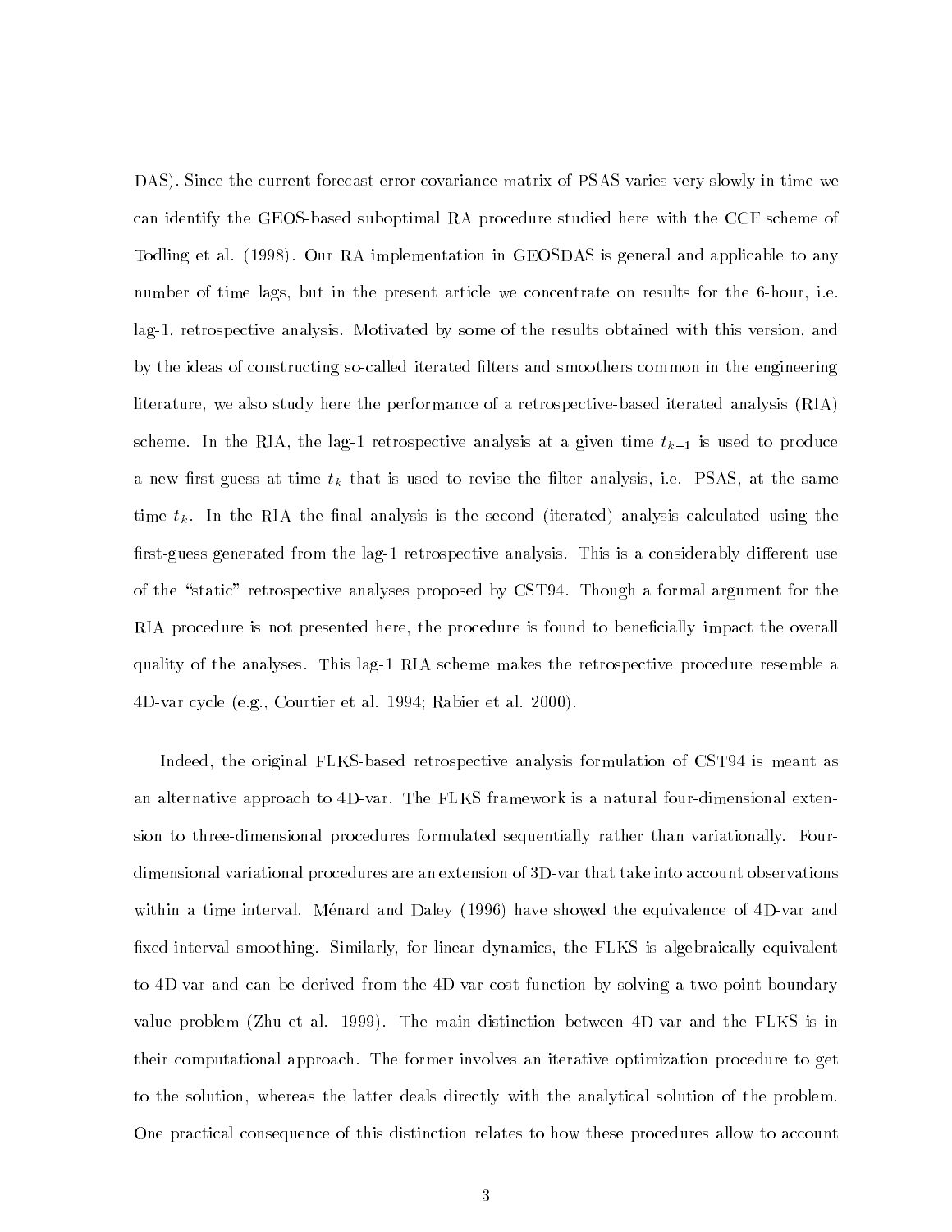DAS). Since the current forecast error covariance matrix of PSAS varies very slowly in time we can identify the GEOS-based suboptimal RA procedure studied here with the CCF scheme of Todling et al. (1998). Our RA implementation in GEOSDAS is general and applicable to any number of time lags, but in the present article we concentrate on results for the 6-hour, i.e. lag-1, retrospective analysis. Motivated by some of the results obtained with this version, and by the ideas of constructing so-called iterated filters and smoothers common in the engineering literature, we also study here the performance of a retrospective-based iterated analysis (RIA) scheme. In the RIA, the lag-1 retrospective analysis at a given time $t_{k-1}$ is used to produce a new first-guess at time $t_k$ that is used to revise the filter analysis, i.e. PSAS, at the same time $t_k$. In the RIA the final analysis is the second (iterated) analysis calculated using the first-guess generated from the lag-1 retrospective analysis. This is a considerably different use of the "static" retrospective analyses proposed by CST94. Though a formal argument for the RIA procedure is not presented here, the procedure is found to beneficially impact the overall quality of the analyses. This lag-1 RIA scheme makes the retrospective procedure resemble a 4D-var cycle (e.g., Courtier et al. 1994; Rabier et al. 2000).

Indeed, the original FLKS-based retrospective analysis formulation of CST94 is meant as an alternative approach to 4D-var. The FLKS framework is a natural four-dimensional extension to three-dimensional procedures formulated sequentially rather than variationally. Four-dimensional variational procedures are an extension of 3D-var that take into account observations within a time interval. Ménard and Daley (1996) have showed the equivalence of 4D-var and fixed-interval smoothing. Similarly, for linear dynamics, the FLKS is algebraically equivalent to 4D-var and can be derived from the 4D-var cost function by solving a two-point boundary value problem (Zhu et al. 1999). The main distinction between 4D-var and the FLKS is in their computational approach. The former involves an iterative optimization procedure to get to the solution, whereas the latter deals directly with the analytical solution of the problem. One practical consequence of this distinction relates to how these procedures allow to account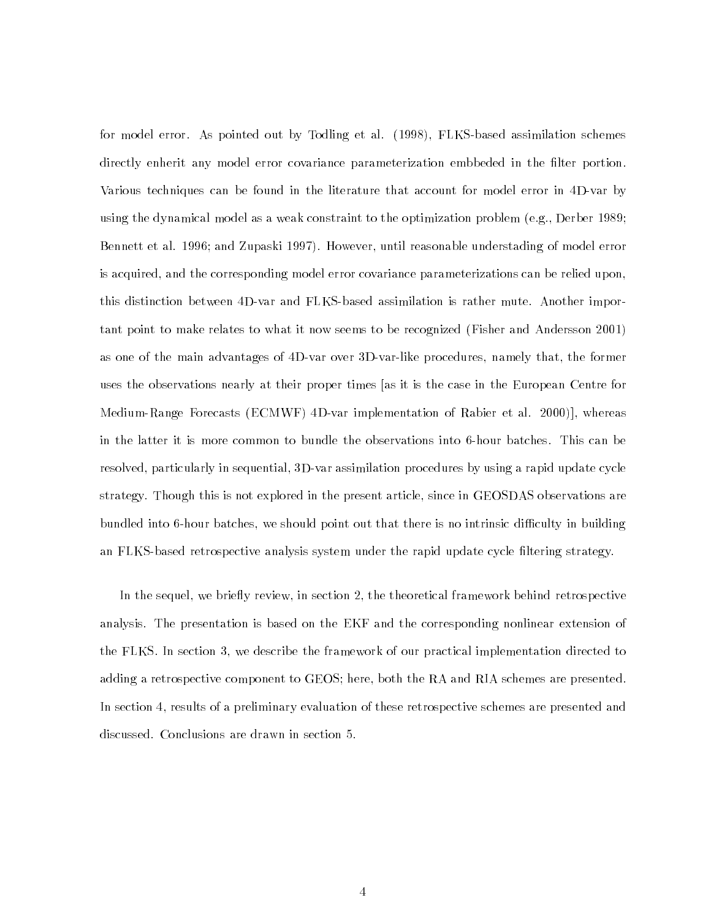for model error. As pointed out by Todling et al. (1998), FLKS-based assimilation schemes directly enherit any model error covariance parameterization embbeded in the filter portion. Various techniques can be found in the literature that account for model error in 4D-var by using the dynamical model as a weak constraint to the optimization problem (e.g., Derber 1989; Bennett et al. 1996; and Zupaski 1997). However, until reasonable understading of model error is acquired, and the corresponding model error covariance parameterizations can be relied upon, this distinction between 4D-var and FLKS-based assimilation is rather mute. Another important point to make relates to what it now seems to be recognized (Fisher and Andersson 2001) as one of the main advantages of 4D-var over 3D-var-like procedures, namely that, the former uses the observations nearly at their proper times [as it is the case in the European Centre for Medium-Range Forecasts (ECMWF) 4D-var implementation of Rabier et al. 2000)], whereas in the latter it is more common to bundle the observations into 6-hour batches. This can be resolved, particularly in sequential, 3D-var assimilation procedures by using a rapid update cycle strategy. Though this is not explored in the present article, since in GEOSDAS observations are bundled into 6-hour batches, we should point out that there is no intrinsic difficulty in building an FLKS-based retrospective analysis system under the rapid update cycle filtering strategy.

In the sequel, we briefly review, in section 2, the theoretical framework behind retrospective analysis. The presentation is based on the EKF and the corresponding nonlinear extension of the FLKS. In section 3, we describe the framework of our practical implementation directed to adding a retrospective component to GEOS; here, both the RA and RIA schemes are presented. In section 4, results of a preliminary evaluation of these retrospective schemes are presented and discussed. Conclusions are drawn in section 5.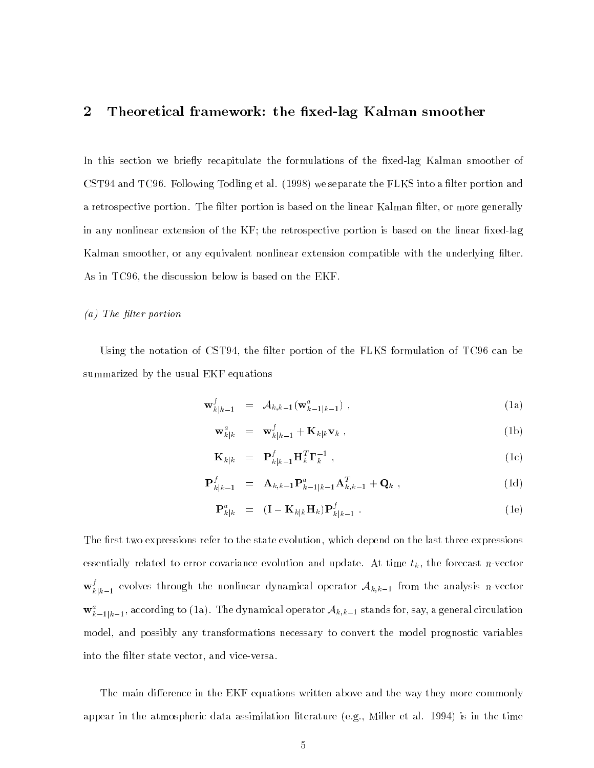## 2 Theoretical framework: the fixed-lag Kalman smoother

In this section we briefly recapitulate the formulations of the fixed-lag Kalman smoother of CST94 and TC96. Following Todling et al. (1998) we separate the FLKS into a filter portion and a retrospective portion. The filter portion is based on the linear Kalman filter, or more generally in any nonlinear extension of the KF; the retrospective portion is based on the linear fixed-lag Kalman smoother, or any equivalent nonlinear extension compatible with the underlying filter. As in TC96, the discussion below is based on the EKF.

*(a) The filter portion*

Using the notation of CST94, the filter portion of the FLKS formulation of TC96 can be summarized by the usual EKF equations

$$\mathbf{w}^f_{k|k-1} = \mathcal{A}_{k,k-1}(\mathbf{w}^a_{k-1|k-1}) \; , \tag{1a}$$

$$\mathbf{w}^a_{k|k} = \mathbf{w}^f_{k|k-1} + \mathbf{K}_{k|k}\mathbf{v}_k \; , \tag{1b}$$

$$\mathbf{K}_{k|k} = \mathbf{P}^f_{k|k-1}\mathbf{H}^T_k\mathbf{\Gamma}^{-1}_k \; , \tag{1c}$$

$$\mathbf{P}^f_{k|k-1} = \mathbf{A}_{k,k-1}\mathbf{P}^a_{k-1|k-1}\mathbf{A}^T_{k,k-1} + \mathbf{Q}_k \; , \tag{1d}$$

$$\mathbf{P}^a_{k|k} = (\mathbf{I} - \mathbf{K}_{k|k}\mathbf{H}_k)\mathbf{P}^f_{k|k-1} \; . \tag{1e}$$

The first two expressions refer to the state evolution, which depend on the last three expressions essentially related to error covariance evolution and update. At time $t_k$, the forecast $n$-vector $\mathbf{w}^f_{k|k-1}$ evolves through the nonlinear dynamical operator $\mathcal{A}_{k,k-1}$ from the analysis $n$-vector $\mathbf{w}^a_{k-1|k-1}$, according to (1a). The dynamical operator $\mathcal{A}_{k,k-1}$ stands for, say, a general circulation model, and possibly any transformations necessary to convert the model prognostic variables into the filter state vector, and vice-versa.

The main difference in the EKF equations written above and the way they more commonly appear in the atmospheric data assimilation literature (e.g., Miller et al. 1994) is in the time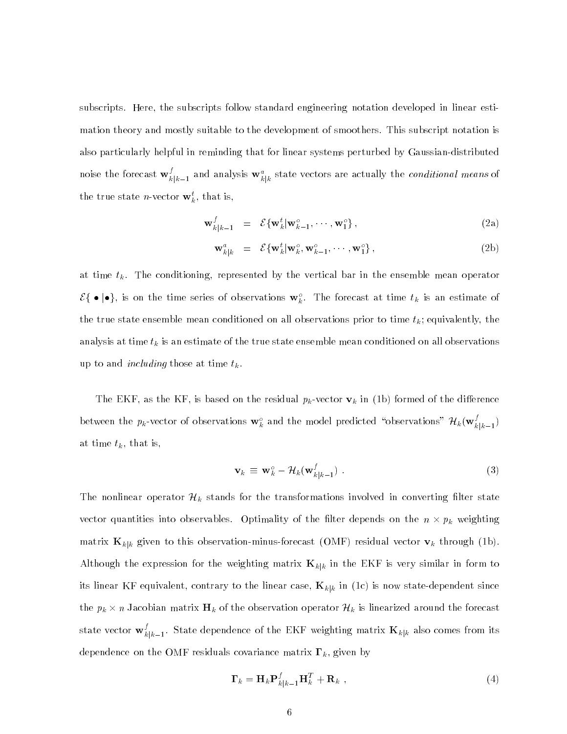subscripts. Here, the subscripts follow standard engineering notation developed in linear estimation theory and mostly suitable to the development of smoothers. This subscript notation is also particularly helpful in reminding that for linear systems perturbed by Gaussian-distributed noise the forecast $\mathbf{w}^f_{k|k-1}$ and analysis $\mathbf{w}^a_{k|k}$ state vectors are actually the *conditional means* of the true state $n$-vector $\mathbf{w}^t_k$, that is,

$$\mathbf{w}^f_{k|k-1} = \mathcal{E}\{\mathbf{w}^t_k | \mathbf{w}^o_{k-1}, \cdots, \mathbf{w}^o_1\}, \tag{2a}$$

$$\mathbf{w}^a_{k|k} = \mathcal{E}\{\mathbf{w}^t_k | \mathbf{w}^o_k, \mathbf{w}^o_{k-1}, \cdots, \mathbf{w}^o_1\}, \tag{2b}$$

at time $t_k$. The conditioning, represented by the vertical bar in the ensemble mean operator $\mathcal{E}\{\bullet|\bullet\}$, is on the time series of observations $\mathbf{w}^o_k$. The forecast at time $t_k$ is an estimate of the true state ensemble mean conditioned on all observations prior to time $t_k$; equivalently, the analysis at time $t_k$ is an estimate of the true state ensemble mean conditioned on all observations up to and *including* those at time $t_k$.

The EKF, as the KF, is based on the residual $p_k$-vector $\mathbf{v}_k$ in (1b) formed of the difference between the $p_k$-vector of observations $\mathbf{w}^o_k$ and the model predicted "observations" $\mathcal{H}_k(\mathbf{w}^f_{k|k-1})$ at time $t_k$, that is,

$$\mathbf{v}_k \equiv \mathbf{w}^o_k - \mathcal{H}_k(\mathbf{w}^f_{k|k-1}) \ . \tag{3}$$

The nonlinear operator $\mathcal{H}_k$ stands for the transformations involved in converting filter state vector quantities into observables. Optimality of the filter depends on the $n \times p_k$ weighting matrix $\mathbf{K}_{k|k}$ given to this observation-minus-forecast (OMF) residual vector $\mathbf{v}_k$ through (1b). Although the expression for the weighting matrix $\mathbf{K}_{k|k}$ in the EKF is very similar in form to its linear KF equivalent, contrary to the linear case, $\mathbf{K}_{k|k}$ in (1c) is now state-dependent since the $p_k \times n$ Jacobian matrix $\mathbf{H}_k$ of the observation operator $\mathcal{H}_k$ is linearized around the forecast state vector $\mathbf{w}^f_{k|k-1}$. State dependence of the EKF weighting matrix $\mathbf{K}_{k|k}$ also comes from its dependence on the OMF residuals covariance matrix $\mathbf{\Gamma}_k$, given by

$$\mathbf{\Gamma}_k = \mathbf{H}_k \mathbf{P}^f_{k|k-1} \mathbf{H}^T_k + \mathbf{R}_k \ , \tag{4}$$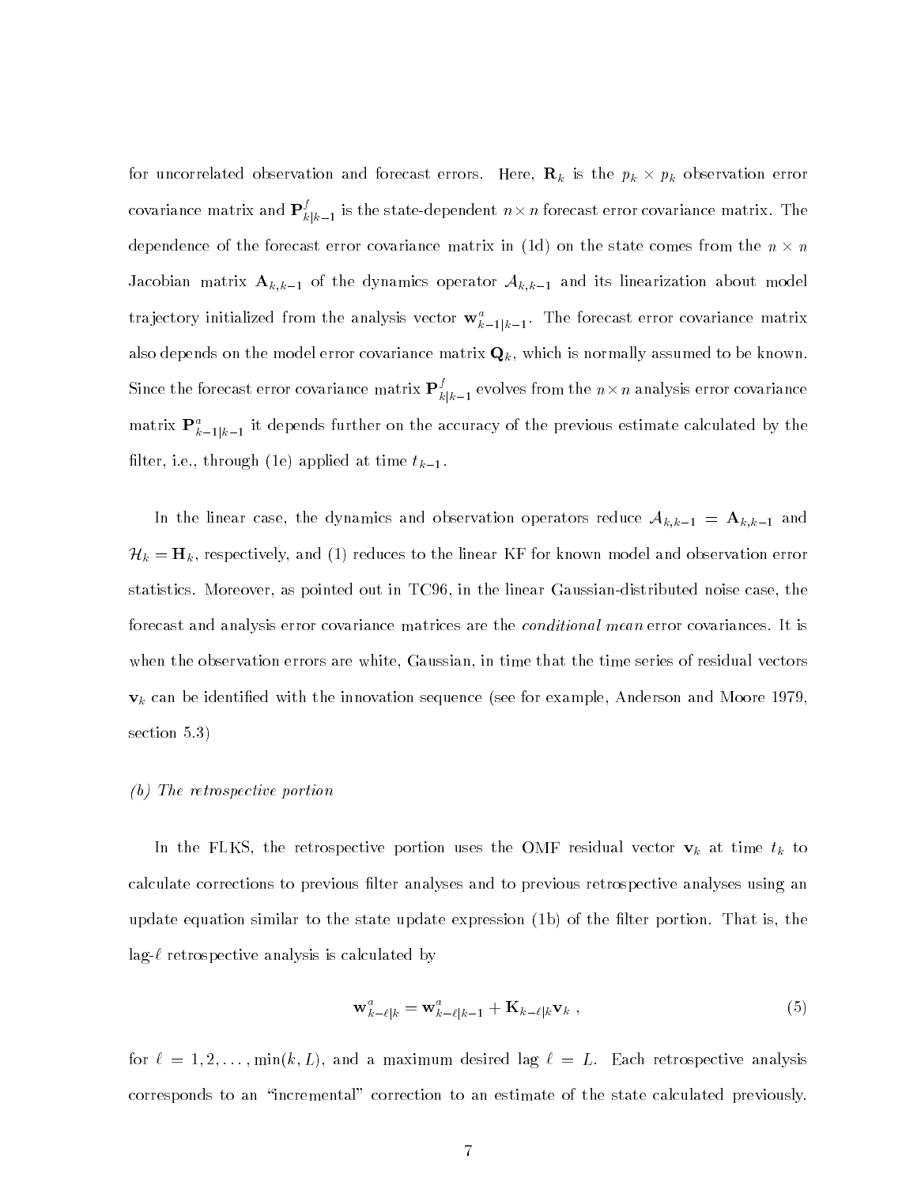for uncorrelated observation and forecast errors. Here, $\mathbf{R}_k$ is the $p_k \times p_k$ observation error covariance matrix and $\mathbf{P}^f_{k|k-1}$ is the state-dependent $n \times n$ forecast error covariance matrix. The dependence of the forecast error covariance matrix in (1d) on the state comes from the $n \times n$ Jacobian matrix $\mathbf{A}_{k,k-1}$ of the dynamics operator $\mathcal{A}_{k,k-1}$ and its linearization about model trajectory initialized from the analysis vector $\mathbf{w}^a_{k-1|k-1}$. The forecast error covariance matrix also depends on the model error covariance matrix $\mathbf{Q}_k$, which is normally assumed to be known. Since the forecast error covariance matrix $\mathbf{P}^f_{k|k-1}$ evolves from the $n \times n$ analysis error covariance matrix $\mathbf{P}^a_{k-1|k-1}$ it depends further on the accuracy of the previous estimate calculated by the filter, i.e., through (1e) applied at time $t_{k-1}$.

In the linear case, the dynamics and observation operators reduce $\mathcal{A}_{k,k-1} = \mathbf{A}_{k,k-1}$ and $\mathcal{H}_k = \mathbf{H}_k$, respectively, and (1) reduces to the linear KF for known model and observation error statistics. Moreover, as pointed out in TC96, in the linear Gaussian-distributed noise case, the forecast and analysis error covariance matrices are the *conditional mean* error covariances. It is when the observation errors are white, Gaussian, in time that the time series of residual vectors $\mathbf{v}_k$ can be identified with the innovation sequence (see for example, Anderson and Moore 1979, section 5.3)

### *(b) The retrospective portion*

In the FLKS, the retrospective portion uses the OMF residual vector $\mathbf{v}_k$ at time $t_k$ to calculate corrections to previous filter analyses and to previous retrospective analyses using an update equation similar to the state update expression (1b) of the filter portion. That is, the lag-$\ell$ retrospective analysis is calculated by

$$\mathbf{w}^a_{k-\ell|k} = \mathbf{w}^a_{k-\ell|k-1} + \mathbf{K}_{k-\ell|k}\mathbf{v}_k \ , \tag{5}$$

for $\ell = 1, 2, \ldots, \min(k, L)$, and a maximum desired lag $\ell = L$. Each retrospective analysis corresponds to an "incremental" correction to an estimate of the state calculated previously.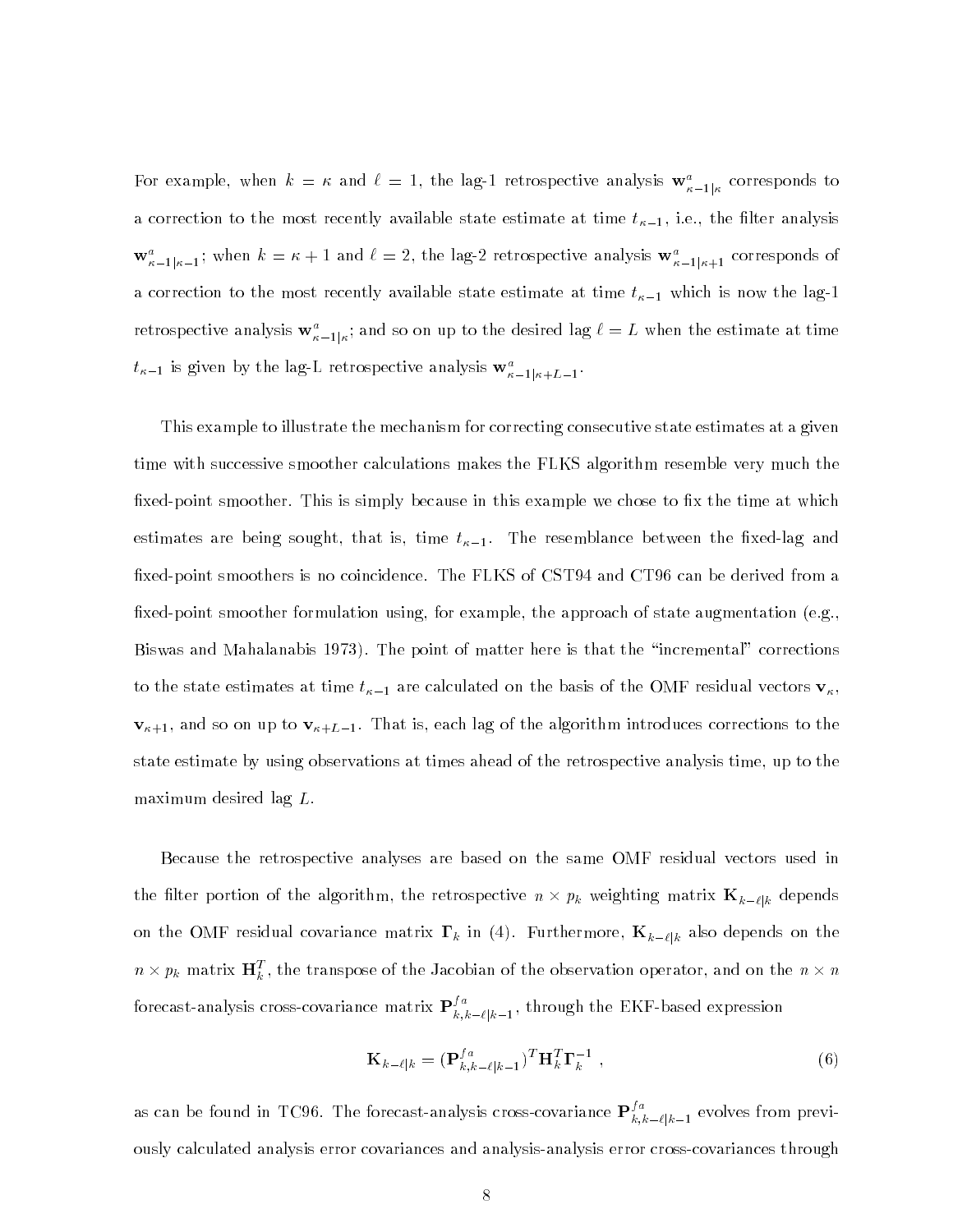For example, when $k = \kappa$ and $\ell = 1$, the lag-1 retrospective analysis $\mathbf{w}^a_{\kappa-1|\kappa}$ corresponds to a correction to the most recently available state estimate at time $t_{\kappa-1}$, i.e., the filter analysis $\mathbf{w}^a_{\kappa-1|\kappa-1}$; when $k = \kappa + 1$ and $\ell = 2$, the lag-2 retrospective analysis $\mathbf{w}^a_{\kappa-1|\kappa+1}$ corresponds of a correction to the most recently available state estimate at time $t_{\kappa-1}$ which is now the lag-1 retrospective analysis $\mathbf{w}^a_{\kappa-1|\kappa}$; and so on up to the desired lag $\ell = L$ when the estimate at time $t_{\kappa-1}$ is given by the lag-L retrospective analysis $\mathbf{w}^a_{\kappa-1|\kappa+L-1}$.

This example to illustrate the mechanism for correcting consecutive state estimates at a given time with successive smoother calculations makes the FLKS algorithm resemble very much the fixed-point smoother. This is simply because in this example we chose to fix the time at which estimates are being sought, that is, time $t_{\kappa-1}$. The resemblance between the fixed-lag and fixed-point smoothers is no coincidence. The FLKS of CST94 and CT96 can be derived from a fixed-point smoother formulation using, for example, the approach of state augmentation (e.g., Biswas and Mahalanabis 1973). The point of matter here is that the "incremental" corrections to the state estimates at time $t_{\kappa-1}$ are calculated on the basis of the OMF residual vectors $\mathbf{v}_\kappa$, $\mathbf{v}_{\kappa+1}$, and so on up to $\mathbf{v}_{\kappa+L-1}$. That is, each lag of the algorithm introduces corrections to the state estimate by using observations at times ahead of the retrospective analysis time, up to the maximum desired lag $L$.

Because the retrospective analyses are based on the same OMF residual vectors used in the filter portion of the algorithm, the retrospective $n \times p_k$ weighting matrix $\mathbf{K}_{k-\ell|k}$ depends on the OMF residual covariance matrix $\mathbf{\Gamma}_k$ in (4). Furthermore, $\mathbf{K}_{k-\ell|k}$ also depends on the $n \times p_k$ matrix $\mathbf{H}_k^T$, the transpose of the Jacobian of the observation operator, and on the $n \times n$ forecast-analysis cross-covariance matrix $\mathbf{P}^{fa}_{k,k-\ell|k-1}$, through the EKF-based expression

$$
\mathbf{K}_{k-\ell|k} = (\mathbf{P}^{fa}_{k,k-\ell|k-1})^T \mathbf{H}_k^T \mathbf{\Gamma}_k^{-1} \ , \tag{6}
$$

as can be found in TC96. The forecast-analysis cross-covariance $\mathbf{P}^{fa}_{k,k-\ell|k-1}$ evolves from previously calculated analysis error covariances and analysis-analysis error cross-covariances through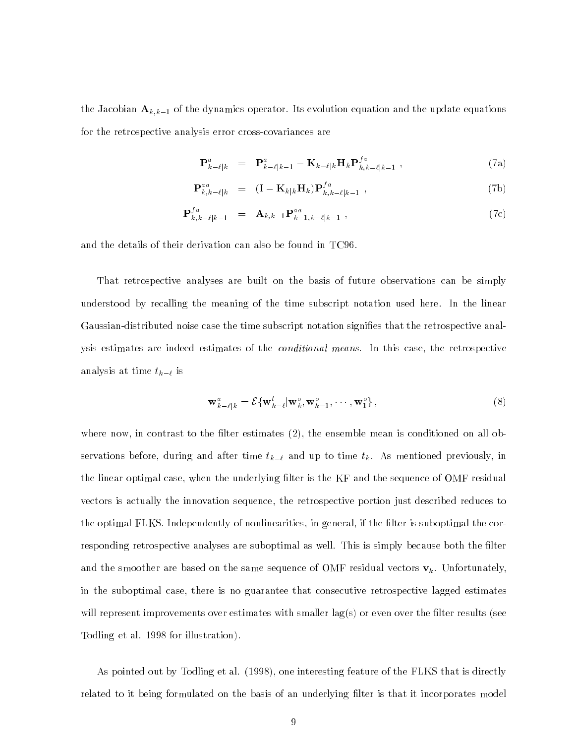the Jacobian $\mathbf{A}_{k,k-1}$ of the dynamics operator. Its evolution equation and the update equations for the retrospective analysis error cross-covariances are

$$\mathbf{P}^{a}_{k-\ell|k} = \mathbf{P}^{a}_{k-\ell|k-1} - \mathbf{K}_{k-\ell|k}\mathbf{H}_k\mathbf{P}^{fa}_{k,k-\ell|k-1} \,, \tag{7a}$$

$$\mathbf{P}^{aa}_{k,k-\ell|k} = (\mathbf{I} - \mathbf{K}_{k|k}\mathbf{H}_k)\mathbf{P}^{fa}_{k,k-\ell|k-1} \,, \tag{7b}$$

$$\mathbf{P}^{fa}_{k,k-\ell|k-1} = \mathbf{A}_{k,k-1}\mathbf{P}^{aa}_{k-1,k-\ell|k-1} \,, \tag{7c}$$

and the details of their derivation can also be found in TC96.

That retrospective analyses are built on the basis of future observations can be simply understood by recalling the meaning of the time subscript notation used here. In the linear Gaussian-distributed noise case the time subscript notation signifies that the retrospective analysis estimates are indeed estimates of the *conditional means*. In this case, the retrospective analysis at time $t_{k-\ell}$ is

$$\mathbf{w}^{a}_{k-\ell|k} = \mathcal{E}\{\mathbf{w}^{t}_{k-\ell}|\mathbf{w}^{o}_{k}, \mathbf{w}^{o}_{k-1}, \cdots, \mathbf{w}^{o}_{1}\} \,, \tag{8}$$

where now, in contrast to the filter estimates (2), the ensemble mean is conditioned on all observations before, during and after time $t_{k-\ell}$ and up to time $t_k$. As mentioned previously, in the linear optimal case, when the underlying filter is the KF and the sequence of OMF residual vectors is actually the innovation sequence, the retrospective portion just described reduces to the optimal FLKS. Independently of nonlinearities, in general, if the filter is suboptimal the corresponding retrospective analyses are suboptimal as well. This is simply because both the filter and the smoother are based on the same sequence of OMF residual vectors $\mathbf{v}_k$. Unfortunately, in the suboptimal case, there is no guarantee that consecutive retrospective lagged estimates will represent improvements over estimates with smaller lag(s) or even over the filter results (see Todling et al. 1998 for illustration).

As pointed out by Todling et al. (1998), one interesting feature of the FLKS that is directly related to it being formulated on the basis of an underlying filter is that it incorporates model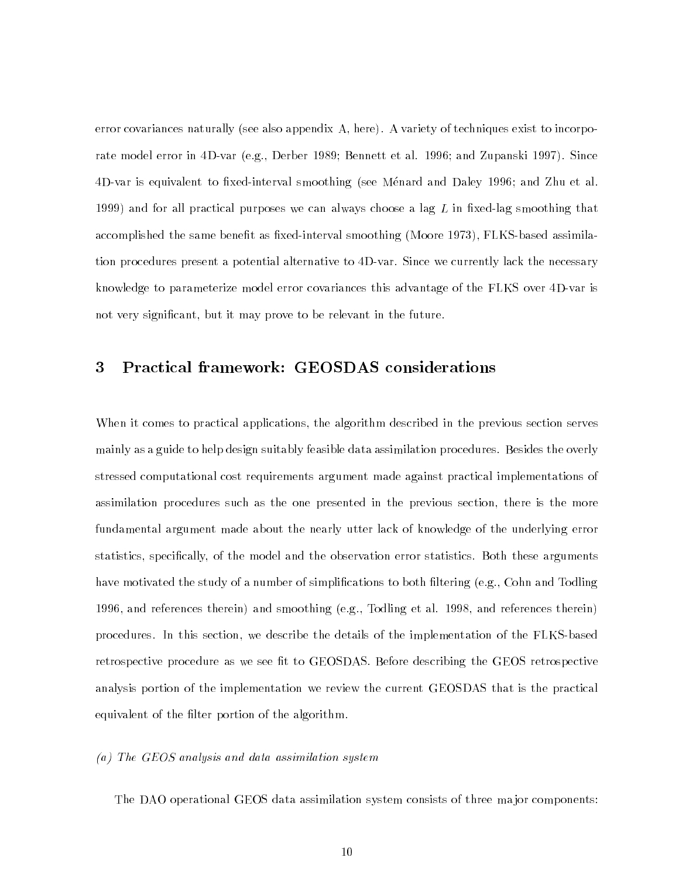error covariances naturally (see also appendix A, here). A variety of techniques exist to incorporate model error in 4D-var (e.g., Derber 1989; Bennett et al. 1996; and Zupanski 1997). Since 4D-var is equivalent to fixed-interval smoothing (see Ménard and Daley 1996; and Zhu et al. 1999) and for all practical purposes we can always choose a lag $L$ in fixed-lag smoothing that accomplished the same benefit as fixed-interval smoothing (Moore 1973), FLKS-based assimilation procedures present a potential alternative to 4D-var. Since we currently lack the necessary knowledge to parameterize model error covariances this advantage of the FLKS over 4D-var is not very significant, but it may prove to be relevant in the future.

## 3 Practical framework: GEOSDAS considerations

When it comes to practical applications, the algorithm described in the previous section serves mainly as a guide to help design suitably feasible data assimilation procedures. Besides the overly stressed computational cost requirements argument made against practical implementations of assimilation procedures such as the one presented in the previous section, there is the more fundamental argument made about the nearly utter lack of knowledge of the underlying error statistics, specifically, of the model and the observation error statistics. Both these arguments have motivated the study of a number of simplifications to both filtering (e.g., Cohn and Todling 1996, and references therein) and smoothing (e.g., Todling et al. 1998, and references therein) procedures. In this section, we describe the details of the implementation of the FLKS-based retrospective procedure as we see fit to GEOSDAS. Before describing the GEOS retrospective analysis portion of the implementation we review the current GEOSDAS that is the practical equivalent of the filter portion of the algorithm.

*(a) The GEOS analysis and data assimilation system*

The DAO operational GEOS data assimilation system consists of three major components: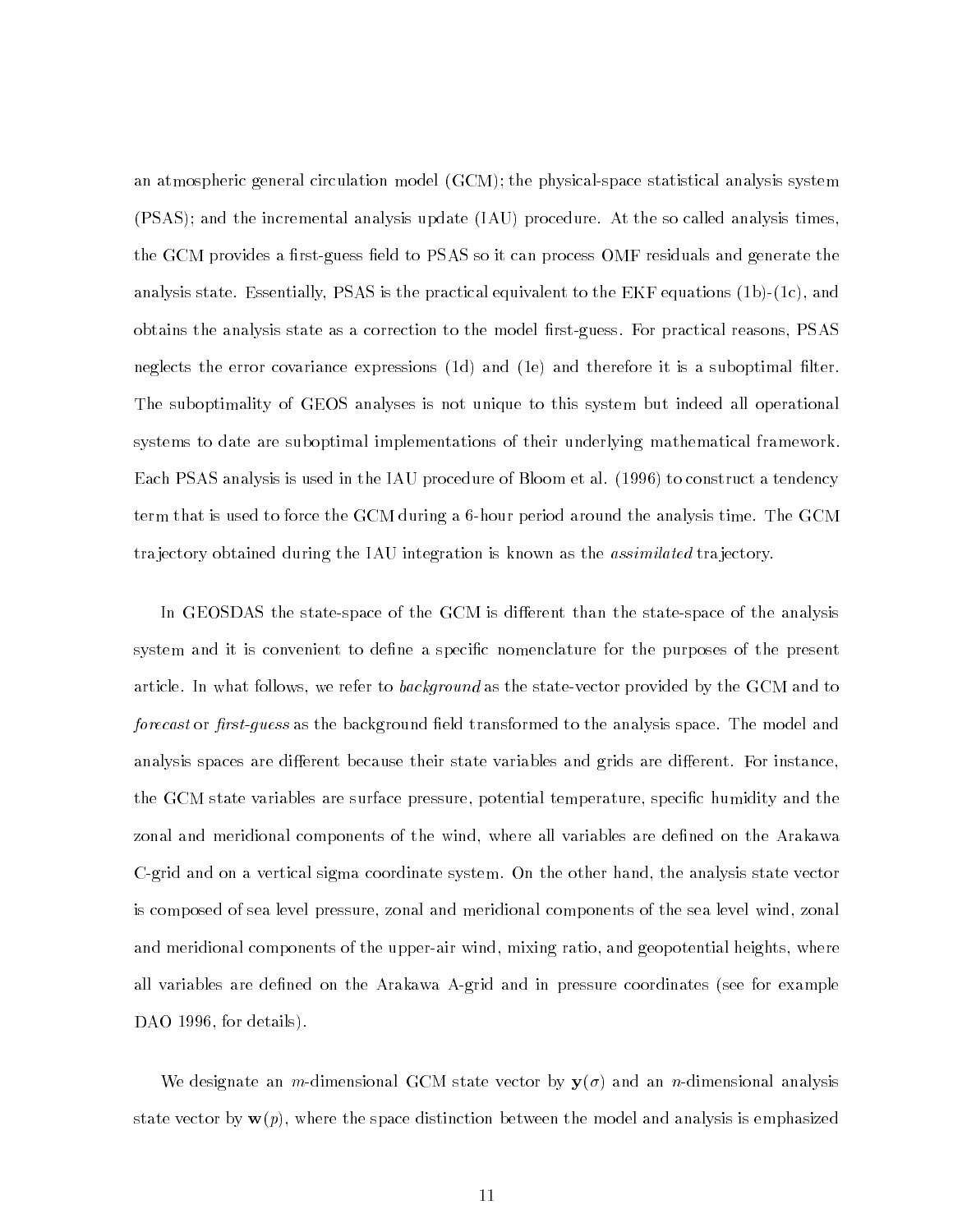an atmospheric general circulation model (GCM); the physical-space statistical analysis system (PSAS); and the incremental analysis update (IAU) procedure. At the so called analysis times, the GCM provides a first-guess field to PSAS so it can process OMF residuals and generate the analysis state. Essentially, PSAS is the practical equivalent to the EKF equations (1b)-(1c), and obtains the analysis state as a correction to the model first-guess. For practical reasons, PSAS neglects the error covariance expressions (1d) and (1e) and therefore it is a suboptimal filter. The suboptimality of GEOS analyses is not unique to this system but indeed all operational systems to date are suboptimal implementations of their underlying mathematical framework. Each PSAS analysis is used in the IAU procedure of Bloom et al. (1996) to construct a tendency term that is used to force the GCM during a 6-hour period around the analysis time. The GCM trajectory obtained during the IAU integration is known as the *assimilated* trajectory.

In GEOSDAS the state-space of the GCM is different than the state-space of the analysis system and it is convenient to define a specific nomenclature for the purposes of the present article. In what follows, we refer to *background* as the state-vector provided by the GCM and to *forecast* or *first-guess* as the background field transformed to the analysis space. The model and analysis spaces are different because their state variables and grids are different. For instance, the GCM state variables are surface pressure, potential temperature, specific humidity and the zonal and meridional components of the wind, where all variables are defined on the Arakawa C-grid and on a vertical sigma coordinate system. On the other hand, the analysis state vector is composed of sea level pressure, zonal and meridional components of the sea level wind, zonal and meridional components of the upper-air wind, mixing ratio, and geopotential heights, where all variables are defined on the Arakawa A-grid and in pressure coordinates (see for example DAO 1996, for details).

We designate an $m$-dimensional GCM state vector by $\mathbf{y}(\sigma)$ and an $n$-dimensional analysis state vector by $\mathbf{w}(p)$, where the space distinction between the model and analysis is emphasized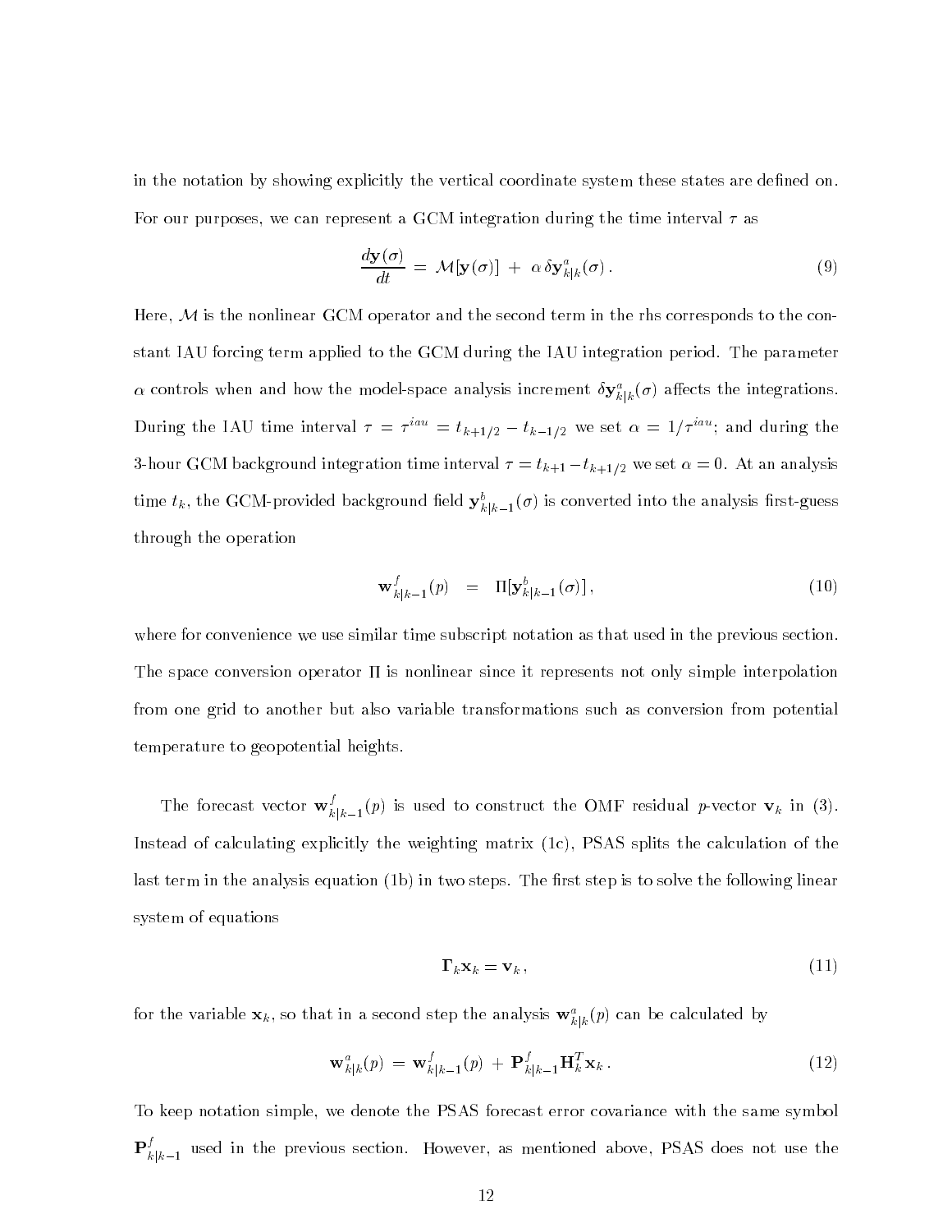in the notation by showing explicitly the vertical coordinate system these states are defined on. For our purposes, we can represent a GCM integration during the time interval $\tau$ as

$$\frac{d\mathbf{y}(\sigma)}{dt} \;=\; \mathcal{M}[\mathbf{y}(\sigma)] \;+\; \alpha\, \delta\mathbf{y}^a_{k|k}(\sigma)\,. \tag{9}$$

Here, $\mathcal{M}$ is the nonlinear GCM operator and the second term in the rhs corresponds to the constant IAU forcing term applied to the GCM during the IAU integration period. The parameter $\alpha$ controls when and how the model-space analysis increment $\delta\mathbf{y}^a_{k|k}(\sigma)$ affects the integrations. During the IAU time interval $\tau = \tau^{iau} = t_{k+1/2} - t_{k-1/2}$ we set $\alpha = 1/\tau^{iau}$; and during the 3-hour GCM background integration time interval $\tau = t_{k+1} - t_{k+1/2}$ we set $\alpha = 0$. At an analysis time $t_k$, the GCM-provided background field $\mathbf{y}^b_{k|k-1}(\sigma)$ is converted into the analysis first-guess through the operation

$$\mathbf{w}^f_{k|k-1}(p) \quad = \quad \Pi[\mathbf{y}^b_{k|k-1}(\sigma)]\,, \tag{10}$$

where for convenience we use similar time subscript notation as that used in the previous section. The space conversion operator $\Pi$ is nonlinear since it represents not only simple interpolation from one grid to another but also variable transformations such as conversion from potential temperature to geopotential heights.

The forecast vector $\mathbf{w}^f_{k|k-1}(p)$ is used to construct the OMF residual $p$-vector $\mathbf{v}_k$ in (3). Instead of calculating explicitly the weighting matrix (1c), PSAS splits the calculation of the last term in the analysis equation (1b) in two steps. The first step is to solve the following linear system of equations

$$\mathbf{\Gamma}_k \mathbf{x}_k = \mathbf{v}_k\,, \tag{11}$$

for the variable $\mathbf{x}_k$, so that in a second step the analysis $\mathbf{w}^a_{k|k}(p)$ can be calculated by

$$\mathbf{w}^a_{k|k}(p) \;=\; \mathbf{w}^f_{k|k-1}(p) \;+\; \mathbf{P}^f_{k|k-1}\mathbf{H}^T_k\mathbf{x}_k\,. \tag{12}$$

To keep notation simple, we denote the PSAS forecast error covariance with the same symbol $\mathbf{P}^f_{k|k-1}$ used in the previous section. However, as mentioned above, PSAS does not use the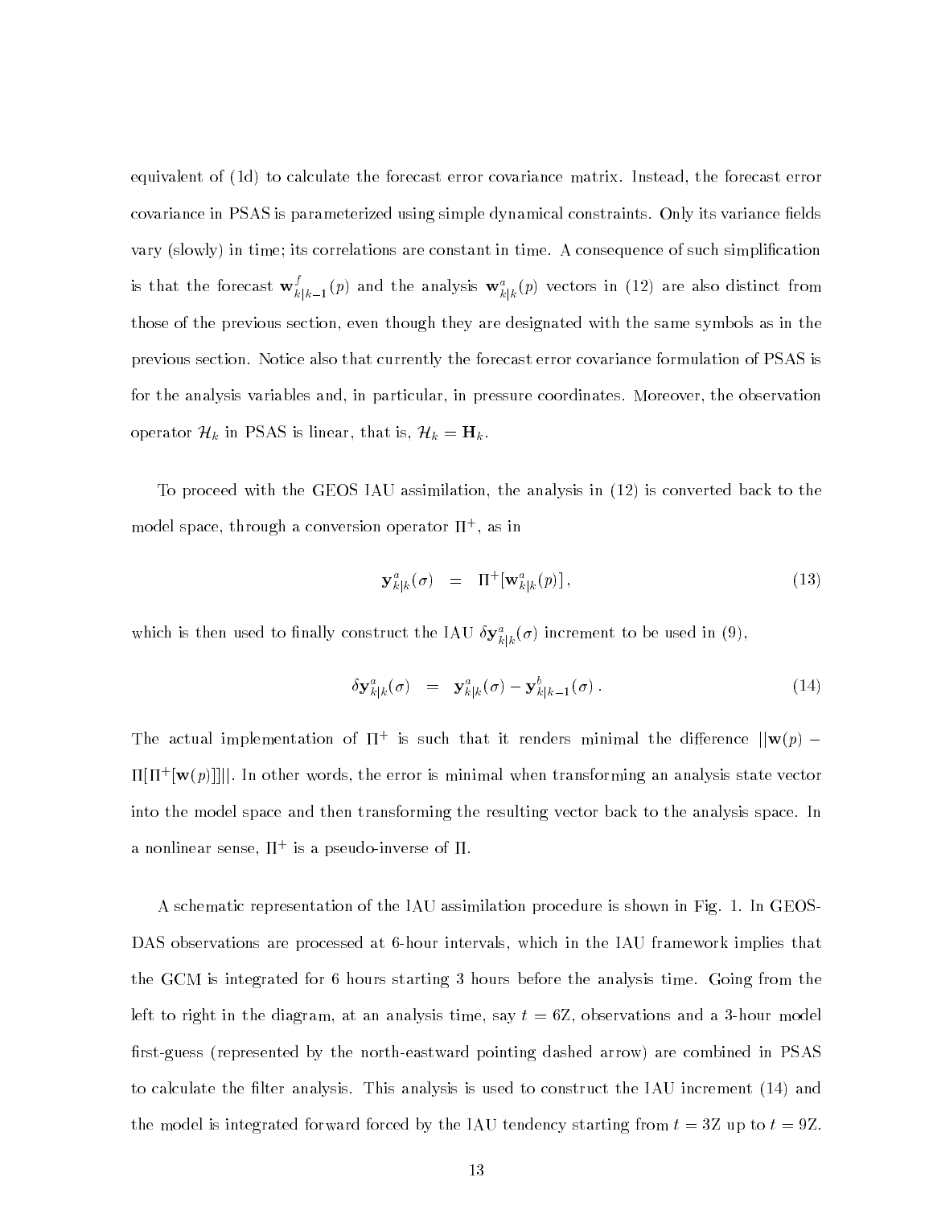equivalent of (1d) to calculate the forecast error covariance matrix. Instead, the forecast error covariance in PSAS is parameterized using simple dynamical constraints. Only its variance fields vary (slowly) in time; its correlations are constant in time. A consequence of such simplification is that the forecast $\mathbf{w}^f_{k|k-1}(p)$ and the analysis $\mathbf{w}^a_{k|k}(p)$ vectors in (12) are also distinct from those of the previous section, even though they are designated with the same symbols as in the previous section. Notice also that currently the forecast error covariance formulation of PSAS is for the analysis variables and, in particular, in pressure coordinates. Moreover, the observation operator $\mathcal{H}_k$ in PSAS is linear, that is, $\mathcal{H}_k = \mathbf{H}_k$.

To proceed with the GEOS IAU assimilation, the analysis in (12) is converted back to the model space, through a conversion operator $\Pi^+$, as in

$$\mathbf{y}^a_{k|k}(\sigma) \quad = \quad \Pi^+[\mathbf{w}^a_{k|k}(p)]\,, \tag{13}$$

which is then used to finally construct the IAU $\delta\mathbf{y}^a_{k|k}(\sigma)$ increment to be used in (9),

$$\delta\mathbf{y}^a_{k|k}(\sigma) \quad = \quad \mathbf{y}^a_{k|k}(\sigma) - \mathbf{y}^b_{k|k-1}(\sigma)\,. \tag{14}$$

The actual implementation of $\Pi^+$ is such that it renders minimal the difference $||\mathbf{w}(p) - \Pi[\Pi^+[\mathbf{w}(p)]]||$. In other words, the error is minimal when transforming an analysis state vector into the model space and then transforming the resulting vector back to the analysis space. In a nonlinear sense, $\Pi^+$ is a pseudo-inverse of $\Pi$.

A schematic representation of the IAU assimilation procedure is shown in Fig. 1. In GEOS-DAS observations are processed at 6-hour intervals, which in the IAU framework implies that the GCM is integrated for 6 hours starting 3 hours before the analysis time. Going from the left to right in the diagram, at an analysis time, say $t = 6$Z, observations and a 3-hour model first-guess (represented by the north-eastward pointing dashed arrow) are combined in PSAS to calculate the filter analysis. This analysis is used to construct the IAU increment (14) and the model is integrated forward forced by the IAU tendency starting from $t = 3$Z up to $t = 9$Z.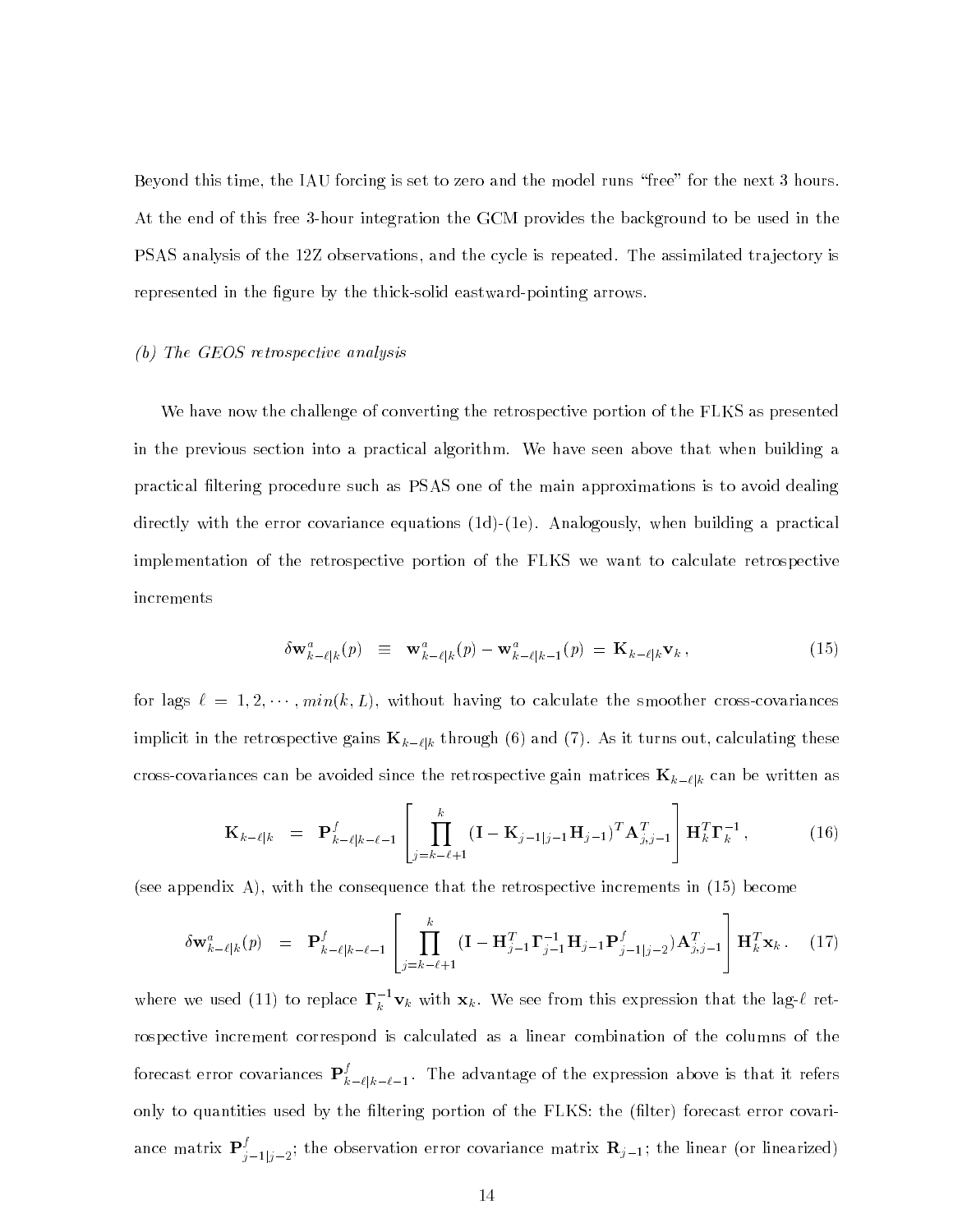Beyond this time, the IAU forcing is set to zero and the model runs "free" for the next 3 hours. At the end of this free 3-hour integration the GCM provides the background to be used in the PSAS analysis of the 12Z observations, and the cycle is repeated. The assimilated trajectory is represented in the figure by the thick-solid eastward-pointing arrows.

*(b) The GEOS retrospective analysis*

We have now the challenge of converting the retrospective portion of the FLKS as presented in the previous section into a practical algorithm. We have seen above that when building a practical filtering procedure such as PSAS one of the main approximations is to avoid dealing directly with the error covariance equations (1d)-(1e). Analogously, when building a practical implementation of the retrospective portion of the FLKS we want to calculate retrospective increments

$$\delta \mathbf{w}^a_{k-\ell|k}(p) \equiv \mathbf{w}^a_{k-\ell|k}(p) - \mathbf{w}^a_{k-\ell|k-1}(p) = \mathbf{K}_{k-\ell|k} \mathbf{v}_k \,, \tag{15}$$

for lags $\ell = 1, 2, \cdots, min(k, L)$, without having to calculate the smoother cross-covariances implicit in the retrospective gains $\mathbf{K}_{k-\ell|k}$ through (6) and (7). As it turns out, calculating these cross-covariances can be avoided since the retrospective gain matrices $\mathbf{K}_{k-\ell|k}$ can be written as

$$\mathbf{K}_{k-\ell|k} = \mathbf{P}^f_{k-\ell|k-\ell-1} \left[ \prod_{j=k-\ell+1}^{k} (\mathbf{I} - \mathbf{K}_{j-1|j-1} \mathbf{H}_{j-1})^T \mathbf{A}^T_{j,j-1} \right] \mathbf{H}^T_k \mathbf{\Gamma}^{-1}_k \,, \tag{16}$$

(see appendix A), with the consequence that the retrospective increments in (15) become

$$\delta \mathbf{w}^a_{k-\ell|k}(p) = \mathbf{P}^f_{k-\ell|k-\ell-1} \left[ \prod_{j=k-\ell+1}^{k} (\mathbf{I} - \mathbf{H}^T_{j-1} \mathbf{\Gamma}^{-1}_{j-1} \mathbf{H}_{j-1} \mathbf{P}^f_{j-1|j-2}) \mathbf{A}^T_{j,j-1} \right] \mathbf{H}^T_k \mathbf{x}_k \,. \tag{17}$$

where we used (11) to replace $\mathbf{\Gamma}^{-1}_k \mathbf{v}_k$ with $\mathbf{x}_k$. We see from this expression that the lag-$\ell$ retrospective increment correspond is calculated as a linear combination of the columns of the forecast error covariances $\mathbf{P}^f_{k-\ell|k-\ell-1}$. The advantage of the expression above is that it refers only to quantities used by the filtering portion of the FLKS: the (filter) forecast error covariance matrix $\mathbf{P}^f_{j-1|j-2}$; the observation error covariance matrix $\mathbf{R}_{j-1}$; the linear (or linearized)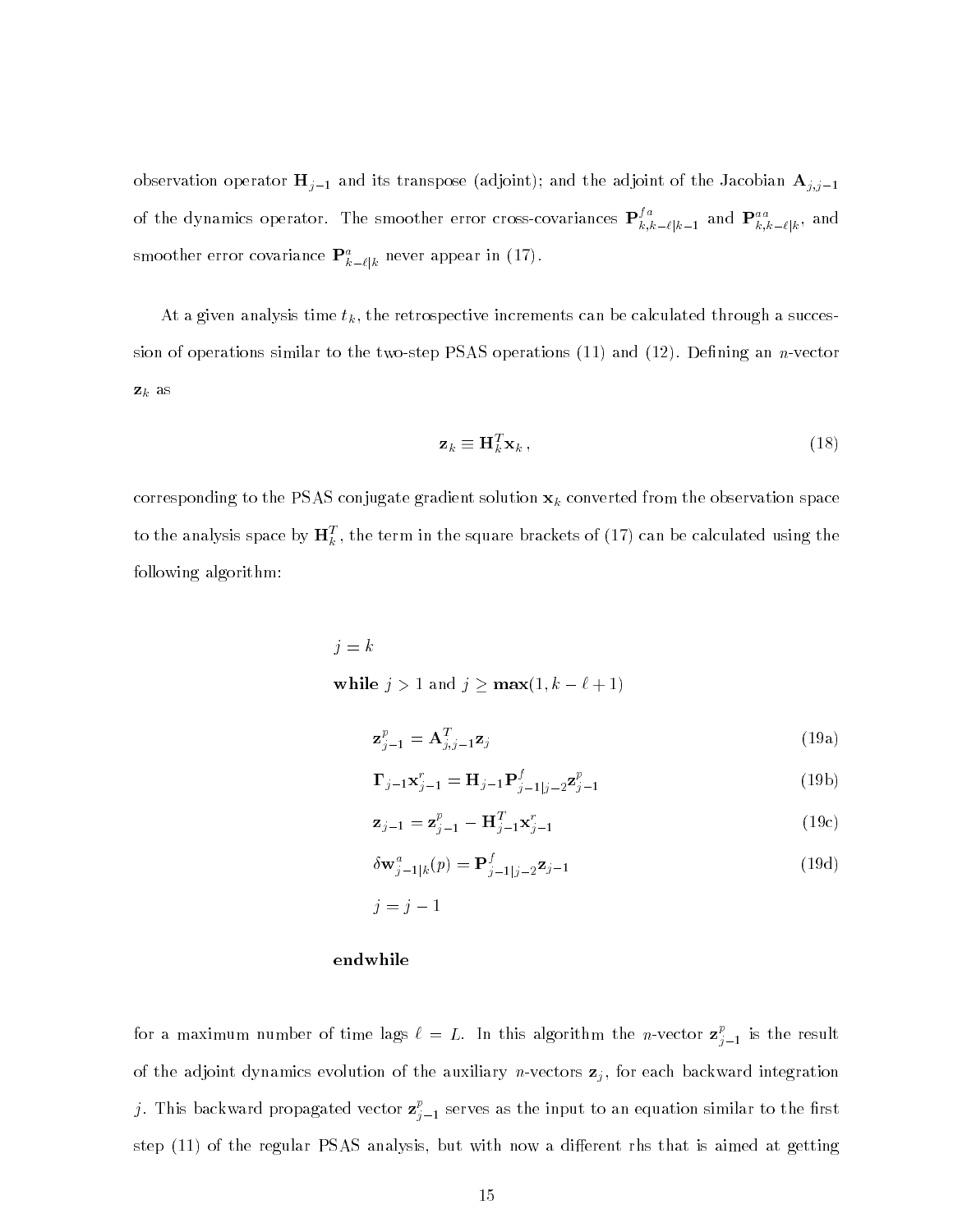observation operator $\mathbf{H}_{j-1}$ and its transpose (adjoint); and the adjoint of the Jacobian $\mathbf{A}_{j,j-1}$ of the dynamics operator. The smoother error cross-covariances $\mathbf{P}^{fa}_{k,k-\ell|k-1}$ and $\mathbf{P}^{aa}_{k,k-\ell|k}$, and smoother error covariance $\mathbf{P}^{a}_{k-\ell|k}$ never appear in (17).

At a given analysis time $t_k$, the retrospective increments can be calculated through a succession of operations similar to the two-step PSAS operations (11) and (12). Defining an $n$-vector $\mathbf{z}_k$ as

$$\mathbf{z}_k \equiv \mathbf{H}_k^T \mathbf{x}_k \,, \tag{18}$$

corresponding to the PSAS conjugate gradient solution $\mathbf{x}_k$ converted from the observation space to the analysis space by $\mathbf{H}_k^T$, the term in the square brackets of (17) can be calculated using the following algorithm:

$j = k$

**while** $j > 1$ and $j \geq \mathbf{max}(1, k - \ell + 1)$

$$\mathbf{z}^p_{j-1} = \mathbf{A}^T_{j,j-1} \mathbf{z}_j \tag{19a}$$

$$\mathbf{\Gamma}_{j-1} \mathbf{x}^r_{j-1} = \mathbf{H}_{j-1} \mathbf{P}^f_{j-1|j-2} \mathbf{z}^p_{j-1} \tag{19b}$$

$$\mathbf{z}_{j-1} = \mathbf{z}^p_{j-1} - \mathbf{H}^T_{j-1} \mathbf{x}^r_{j-1} \tag{19c}$$

$$\delta \mathbf{w}^a_{j-1|k}(p) = \mathbf{P}^f_{j-1|j-2} \mathbf{z}_{j-1} \tag{19d}$$

$j = j - 1$

**endwhile**

for a maximum number of time lags $\ell = L$. In this algorithm the $n$-vector $\mathbf{z}^p_{j-1}$ is the result of the adjoint dynamics evolution of the auxiliary $n$-vectors $\mathbf{z}_j$, for each backward integration $j$. This backward propagated vector $\mathbf{z}^p_{j-1}$ serves as the input to an equation similar to the first step (11) of the regular PSAS analysis, but with now a different rhs that is aimed at getting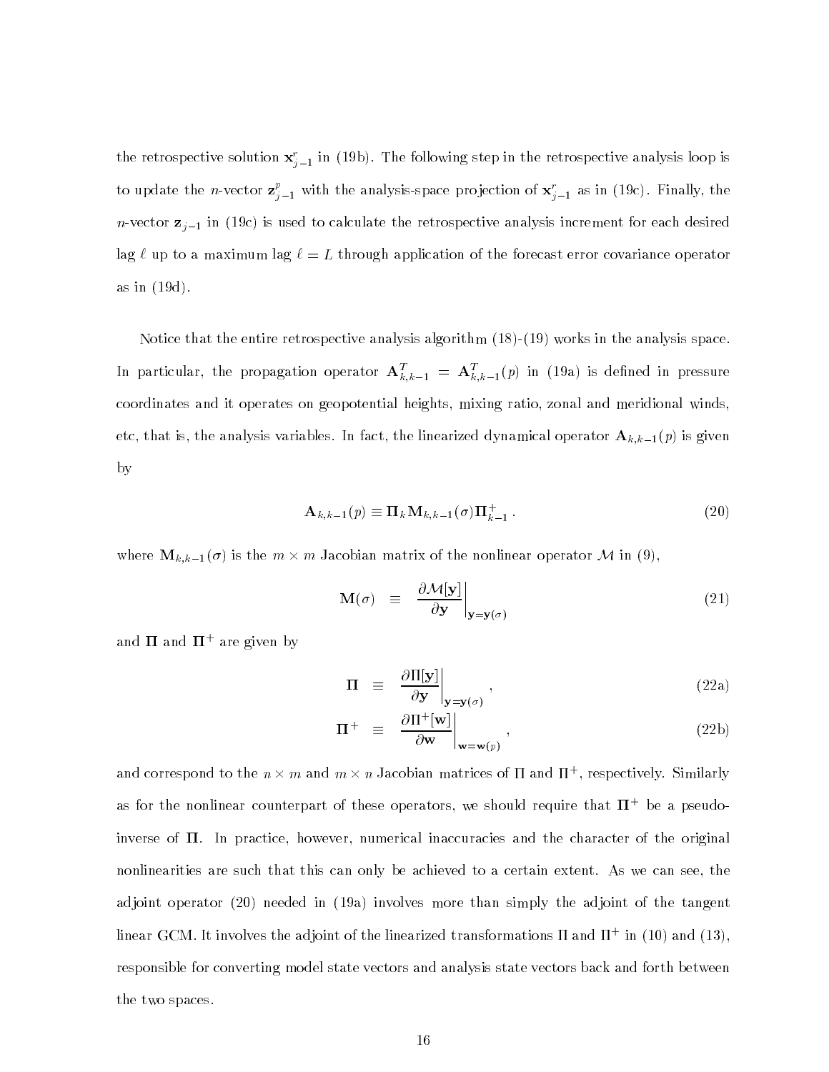the retrospective solution $\mathbf{x}^r_{j-1}$ in (19b). The following step in the retrospective analysis loop is to update the $n$-vector $\mathbf{z}^p_{j-1}$ with the analysis-space projection of $\mathbf{x}^r_{j-1}$ as in (19c). Finally, the $n$-vector $\mathbf{z}_{j-1}$ in (19c) is used to calculate the retrospective analysis increment for each desired lag $\ell$ up to a maximum lag $\ell = L$ through application of the forecast error covariance operator as in (19d).

Notice that the entire retrospective analysis algorithm (18)-(19) works in the analysis space. In particular, the propagation operator $\mathbf{A}^T_{k,k-1} = \mathbf{A}^T_{k,k-1}(p)$ in (19a) is defined in pressure coordinates and it operates on geopotential heights, mixing ratio, zonal and meridional winds, etc, that is, the analysis variables. In fact, the linearized dynamical operator $\mathbf{A}_{k,k-1}(p)$ is given by

$$\mathbf{A}_{k,k-1}(p) \equiv \mathbf{\Pi}_k \mathbf{M}_{k,k-1}(\sigma) \mathbf{\Pi}^+_{k-1} \, . \tag{20}$$

where $\mathbf{M}_{k,k-1}(\sigma)$ is the $m \times m$ Jacobian matrix of the nonlinear operator $\mathcal{M}$ in (9),

$$\mathbf{M}(\sigma) \equiv \left. \frac{\partial \mathcal{M}[\mathbf{y}]}{\partial \mathbf{y}} \right|_{\mathbf{y}=\mathbf{y}(\sigma)} \tag{21}$$

and $\mathbf{\Pi}$ and $\mathbf{\Pi}^+$ are given by

$$\mathbf{\Pi} \equiv \left. \frac{\partial \Pi[\mathbf{y}]}{\partial \mathbf{y}} \right|_{\mathbf{y}=\mathbf{y}(\sigma)} , \tag{22a}$$

$$\mathbf{\Pi}^+ \equiv \left. \frac{\partial \Pi^+[\mathbf{w}]}{\partial \mathbf{w}} \right|_{\mathbf{w}=\mathbf{w}(p)} , \tag{22b}$$

and correspond to the $n \times m$ and $m \times n$ Jacobian matrices of $\Pi$ and $\Pi^+$, respectively. Similarly as for the nonlinear counterpart of these operators, we should require that $\mathbf{\Pi}^+$ be a pseudo-inverse of $\mathbf{\Pi}$. In practice, however, numerical inaccuracies and the character of the original nonlinearities are such that this can only be achieved to a certain extent. As we can see, the adjoint operator (20) needed in (19a) involves more than simply the adjoint of the tangent linear GCM. It involves the adjoint of the linearized transformations $\Pi$ and $\Pi^+$ in (10) and (13), responsible for converting model state vectors and analysis state vectors back and forth between the two spaces.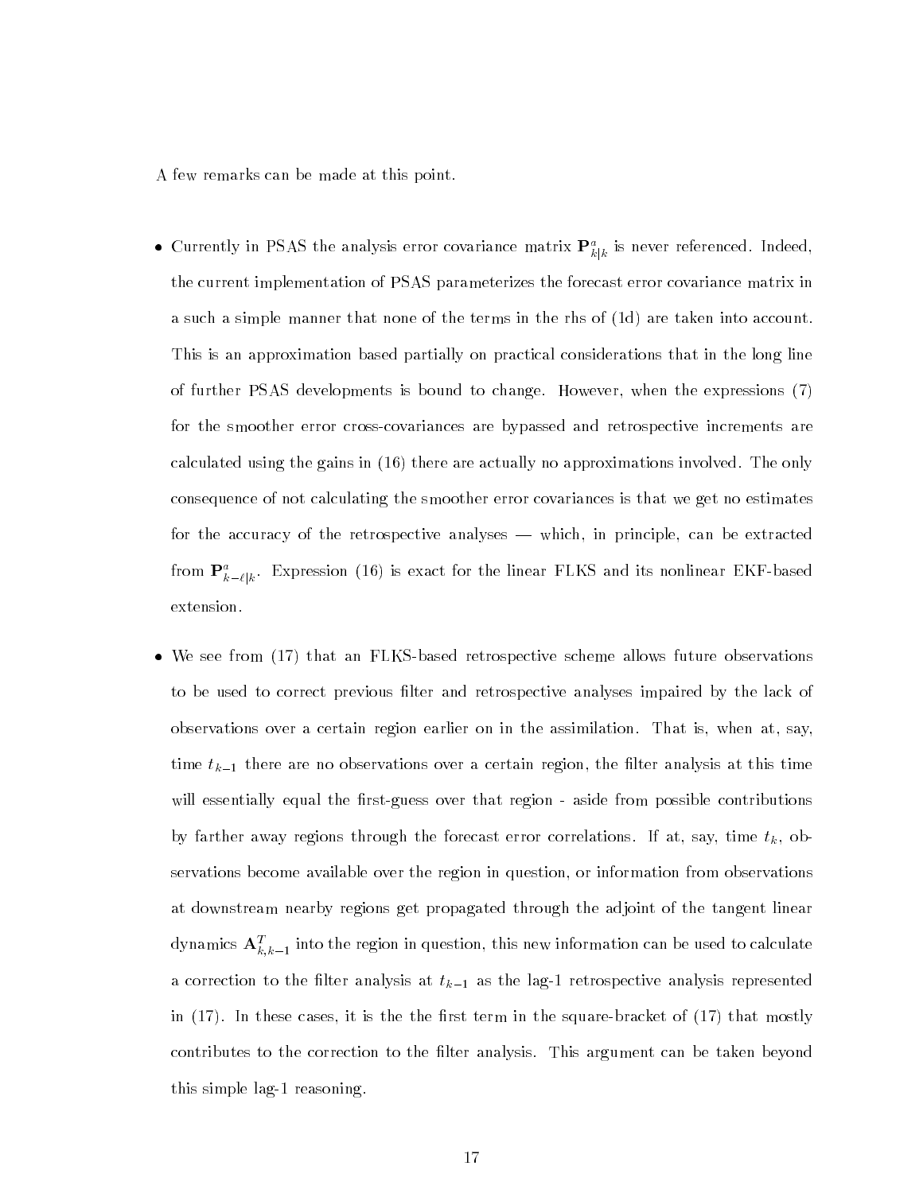A few remarks can be made at this point.

- Currently in PSAS the analysis error covariance matrix $\mathbf{P}^a_{k|k}$ is never referenced. Indeed, the current implementation of PSAS parameterizes the forecast error covariance matrix in a such a simple manner that none of the terms in the rhs of (1d) are taken into account. This is an approximation based partially on practical considerations that in the long line of further PSAS developments is bound to change. However, when the expressions (7) for the smoother error cross-covariances are bypassed and retrospective increments are calculated using the gains in (16) there are actually no approximations involved. The only consequence of not calculating the smoother error covariances is that we get no estimates for the accuracy of the retrospective analyses — which, in principle, can be extracted from $\mathbf{P}^a_{k-\ell|k}$. Expression (16) is exact for the linear FLKS and its nonlinear EKF-based extension.

- We see from (17) that an FLKS-based retrospective scheme allows future observations to be used to correct previous filter and retrospective analyses impaired by the lack of observations over a certain region earlier on in the assimilation. That is, when at, say, time $t_{k-1}$ there are no observations over a certain region, the filter analysis at this time will essentially equal the first-guess over that region - aside from possible contributions by farther away regions through the forecast error correlations. If at, say, time $t_k$, observations become available over the region in question, or information from observations at downstream nearby regions get propagated through the adjoint of the tangent linear dynamics $\mathbf{A}^T_{k,k-1}$ into the region in question, this new information can be used to calculate a correction to the filter analysis at $t_{k-1}$ as the lag-1 retrospective analysis represented in (17). In these cases, it is the the first term in the square-bracket of (17) that mostly contributes to the correction to the filter analysis. This argument can be taken beyond this simple lag-1 reasoning.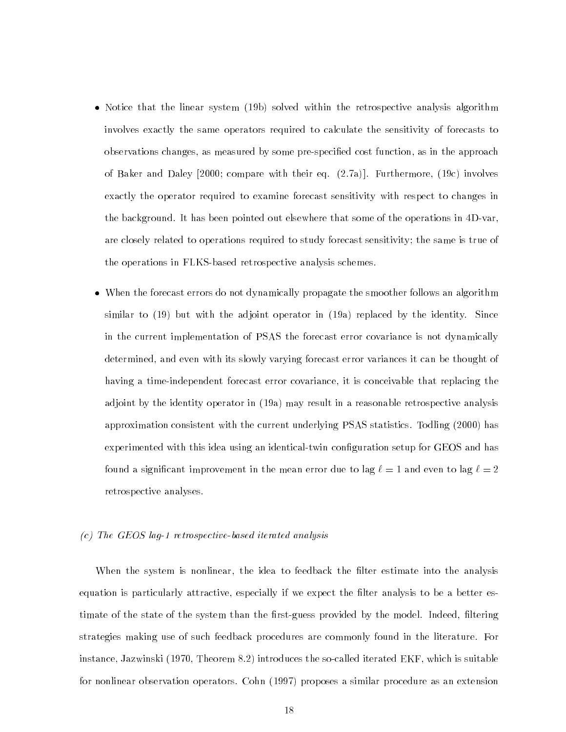- Notice that the linear system (19b) solved within the retrospective analysis algorithm involves exactly the same operators required to calculate the sensitivity of forecasts to observations changes, as measured by some pre-specified cost function, as in the approach of Baker and Daley [2000; compare with their eq. (2.7a)]. Furthermore, (19c) involves exactly the operator required to examine forecast sensitivity with respect to changes in the background. It has been pointed out elsewhere that some of the operations in 4D-var, are closely related to operations required to study forecast sensitivity; the same is true of the operations in FLKS-based retrospective analysis schemes.

- When the forecast errors do not dynamically propagate the smoother follows an algorithm similar to (19) but with the adjoint operator in (19a) replaced by the identity. Since in the current implementation of PSAS the forecast error covariance is not dynamically determined, and even with its slowly varying forecast error variances it can be thought of having a time-independent forecast error covariance, it is conceivable that replacing the adjoint by the identity operator in (19a) may result in a reasonable retrospective analysis approximation consistent with the current underlying PSAS statistics. Todling (2000) has experimented with this idea using an identical-twin configuration setup for GEOS and has found a significant improvement in the mean error due to lag $\ell = 1$ and even to lag $\ell = 2$ retrospective analyses.

### *(c) The GEOS lag-1 retrospective-based iterated analysis*

When the system is nonlinear, the idea to feedback the filter estimate into the analysis equation is particularly attractive, especially if we expect the filter analysis to be a better estimate of the state of the system than the first-guess provided by the model. Indeed, filtering strategies making use of such feedback procedures are commonly found in the literature. For instance, Jazwinski (1970, Theorem 8.2) introduces the so-called iterated EKF, which is suitable for nonlinear observation operators. Cohn (1997) proposes a similar procedure as an extension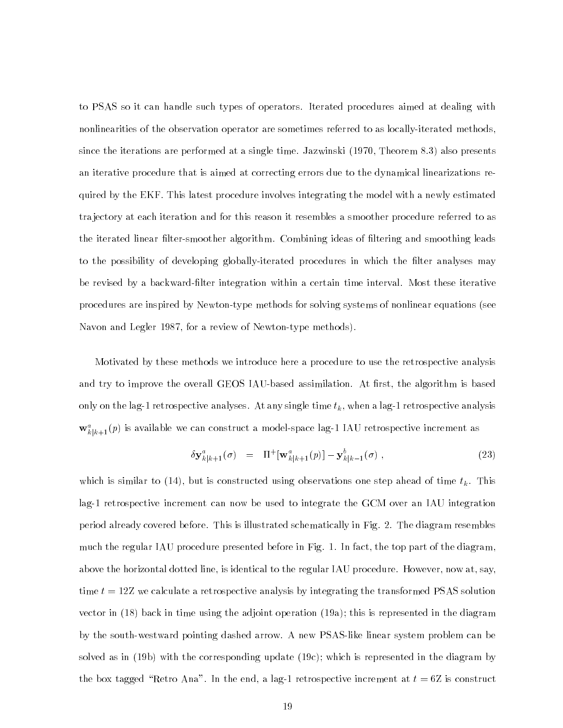to PSAS so it can handle such types of operators. Iterated procedures aimed at dealing with nonlinearities of the observation operator are sometimes referred to as locally-iterated methods, since the iterations are performed at a single time. Jazwinski (1970, Theorem 8.3) also presents an iterative procedure that is aimed at correcting errors due to the dynamical linearizations required by the EKF. This latest procedure involves integrating the model with a newly estimated trajectory at each iteration and for this reason it resembles a smoother procedure referred to as the iterated linear filter-smoother algorithm. Combining ideas of filtering and smoothing leads to the possibility of developing globally-iterated procedures in which the filter analyses may be revised by a backward-filter integration within a certain time interval. Most these iterative procedures are inspired by Newton-type methods for solving systems of nonlinear equations (see Navon and Legler 1987, for a review of Newton-type methods).

Motivated by these methods we introduce here a procedure to use the retrospective analysis and try to improve the overall GEOS IAU-based assimilation. At first, the algorithm is based only on the lag-1 retrospective analyses. At any single time $t_k$, when a lag-1 retrospective analysis $\mathbf{w}^a_{k|k+1}(p)$ is available we can construct a model-space lag-1 IAU retrospective increment as

$$\delta \mathbf{y}^a_{k|k+1}(\sigma) \quad = \quad \Pi^+[\mathbf{w}^a_{k|k+1}(p)] - \mathbf{y}^b_{k|k-1}(\sigma) \ , \tag{23}$$

which is similar to (14), but is constructed using observations one step ahead of time $t_k$. This lag-1 retrospective increment can now be used to integrate the GCM over an IAU integration period already covered before. This is illustrated schematically in Fig. 2. The diagram resembles much the regular IAU procedure presented before in Fig. 1. In fact, the top part of the diagram, above the horizontal dotted line, is identical to the regular IAU procedure. However, now at, say, time $t = 12\mathrm{Z}$ we calculate a retrospective analysis by integrating the transformed PSAS solution vector in (18) back in time using the adjoint operation (19a); this is represented in the diagram by the south-westward pointing dashed arrow. A new PSAS-like linear system problem can be solved as in (19b) with the corresponding update (19c); which is represented in the diagram by the box tagged "Retro Ana". In the end, a lag-1 retrospective increment at $t = 6\mathrm{Z}$ is construct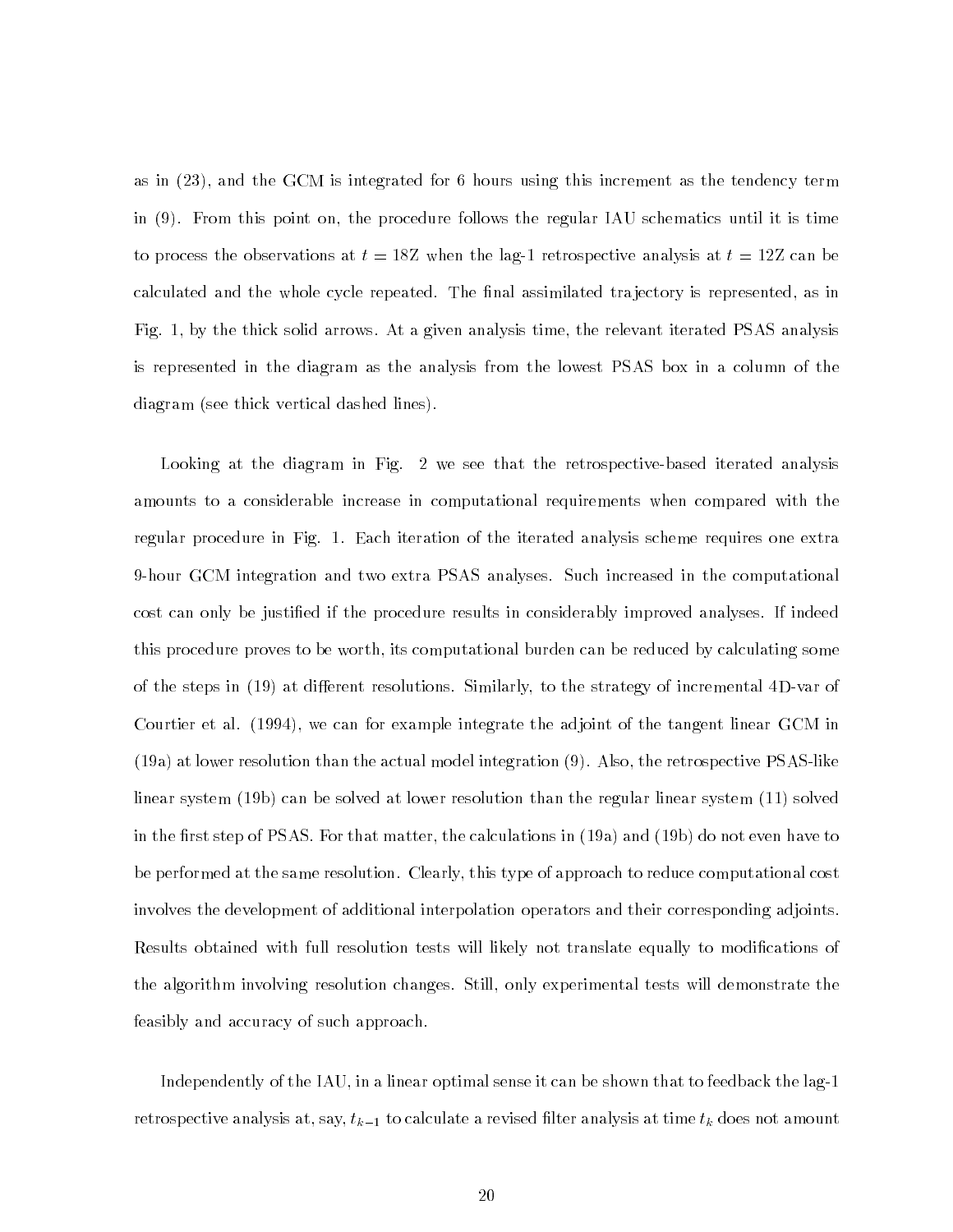as in (23), and the GCM is integrated for 6 hours using this increment as the tendency term in (9). From this point on, the procedure follows the regular IAU schematics until it is time to process the observations at $t = 18\text{Z}$ when the lag-1 retrospective analysis at $t = 12\text{Z}$ can be calculated and the whole cycle repeated. The final assimilated trajectory is represented, as in Fig. 1, by the thick solid arrows. At a given analysis time, the relevant iterated PSAS analysis is represented in the diagram as the analysis from the lowest PSAS box in a column of the diagram (see thick vertical dashed lines).

Looking at the diagram in Fig. 2 we see that the retrospective-based iterated analysis amounts to a considerable increase in computational requirements when compared with the regular procedure in Fig. 1. Each iteration of the iterated analysis scheme requires one extra 9-hour GCM integration and two extra PSAS analyses. Such increased in the computational cost can only be justified if the procedure results in considerably improved analyses. If indeed this procedure proves to be worth, its computational burden can be reduced by calculating some of the steps in (19) at different resolutions. Similarly, to the strategy of incremental 4D-var of Courtier et al. (1994), we can for example integrate the adjoint of the tangent linear GCM in (19a) at lower resolution than the actual model integration (9). Also, the retrospective PSAS-like linear system (19b) can be solved at lower resolution than the regular linear system (11) solved in the first step of PSAS. For that matter, the calculations in (19a) and (19b) do not even have to be performed at the same resolution. Clearly, this type of approach to reduce computational cost involves the development of additional interpolation operators and their corresponding adjoints. Results obtained with full resolution tests will likely not translate equally to modifications of the algorithm involving resolution changes. Still, only experimental tests will demonstrate the feasibly and accuracy of such approach.

Independently of the IAU, in a linear optimal sense it can be shown that to feedback the lag-1 retrospective analysis at, say, $t_{k-1}$ to calculate a revised filter analysis at time $t_k$ does not amount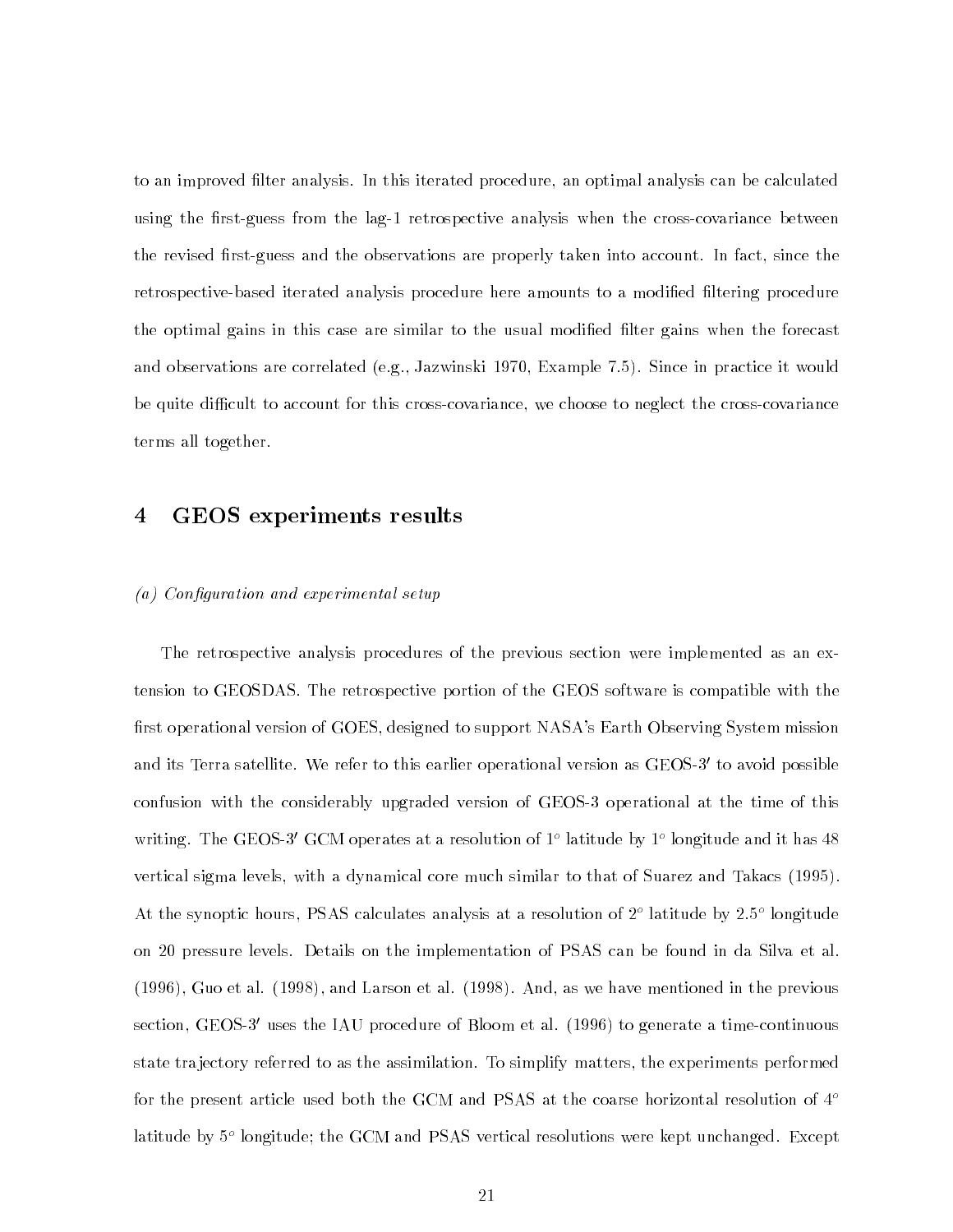to an improved filter analysis. In this iterated procedure, an optimal analysis can be calculated using the first-guess from the lag-1 retrospective analysis when the cross-covariance between the revised first-guess and the observations are properly taken into account. In fact, since the retrospective-based iterated analysis procedure here amounts to a modified filtering procedure the optimal gains in this case are similar to the usual modified filter gains when the forecast and observations are correlated (e.g., Jazwinski 1970, Example 7.5). Since in practice it would be quite difficult to account for this cross-covariance, we choose to neglect the cross-covariance terms all together.

# 4 GEOS experiments results

*(a) Configuration and experimental setup*

The retrospective analysis procedures of the previous section were implemented as an extension to GEOSDAS. The retrospective portion of the GEOS software is compatible with the first operational version of GOES, designed to support NASA's Earth Observing System mission and its Terra satellite. We refer to this earlier operational version as GEOS-3$'$ to avoid possible confusion with the considerably upgraded version of GEOS-3 operational at the time of this writing. The GEOS-3$'$ GCM operates at a resolution of $1^o$ latitude by $1^o$ longitude and it has 48 vertical sigma levels, with a dynamical core much similar to that of Suarez and Takacs (1995). At the synoptic hours, PSAS calculates analysis at a resolution of $2^o$ latitude by $2.5^o$ longitude on 20 pressure levels. Details on the implementation of PSAS can be found in da Silva et al. (1996), Guo et al. (1998), and Larson et al. (1998). And, as we have mentioned in the previous section, GEOS-3$'$ uses the IAU procedure of Bloom et al. (1996) to generate a time-continuous state trajectory referred to as the assimilation. To simplify matters, the experiments performed for the present article used both the GCM and PSAS at the coarse horizontal resolution of $4^o$ latitude by $5^o$ longitude; the GCM and PSAS vertical resolutions were kept unchanged. Except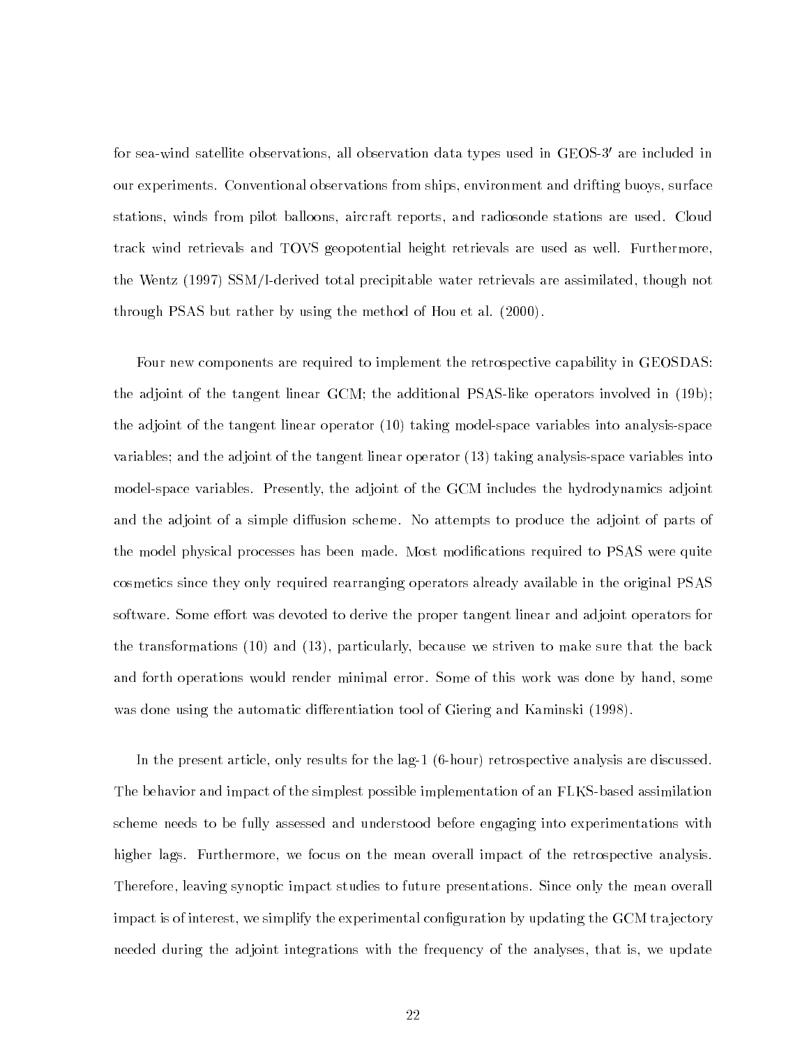for sea-wind satellite observations, all observation data types used in GEOS-3′ are included in our experiments. Conventional observations from ships, environment and drifting buoys, surface stations, winds from pilot balloons, aircraft reports, and radiosonde stations are used. Cloud track wind retrievals and TOVS geopotential height retrievals are used as well. Furthermore, the Wentz (1997) SSM/I-derived total precipitable water retrievals are assimilated, though not through PSAS but rather by using the method of Hou et al. (2000).

Four new components are required to implement the retrospective capability in GEOSDAS: the adjoint of the tangent linear GCM; the additional PSAS-like operators involved in (19b); the adjoint of the tangent linear operator (10) taking model-space variables into analysis-space variables; and the adjoint of the tangent linear operator (13) taking analysis-space variables into model-space variables. Presently, the adjoint of the GCM includes the hydrodynamics adjoint and the adjoint of a simple diffusion scheme. No attempts to produce the adjoint of parts of the model physical processes has been made. Most modifications required to PSAS were quite cosmetics since they only required rearranging operators already available in the original PSAS software. Some effort was devoted to derive the proper tangent linear and adjoint operators for the transformations (10) and (13), particularly, because we striven to make sure that the back and forth operations would render minimal error. Some of this work was done by hand, some was done using the automatic differentiation tool of Giering and Kaminski (1998).

In the present article, only results for the lag-1 (6-hour) retrospective analysis are discussed. The behavior and impact of the simplest possible implementation of an FLKS-based assimilation scheme needs to be fully assessed and understood before engaging into experimentations with higher lags. Furthermore, we focus on the mean overall impact of the retrospective analysis. Therefore, leaving synoptic impact studies to future presentations. Since only the mean overall impact is of interest, we simplify the experimental configuration by updating the GCM trajectory needed during the adjoint integrations with the frequency of the analyses, that is, we update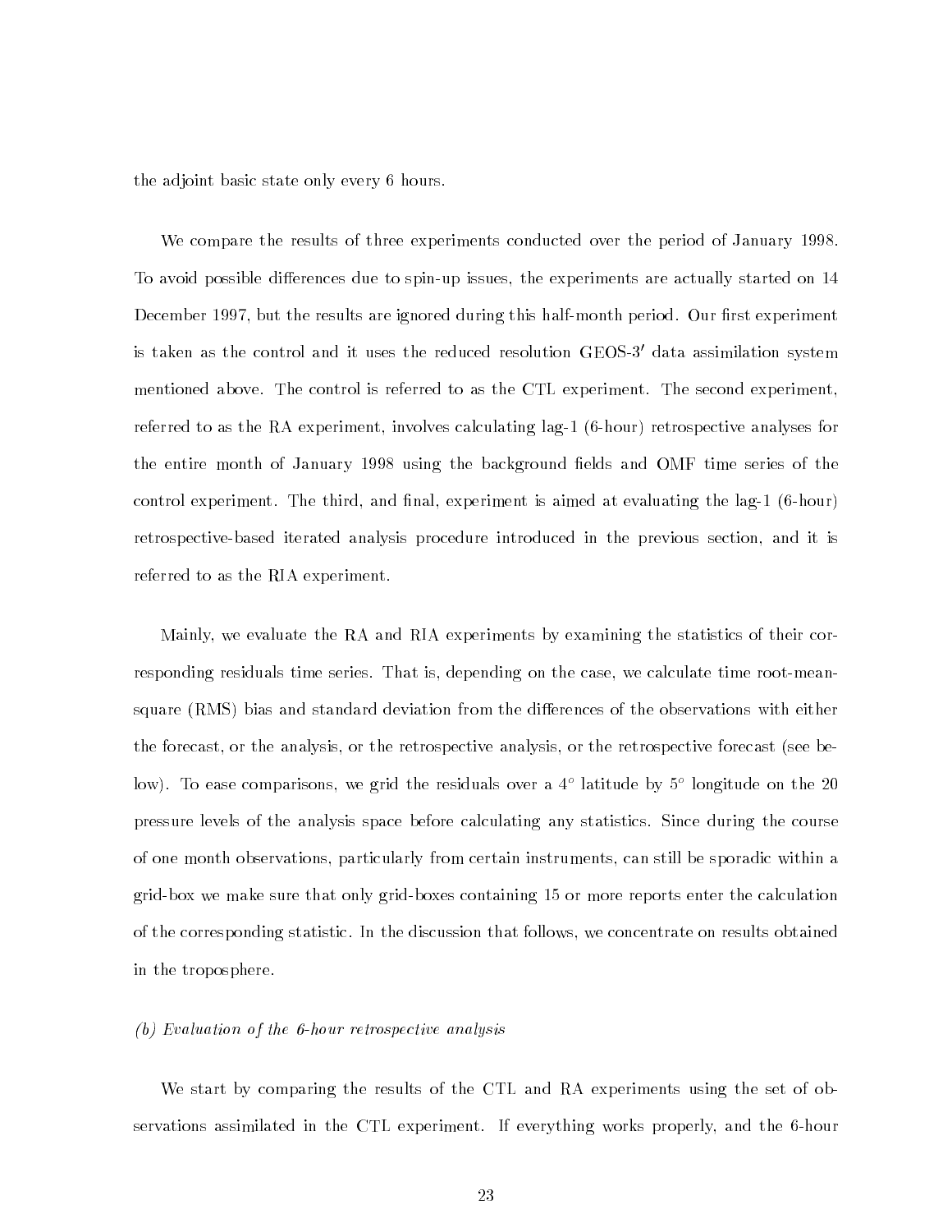the adjoint basic state only every 6 hours.

We compare the results of three experiments conducted over the period of January 1998. To avoid possible differences due to spin-up issues, the experiments are actually started on 14 December 1997, but the results are ignored during this half-month period. Our first experiment is taken as the control and it uses the reduced resolution GEOS-3′ data assimilation system mentioned above. The control is referred to as the CTL experiment. The second experiment, referred to as the RA experiment, involves calculating lag-1 (6-hour) retrospective analyses for the entire month of January 1998 using the background fields and OMF time series of the control experiment. The third, and final, experiment is aimed at evaluating the lag-1 (6-hour) retrospective-based iterated analysis procedure introduced in the previous section, and it is referred to as the RIA experiment.

Mainly, we evaluate the RA and RIA experiments by examining the statistics of their corresponding residuals time series. That is, depending on the case, we calculate time root-mean-square (RMS) bias and standard deviation from the differences of the observations with either the forecast, or the analysis, or the retrospective analysis, or the retrospective forecast (see below). To ease comparisons, we grid the residuals over a $4^o$ latitude by $5^o$ longitude on the 20 pressure levels of the analysis space before calculating any statistics. Since during the course of one month observations, particularly from certain instruments, can still be sporadic within a grid-box we make sure that only grid-boxes containing 15 or more reports enter the calculation of the corresponding statistic. In the discussion that follows, we concentrate on results obtained in the troposphere.

*(b) Evaluation of the 6-hour retrospective analysis*

We start by comparing the results of the CTL and RA experiments using the set of observations assimilated in the CTL experiment. If everything works properly, and the 6-hour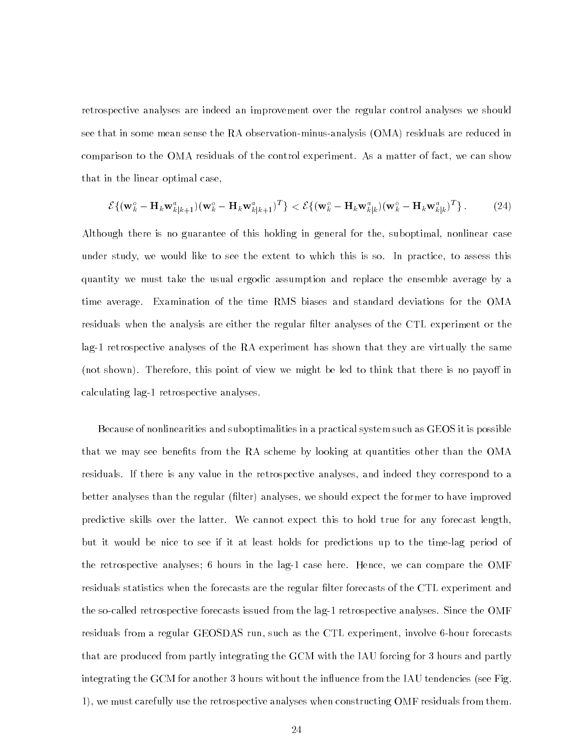retrospective analyses are indeed an improvement over the regular control analyses we should see that in some mean sense the RA observation-minus-analysis (OMA) residuals are reduced in comparison to the OMA residuals of the control experiment. As a matter of fact, we can show that in the linear optimal case,

$$\mathcal{E}\{(\mathbf{w}_k^o - \mathbf{H}_k \mathbf{w}_{k|k+1}^a)(\mathbf{w}_k^o - \mathbf{H}_k \mathbf{w}_{k|k+1}^a)^T\} < \mathcal{E}\{(\mathbf{w}_k^o - \mathbf{H}_k \mathbf{w}_{k|k}^a)(\mathbf{w}_k^o - \mathbf{H}_k \mathbf{w}_{k|k}^a)^T\} \,. \tag{24}$$

Although there is no guarantee of this holding in general for the, suboptimal, nonlinear case under study, we would like to see the extent to which this is so. In practice, to assess this quantity we must take the usual ergodic assumption and replace the ensemble average by a time average. Examination of the time RMS biases and standard deviations for the OMA residuals when the analysis are either the regular filter analyses of the CTL experiment or the lag-1 retrospective analyses of the RA experiment has shown that they are virtually the same (not shown). Therefore, this point of view we might be led to think that there is no payoff in calculating lag-1 retrospective analyses.

Because of nonlinearities and suboptimalities in a practical system such as GEOS it is possible that we may see benefits from the RA scheme by looking at quantities other than the OMA residuals. If there is any value in the retrospective analyses, and indeed they correspond to a better analyses than the regular (filter) analyses, we should expect the former to have improved predictive skills over the latter. We cannot expect this to hold true for any forecast length, but it would be nice to see if it at least holds for predictions up to the time-lag period of the retrospective analyses; 6 hours in the lag-1 case here. Hence, we can compare the OMF residuals statistics when the forecasts are the regular filter forecasts of the CTL experiment and the so-called retrospective forecasts issued from the lag-1 retrospective analyses. Since the OMF residuals from a regular GEOSDAS run, such as the CTL experiment, involve 6-hour forecasts that are produced from partly integrating the GCM with the IAU forcing for 3 hours and partly integrating the GCM for another 3 hours without the influence from the IAU tendencies (see Fig. 1), we must carefully use the retrospective analyses when constructing OMF residuals from them.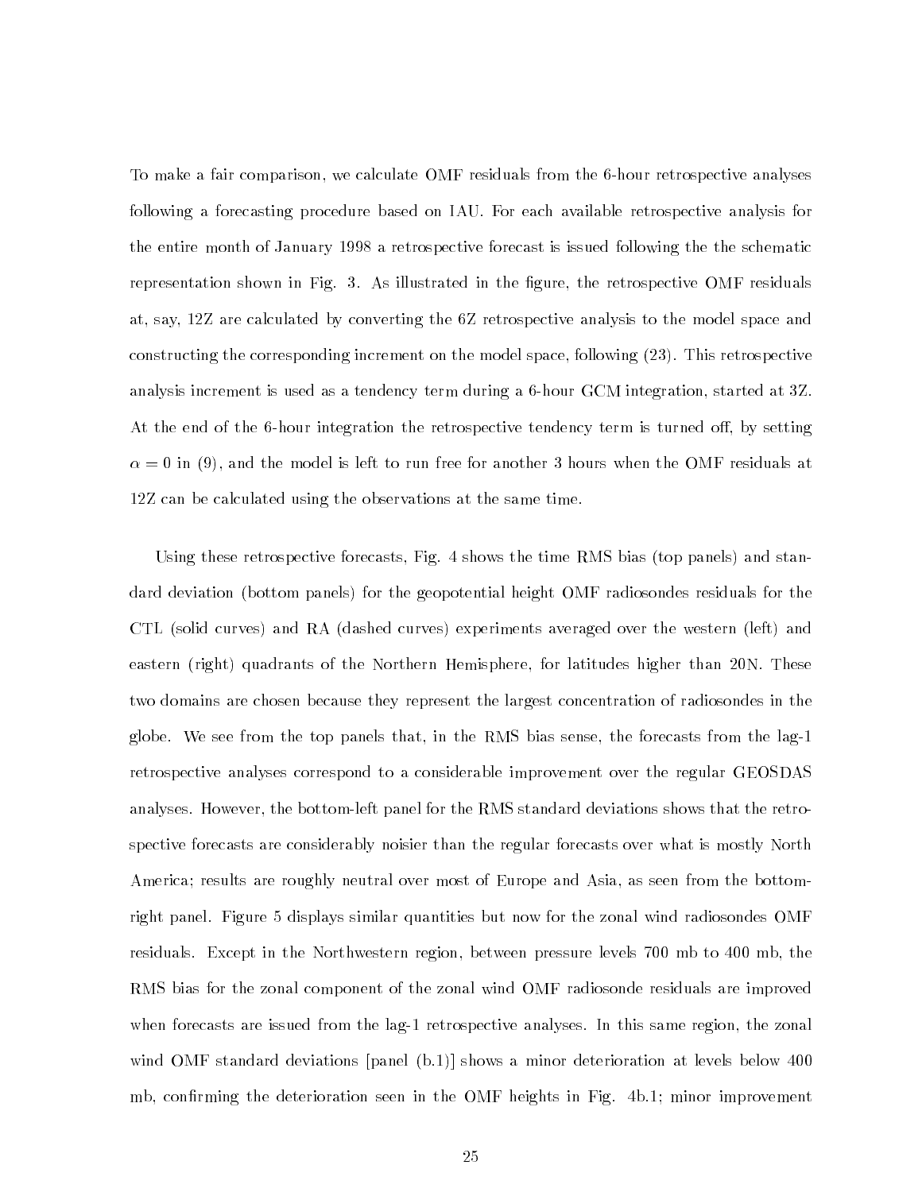To make a fair comparison, we calculate OMF residuals from the 6-hour retrospective analyses following a forecasting procedure based on IAU. For each available retrospective analysis for the entire month of January 1998 a retrospective forecast is issued following the the schematic representation shown in Fig. 3. As illustrated in the figure, the retrospective OMF residuals at, say, 12Z are calculated by converting the 6Z retrospective analysis to the model space and constructing the corresponding increment on the model space, following (23). This retrospective analysis increment is used as a tendency term during a 6-hour GCM integration, started at 3Z. At the end of the 6-hour integration the retrospective tendency term is turned off, by setting $\alpha = 0$ in (9), and the model is left to run free for another 3 hours when the OMF residuals at 12Z can be calculated using the observations at the same time.

Using these retrospective forecasts, Fig. 4 shows the time RMS bias (top panels) and standard deviation (bottom panels) for the geopotential height OMF radiosondes residuals for the CTL (solid curves) and RA (dashed curves) experiments averaged over the western (left) and eastern (right) quadrants of the Northern Hemisphere, for latitudes higher than 20N. These two domains are chosen because they represent the largest concentration of radiosondes in the globe. We see from the top panels that, in the RMS bias sense, the forecasts from the lag-1 retrospective analyses correspond to a considerable improvement over the regular GEOSDAS analyses. However, the bottom-left panel for the RMS standard deviations shows that the retrospective forecasts are considerably noisier than the regular forecasts over what is mostly North America; results are roughly neutral over most of Europe and Asia, as seen from the bottom-right panel. Figure 5 displays similar quantities but now for the zonal wind radiosondes OMF residuals. Except in the Northwestern region, between pressure levels 700 mb to 400 mb, the RMS bias for the zonal component of the zonal wind OMF radiosonde residuals are improved when forecasts are issued from the lag-1 retrospective analyses. In this same region, the zonal wind OMF standard deviations [panel (b.1)] shows a minor deterioration at levels below 400 mb, confirming the deterioration seen in the OMF heights in Fig. 4b.1; minor improvement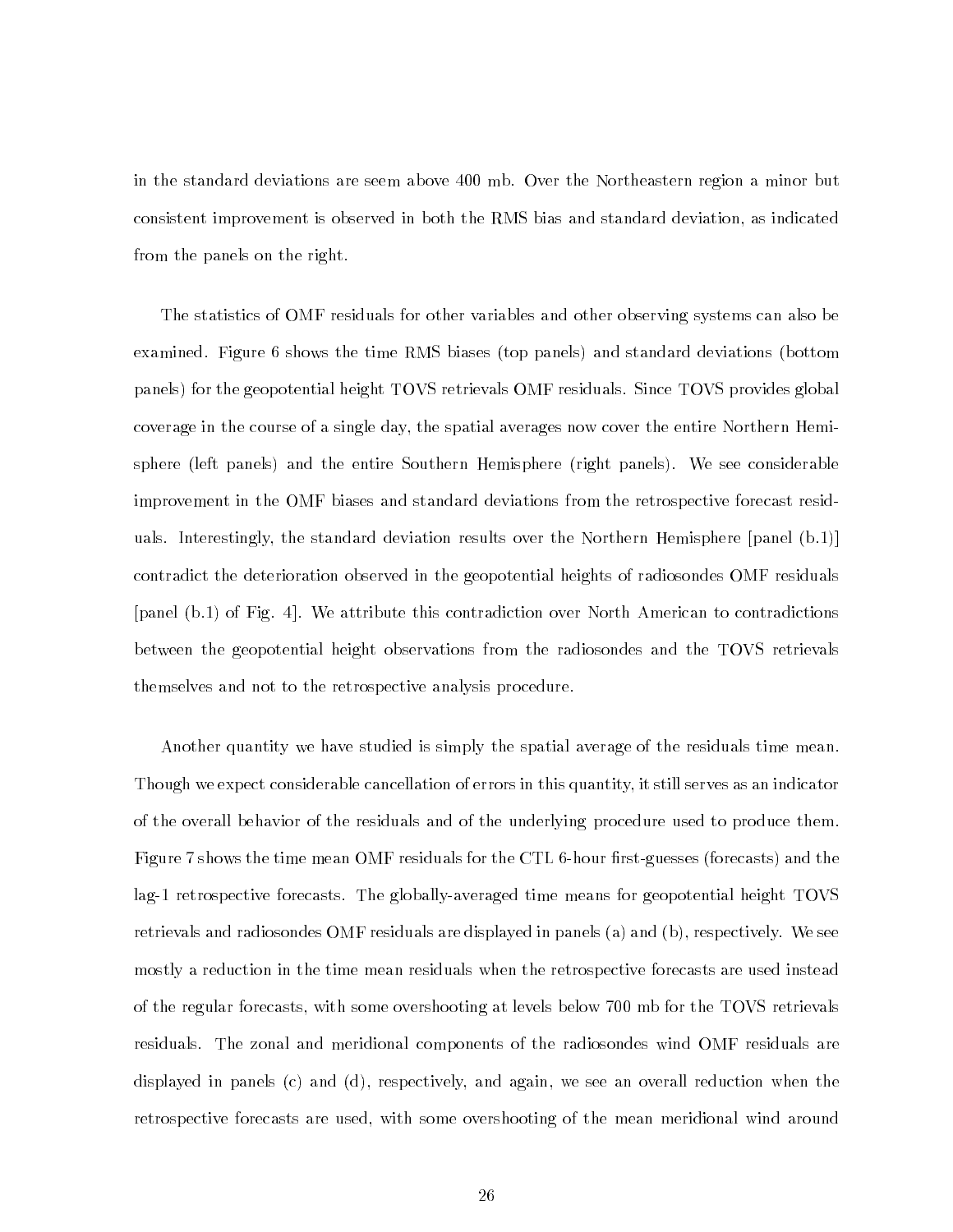in the standard deviations are seem above 400 mb. Over the Northeastern region a minor but consistent improvement is observed in both the RMS bias and standard deviation, as indicated from the panels on the right.

The statistics of OMF residuals for other variables and other observing systems can also be examined. Figure 6 shows the time RMS biases (top panels) and standard deviations (bottom panels) for the geopotential height TOVS retrievals OMF residuals. Since TOVS provides global coverage in the course of a single day, the spatial averages now cover the entire Northern Hemisphere (left panels) and the entire Southern Hemisphere (right panels). We see considerable improvement in the OMF biases and standard deviations from the retrospective forecast residuals. Interestingly, the standard deviation results over the Northern Hemisphere [panel (b.1)] contradict the deterioration observed in the geopotential heights of radiosondes OMF residuals [panel (b.1) of Fig. 4]. We attribute this contradiction over North American to contradictions between the geopotential height observations from the radiosondes and the TOVS retrievals themselves and not to the retrospective analysis procedure.

Another quantity we have studied is simply the spatial average of the residuals time mean. Though we expect considerable cancellation of errors in this quantity, it still serves as an indicator of the overall behavior of the residuals and of the underlying procedure used to produce them. Figure 7 shows the time mean OMF residuals for the CTL 6-hour first-guesses (forecasts) and the lag-1 retrospective forecasts. The globally-averaged time means for geopotential height TOVS retrievals and radiosondes OMF residuals are displayed in panels (a) and (b), respectively. We see mostly a reduction in the time mean residuals when the retrospective forecasts are used instead of the regular forecasts, with some overshooting at levels below 700 mb for the TOVS retrievals residuals. The zonal and meridional components of the radiosondes wind OMF residuals are displayed in panels (c) and (d), respectively, and again, we see an overall reduction when the retrospective forecasts are used, with some overshooting of the mean meridional wind around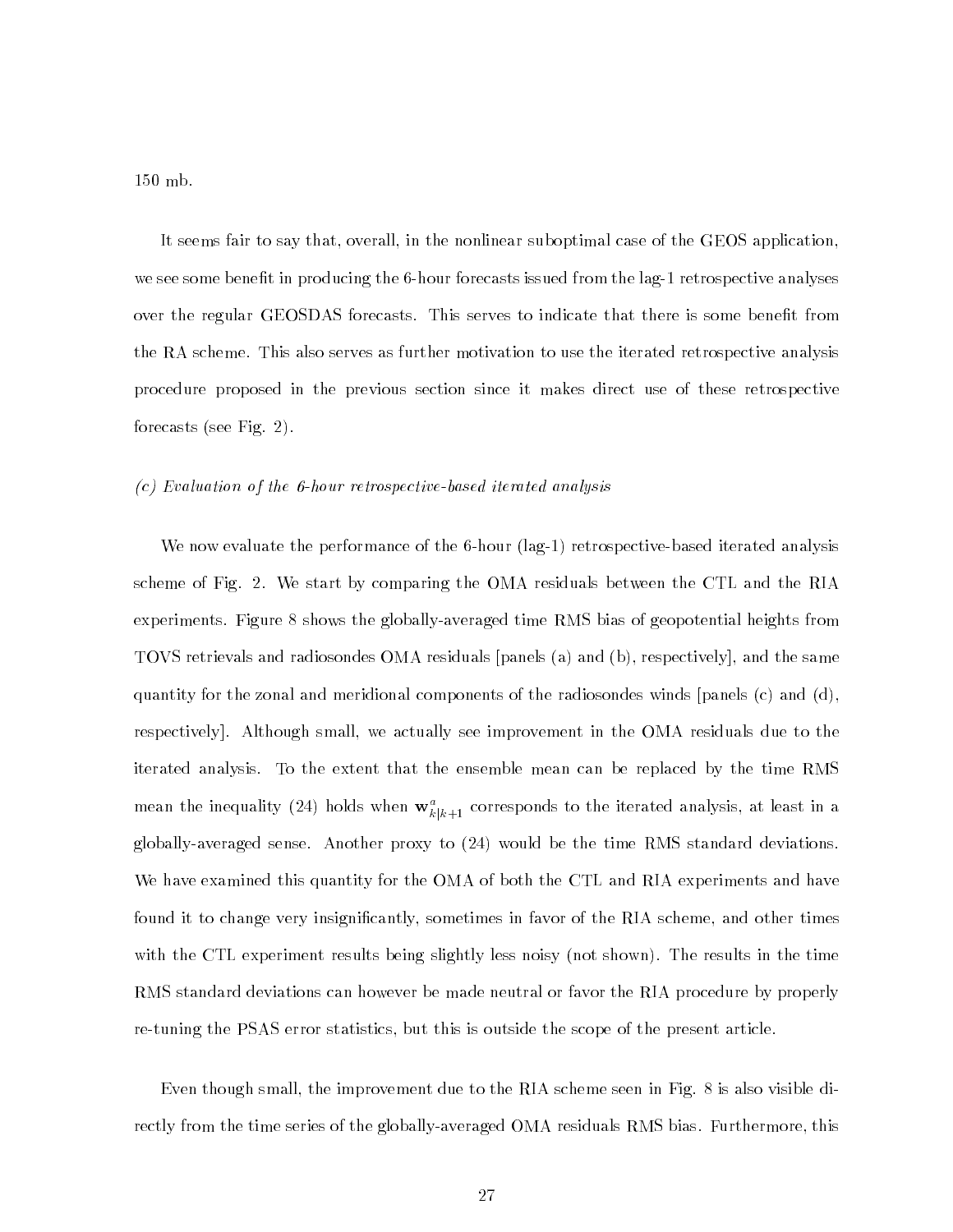150 mb.

It seems fair to say that, overall, in the nonlinear suboptimal case of the GEOS application, we see some benefit in producing the 6-hour forecasts issued from the lag-1 retrospective analyses over the regular GEOSDAS forecasts. This serves to indicate that there is some benefit from the RA scheme. This also serves as further motivation to use the iterated retrospective analysis procedure proposed in the previous section since it makes direct use of these retrospective forecasts (see Fig. 2).

*(c) Evaluation of the 6-hour retrospective-based iterated analysis*

We now evaluate the performance of the 6-hour (lag-1) retrospective-based iterated analysis scheme of Fig. 2. We start by comparing the OMA residuals between the CTL and the RIA experiments. Figure 8 shows the globally-averaged time RMS bias of geopotential heights from TOVS retrievals and radiosondes OMA residuals [panels (a) and (b), respectively], and the same quantity for the zonal and meridional components of the radiosondes winds [panels (c) and (d), respectively]. Although small, we actually see improvement in the OMA residuals due to the iterated analysis. To the extent that the ensemble mean can be replaced by the time RMS mean the inequality (24) holds when $\mathbf{w}^a_{k|k+1}$ corresponds to the iterated analysis, at least in a globally-averaged sense. Another proxy to (24) would be the time RMS standard deviations. We have examined this quantity for the OMA of both the CTL and RIA experiments and have found it to change very insignificantly, sometimes in favor of the RIA scheme, and other times with the CTL experiment results being slightly less noisy (not shown). The results in the time RMS standard deviations can however be made neutral or favor the RIA procedure by properly re-tuning the PSAS error statistics, but this is outside the scope of the present article.

Even though small, the improvement due to the RIA scheme seen in Fig. 8 is also visible directly from the time series of the globally-averaged OMA residuals RMS bias. Furthermore, this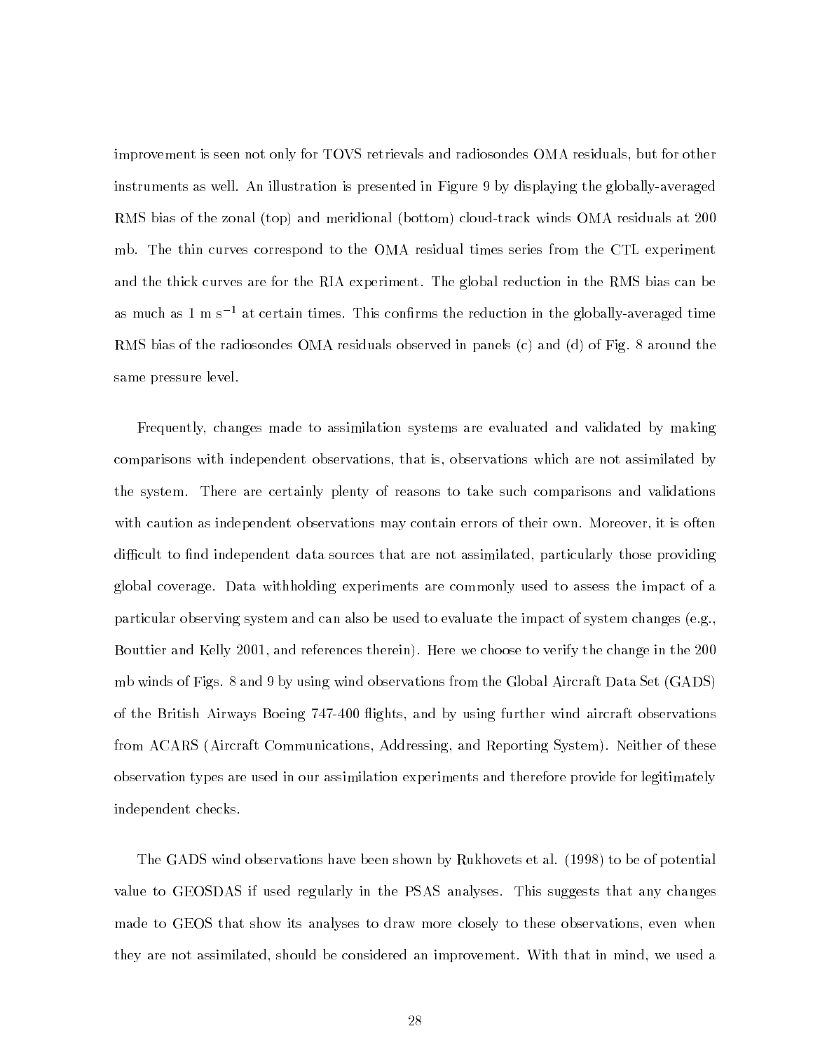improvement is seen not only for TOVS retrievals and radiosondes OMA residuals, but for other instruments as well. An illustration is presented in Figure 9 by displaying the globally-averaged RMS bias of the zonal (top) and meridional (bottom) cloud-track winds OMA residuals at 200 mb. The thin curves correspond to the OMA residual times series from the CTL experiment and the thick curves are for the RIA experiment. The global reduction in the RMS bias can be as much as 1 m s$^{-1}$ at certain times. This confirms the reduction in the globally-averaged time RMS bias of the radiosondes OMA residuals observed in panels (c) and (d) of Fig. 8 around the same pressure level.

Frequently, changes made to assimilation systems are evaluated and validated by making comparisons with independent observations, that is, observations which are not assimilated by the system. There are certainly plenty of reasons to take such comparisons and validations with caution as independent observations may contain errors of their own. Moreover, it is often difficult to find independent data sources that are not assimilated, particularly those providing global coverage. Data withholding experiments are commonly used to assess the impact of a particular observing system and can also be used to evaluate the impact of system changes (e.g., Bouttier and Kelly 2001, and references therein). Here we choose to verify the change in the 200 mb winds of Figs. 8 and 9 by using wind observations from the Global Aircraft Data Set (GADS) of the British Airways Boeing 747-400 flights, and by using further wind aircraft observations from ACARS (Aircraft Communications, Addressing, and Reporting System). Neither of these observation types are used in our assimilation experiments and therefore provide for legitimately independent checks.

The GADS wind observations have been shown by Rukhovets et al. (1998) to be of potential value to GEOSDAS if used regularly in the PSAS analyses. This suggests that any changes made to GEOS that show its analyses to draw more closely to these observations, even when they are not assimilated, should be considered an improvement. With that in mind, we used a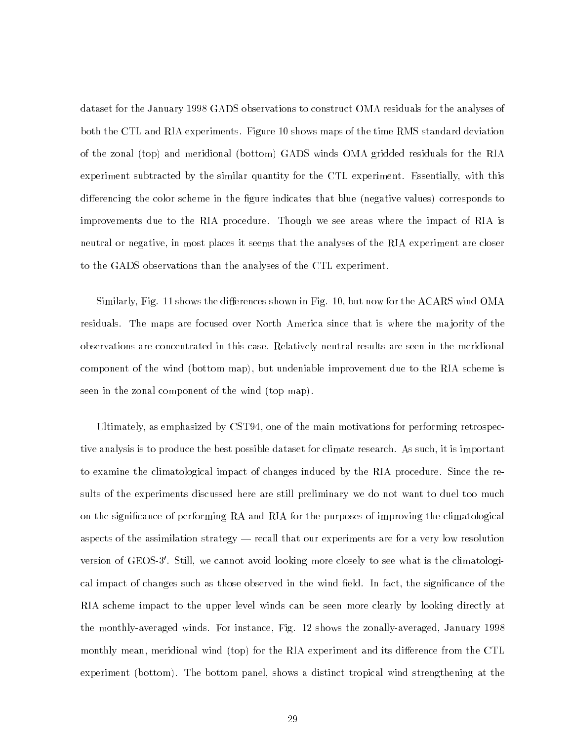dataset for the January 1998 GADS observations to construct OMA residuals for the analyses of both the CTL and RIA experiments. Figure 10 shows maps of the time RMS standard deviation of the zonal (top) and meridional (bottom) GADS winds OMA gridded residuals for the RIA experiment subtracted by the similar quantity for the CTL experiment. Essentially, with this differencing the color scheme in the figure indicates that blue (negative values) corresponds to improvements due to the RIA procedure. Though we see areas where the impact of RIA is neutral or negative, in most places it seems that the analyses of the RIA experiment are closer to the GADS observations than the analyses of the CTL experiment.

Similarly, Fig. 11 shows the differences shown in Fig. 10, but now for the ACARS wind OMA residuals. The maps are focused over North America since that is where the majority of the observations are concentrated in this case. Relatively neutral results are seen in the meridional component of the wind (bottom map), but undeniable improvement due to the RIA scheme is seen in the zonal component of the wind (top map).

Ultimately, as emphasized by CST94, one of the main motivations for performing retrospective analysis is to produce the best possible dataset for climate research. As such, it is important to examine the climatological impact of changes induced by the RIA procedure. Since the results of the experiments discussed here are still preliminary we do not want to duel too much on the significance of performing RA and RIA for the purposes of improving the climatological aspects of the assimilation strategy — recall that our experiments are for a very low resolution version of GEOS-3′. Still, we cannot avoid looking more closely to see what is the climatological impact of changes such as those observed in the wind field. In fact, the significance of the RIA scheme impact to the upper level winds can be seen more clearly by looking directly at the monthly-averaged winds. For instance, Fig. 12 shows the zonally-averaged, January 1998 monthly mean, meridional wind (top) for the RIA experiment and its difference from the CTL experiment (bottom). The bottom panel, shows a distinct tropical wind strengthening at the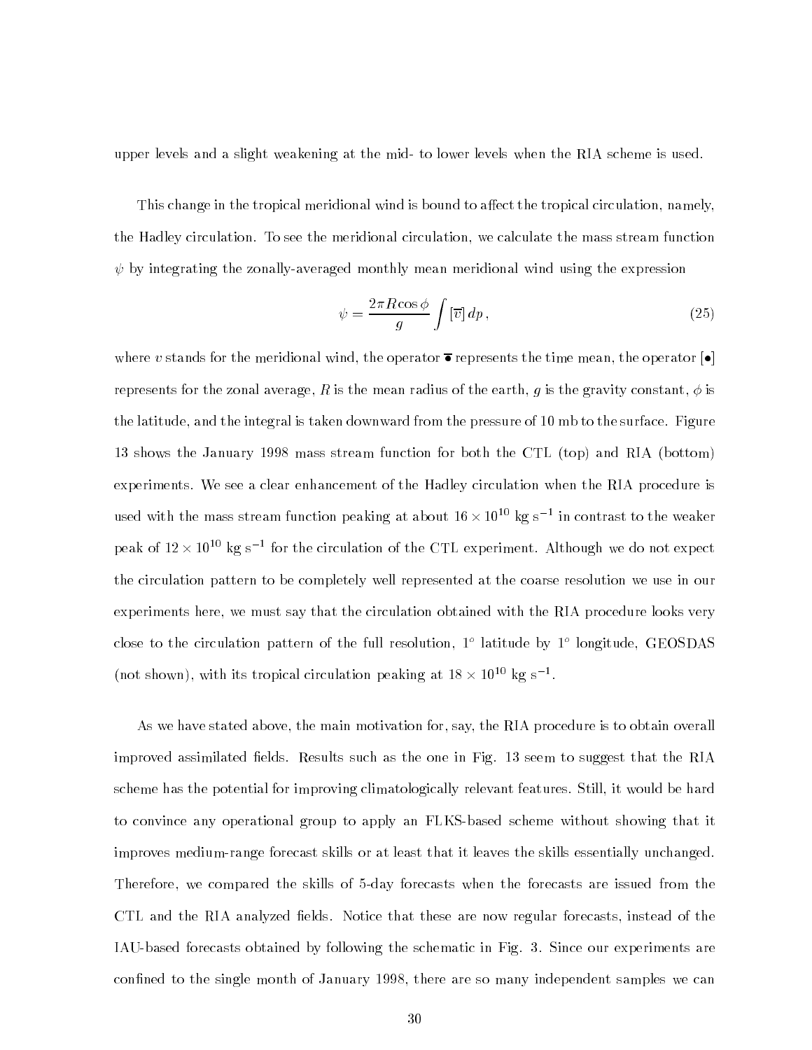upper levels and a slight weakening at the mid- to lower levels when the RIA scheme is used.

This change in the tropical meridional wind is bound to affect the tropical circulation, namely, the Hadley circulation. To see the meridional circulation, we calculate the mass stream function $\psi$ by integrating the zonally-averaged monthly mean meridional wind using the expression

$$\psi = \frac{2\pi R \cos\phi}{g} \int [\overline{v}]\, dp\,, \tag{25}$$

where $v$ stands for the meridional wind, the operator $\overline{\bullet}$ represents the time mean, the operator $[\bullet]$ represents for the zonal average, $R$ is the mean radius of the earth, $g$ is the gravity constant, $\phi$ is the latitude, and the integral is taken downward from the pressure of 10 mb to the surface. Figure 13 shows the January 1998 mass stream function for both the CTL (top) and RIA (bottom) experiments. We see a clear enhancement of the Hadley circulation when the RIA procedure is used with the mass stream function peaking at about $16 \times 10^{10}$ kg s$^{-1}$ in contrast to the weaker peak of $12 \times 10^{10}$ kg s$^{-1}$ for the circulation of the CTL experiment. Although we do not expect the circulation pattern to be completely well represented at the coarse resolution we use in our experiments here, we must say that the circulation obtained with the RIA procedure looks very close to the circulation pattern of the full resolution, $1^o$ latitude by $1^o$ longitude, GEOSDAS (not shown), with its tropical circulation peaking at $18 \times 10^{10}$ kg s$^{-1}$.

As we have stated above, the main motivation for, say, the RIA procedure is to obtain overall improved assimilated fields. Results such as the one in Fig. 13 seem to suggest that the RIA scheme has the potential for improving climatologically relevant features. Still, it would be hard to convince any operational group to apply an FLKS-based scheme without showing that it improves medium-range forecast skills or at least that it leaves the skills essentially unchanged. Therefore, we compared the skills of 5-day forecasts when the forecasts are issued from the CTL and the RIA analyzed fields. Notice that these are now regular forecasts, instead of the IAU-based forecasts obtained by following the schematic in Fig. 3. Since our experiments are confined to the single month of January 1998, there are so many independent samples we can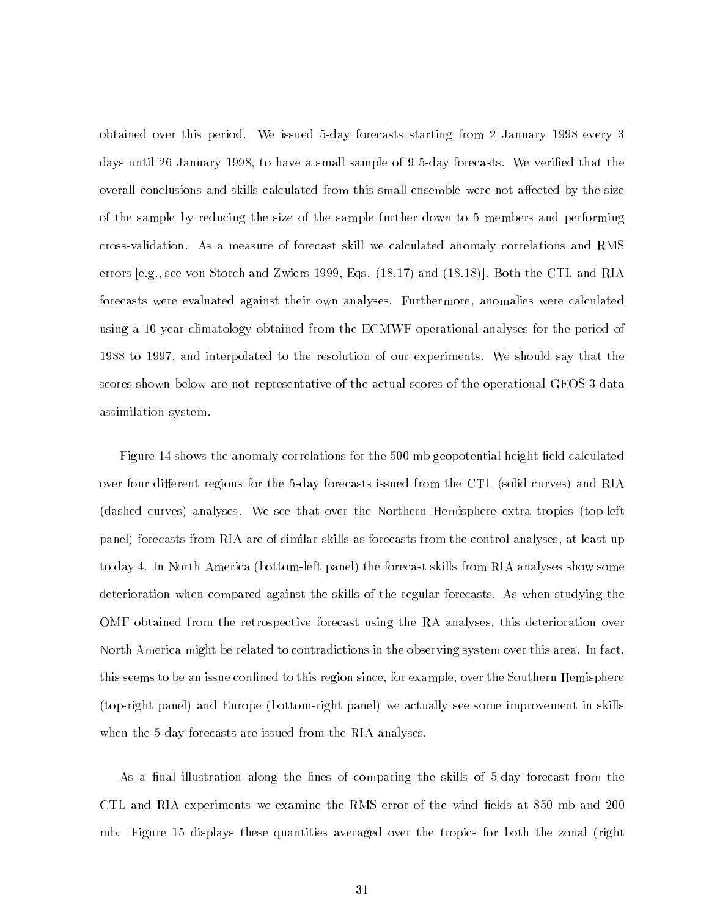obtained over this period. We issued 5-day forecasts starting from 2 January 1998 every 3 days until 26 January 1998, to have a small sample of 9 5-day forecasts. We verified that the overall conclusions and skills calculated from this small ensemble were not affected by the size of the sample by reducing the size of the sample further down to 5 members and performing cross-validation. As a measure of forecast skill we calculated anomaly correlations and RMS errors [e.g., see von Storch and Zwiers 1999, Eqs. (18.17) and (18.18)]. Both the CTL and RIA forecasts were evaluated against their own analyses. Furthermore, anomalies were calculated using a 10 year climatology obtained from the ECMWF operational analyses for the period of 1988 to 1997, and interpolated to the resolution of our experiments. We should say that the scores shown below are not representative of the actual scores of the operational GEOS-3 data assimilation system.

Figure 14 shows the anomaly correlations for the 500 mb geopotential height field calculated over four different regions for the 5-day forecasts issued from the CTL (solid curves) and RIA (dashed curves) analyses. We see that over the Northern Hemisphere extra tropics (top-left panel) forecasts from RIA are of similar skills as forecasts from the control analyses, at least up to day 4. In North America (bottom-left panel) the forecast skills from RIA analyses show some deterioration when compared against the skills of the regular forecasts. As when studying the OMF obtained from the retrospective forecast using the RA analyses, this deterioration over North America might be related to contradictions in the observing system over this area. In fact, this seems to be an issue confined to this region since, for example, over the Southern Hemisphere (top-right panel) and Europe (bottom-right panel) we actually see some improvement in skills when the 5-day forecasts are issued from the RIA analyses.

As a final illustration along the lines of comparing the skills of 5-day forecast from the CTL and RIA experiments we examine the RMS error of the wind fields at 850 mb and 200 mb. Figure 15 displays these quantities averaged over the tropics for both the zonal (right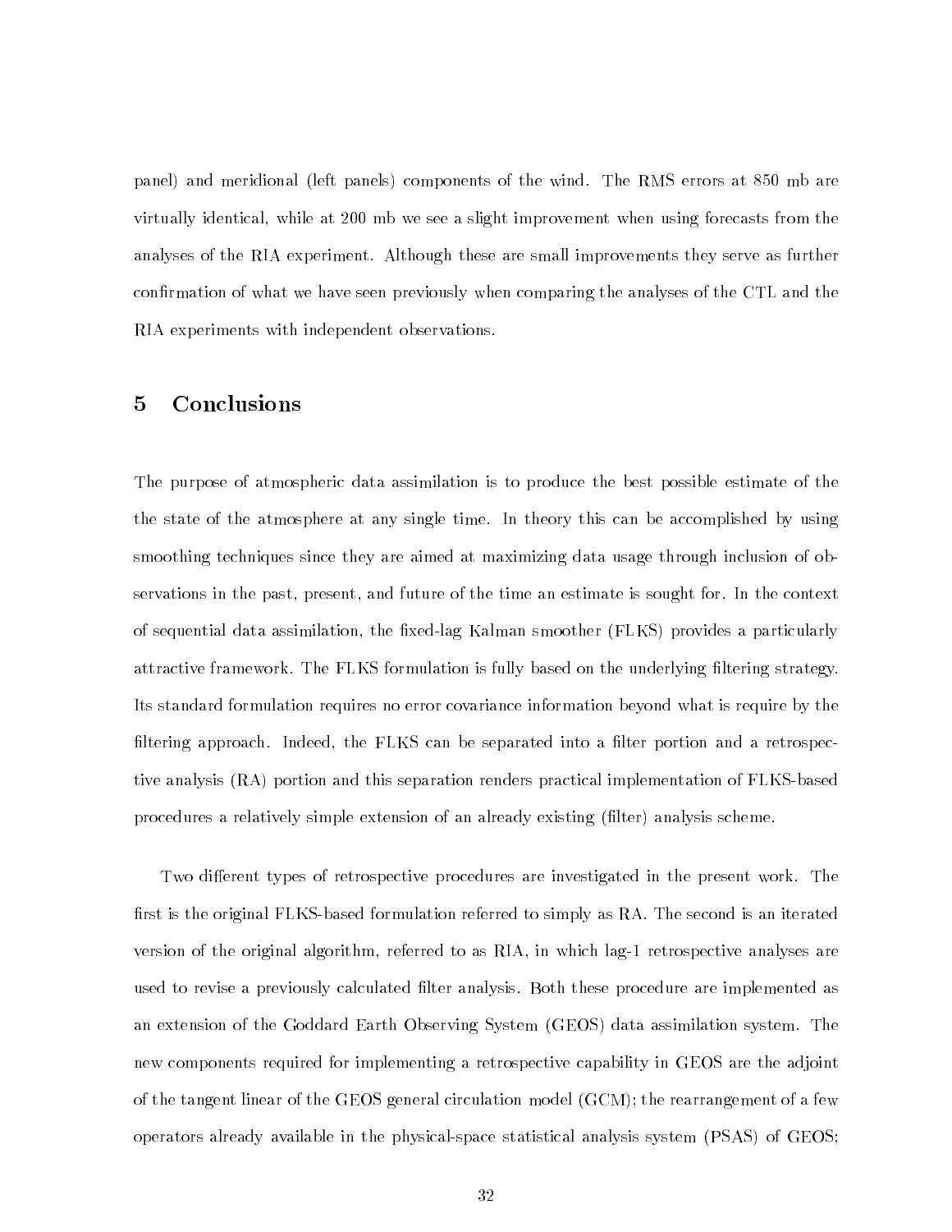panel) and meridional (left panels) components of the wind. The RMS errors at 850 mb are virtually identical, while at 200 mb we see a slight improvement when using forecasts from the analyses of the RIA experiment. Although these are small improvements they serve as further confirmation of what we have seen previously when comparing the analyses of the CTL and the RIA experiments with independent observations.

## 5 Conclusions

The purpose of atmospheric data assimilation is to produce the best possible estimate of the the state of the atmosphere at any single time. In theory this can be accomplished by using smoothing techniques since they are aimed at maximizing data usage through inclusion of observations in the past, present, and future of the time an estimate is sought for. In the context of sequential data assimilation, the fixed-lag Kalman smoother (FLKS) provides a particularly attractive framework. The FLKS formulation is fully based on the underlying filtering strategy. Its standard formulation requires no error covariance information beyond what is require by the filtering approach. Indeed, the FLKS can be separated into a filter portion and a retrospective analysis (RA) portion and this separation renders practical implementation of FLKS-based procedures a relatively simple extension of an already existing (filter) analysis scheme.

Two different types of retrospective procedures are investigated in the present work. The first is the original FLKS-based formulation referred to simply as RA. The second is an iterated version of the original algorithm, referred to as RIA, in which lag-1 retrospective analyses are used to revise a previously calculated filter analysis. Both these procedure are implemented as an extension of the Goddard Earth Observing System (GEOS) data assimilation system. The new components required for implementing a retrospective capability in GEOS are the adjoint of the tangent linear of the GEOS general circulation model (GCM); the rearrangement of a few operators already available in the physical-space statistical analysis system (PSAS) of GEOS;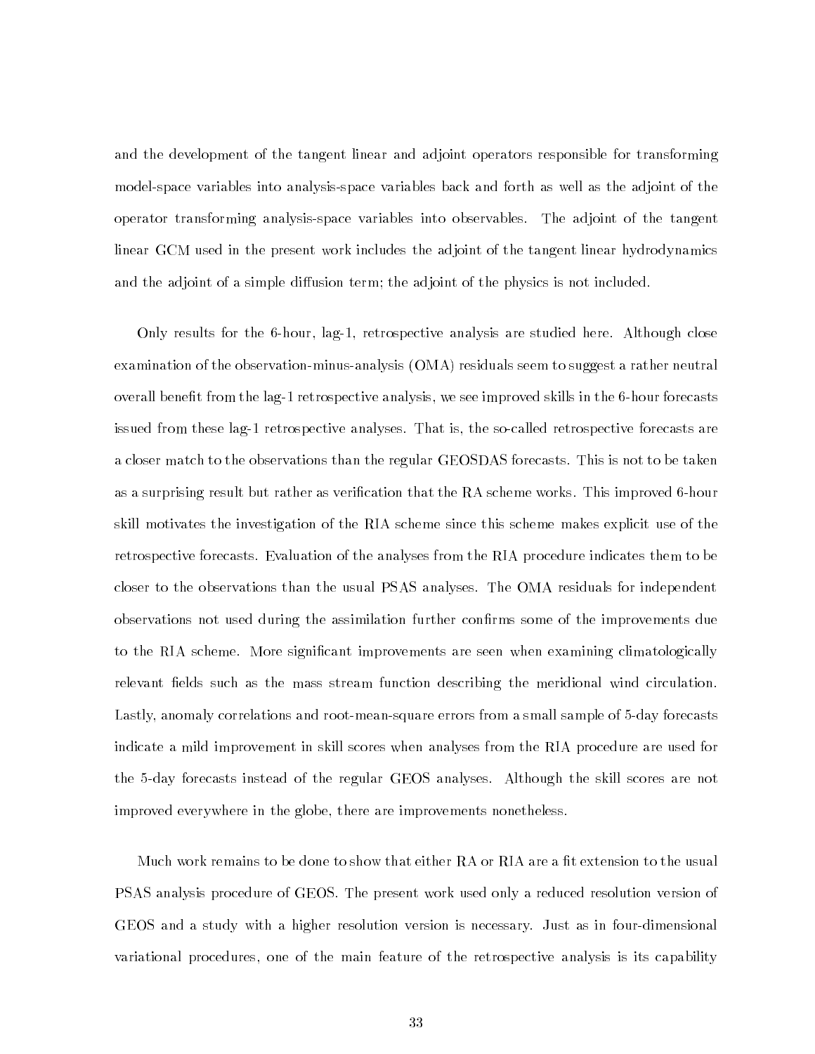and the development of the tangent linear and adjoint operators responsible for transforming model-space variables into analysis-space variables back and forth as well as the adjoint of the operator transforming analysis-space variables into observables. The adjoint of the tangent linear GCM used in the present work includes the adjoint of the tangent linear hydrodynamics and the adjoint of a simple diffusion term; the adjoint of the physics is not included.

Only results for the 6-hour, lag-1, retrospective analysis are studied here. Although close examination of the observation-minus-analysis (OMA) residuals seem to suggest a rather neutral overall benefit from the lag-1 retrospective analysis, we see improved skills in the 6-hour forecasts issued from these lag-1 retrospective analyses. That is, the so-called retrospective forecasts are a closer match to the observations than the regular GEOSDAS forecasts. This is not to be taken as a surprising result but rather as verification that the RA scheme works. This improved 6-hour skill motivates the investigation of the RIA scheme since this scheme makes explicit use of the retrospective forecasts. Evaluation of the analyses from the RIA procedure indicates them to be closer to the observations than the usual PSAS analyses. The OMA residuals for independent observations not used during the assimilation further confirms some of the improvements due to the RIA scheme. More significant improvements are seen when examining climatologically relevant fields such as the mass stream function describing the meridional wind circulation. Lastly, anomaly correlations and root-mean-square errors from a small sample of 5-day forecasts indicate a mild improvement in skill scores when analyses from the RIA procedure are used for the 5-day forecasts instead of the regular GEOS analyses. Although the skill scores are not improved everywhere in the globe, there are improvements nonetheless.

Much work remains to be done to show that either RA or RIA are a fit extension to the usual PSAS analysis procedure of GEOS. The present work used only a reduced resolution version of GEOS and a study with a higher resolution version is necessary. Just as in four-dimensional variational procedures, one of the main feature of the retrospective analysis is its capability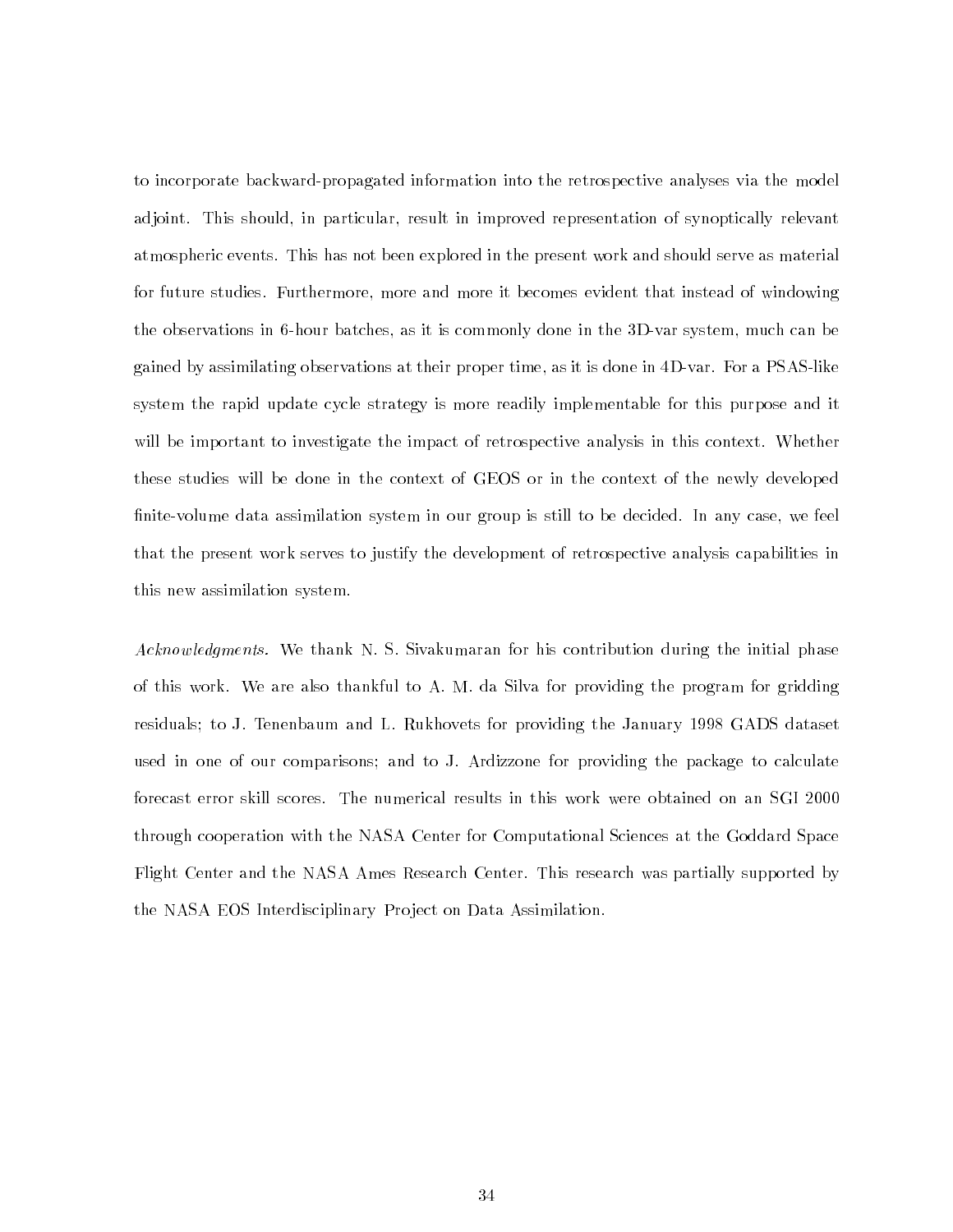to incorporate backward-propagated information into the retrospective analyses via the model adjoint. This should, in particular, result in improved representation of synoptically relevant atmospheric events. This has not been explored in the present work and should serve as material for future studies. Furthermore, more and more it becomes evident that instead of windowing the observations in 6-hour batches, as it is commonly done in the 3D-var system, much can be gained by assimilating observations at their proper time, as it is done in 4D-var. For a PSAS-like system the rapid update cycle strategy is more readily implementable for this purpose and it will be important to investigate the impact of retrospective analysis in this context. Whether these studies will be done in the context of GEOS or in the context of the newly developed finite-volume data assimilation system in our group is still to be decided. In any case, we feel that the present work serves to justify the development of retrospective analysis capabilities in this new assimilation system.

*Acknowledgments.* We thank N. S. Sivakumaran for his contribution during the initial phase of this work. We are also thankful to A. M. da Silva for providing the program for gridding residuals; to J. Tenenbaum and L. Rukhovets for providing the January 1998 GADS dataset used in one of our comparisons; and to J. Ardizzone for providing the package to calculate forecast error skill scores. The numerical results in this work were obtained on an SGI 2000 through cooperation with the NASA Center for Computational Sciences at the Goddard Space Flight Center and the NASA Ames Research Center. This research was partially supported by the NASA EOS Interdisciplinary Project on Data Assimilation.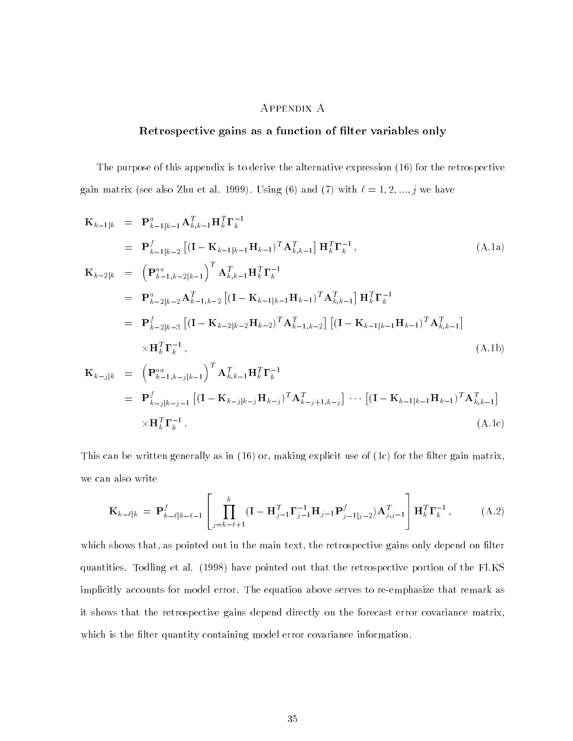# Appendix A

## Retrospective gains as a function of filter variables only

The purpose of this appendix is to derive the alternative expression (16) for the retrospective gain matrix (see also Zhu et al. 1999). Using (6) and (7) with $\ell = 1, 2, ..., j$ we have

$$
\begin{aligned}
\mathbf{K}_{k-1|k} &= \mathbf{P}^a_{k-1|k-1}\mathbf{A}^T_{k,k-1}\mathbf{H}^T_k\mathbf{\Gamma}^{-1}_k \\
&= \mathbf{P}^f_{k-1|k-2}\left[(\mathbf{I}-\mathbf{K}_{k-1|k-1}\mathbf{H}_{k-1})^T\mathbf{A}^T_{k,k-1}\right]\mathbf{H}^T_k\mathbf{\Gamma}^{-1}_k \,, \qquad \text{(A.1a)} \\
\mathbf{K}_{k-2|k} &= \left(\mathbf{P}^{aa}_{k-1,k-2|k-1}\right)^T\mathbf{A}^T_{k,k-1}\mathbf{H}^T_k\mathbf{\Gamma}^{-1}_k \\
&= \mathbf{P}^a_{k-2|k-2}\mathbf{A}^T_{k-1,k-2}\left[(\mathbf{I}-\mathbf{K}_{k-1|k-1}\mathbf{H}_{k-1})^T\mathbf{A}^T_{k,k-1}\right]\mathbf{H}^T_k\mathbf{\Gamma}^{-1}_k \\
&= \mathbf{P}^f_{k-2|k-3}\left[(\mathbf{I}-\mathbf{K}_{k-2|k-2}\mathbf{H}_{k-2})^T\mathbf{A}^T_{k-1,k-2}\right]\left[(\mathbf{I}-\mathbf{K}_{k-1|k-1}\mathbf{H}_{k-1})^T\mathbf{A}^T_{k,k-1}\right] \\
&\quad \times\mathbf{H}^T_k\mathbf{\Gamma}^{-1}_k \,, \qquad \text{(A.1b)} \\
\mathbf{K}_{k-j|k} &= \left(\mathbf{P}^{aa}_{k-1,k-j|k-1}\right)^T\mathbf{A}^T_{k,k-1}\mathbf{H}^T_k\mathbf{\Gamma}^{-1}_k \\
&= \mathbf{P}^f_{k-j|k-j-1}\left[(\mathbf{I}-\mathbf{K}_{k-j|k-j}\mathbf{H}_{k-j})^T\mathbf{A}^T_{k-j+1,k-j}\right]\cdots\left[(\mathbf{I}-\mathbf{K}_{k-1|k-1}\mathbf{H}_{k-1})^T\mathbf{A}^T_{k,k-1}\right] \\
&\quad \times\mathbf{H}^T_k\mathbf{\Gamma}^{-1}_k \,. \qquad \text{(A.1c)}
\end{aligned}
$$

This can be written generally as in (16) or, making explicit use of (1c) for the filter gain matrix, we can also write

$$
\mathbf{K}_{k-\ell|k} = \mathbf{P}^f_{k-\ell|k-\ell-1}\left[\prod_{j=k-\ell+1}^{k}(\mathbf{I}-\mathbf{H}^T_{j-1}\mathbf{\Gamma}^{-1}_{j-1}\mathbf{H}_{j-1}\mathbf{P}^f_{j-1|j-2})\mathbf{A}^T_{j,j-1}\right]\mathbf{H}^T_k\mathbf{\Gamma}^{-1}_k \,, \qquad \text{(A.2)}
$$

which shows that, as pointed out in the main text, the retrospective gains only depend on filter quantities. Todling et al. (1998) have pointed out that the retrospective portion of the FLKS implicitly accounts for model error. The equation above serves to re-emphasize that remark as it shows that the retrospective gains depend directly on the forecast error covariance matrix, which is the filter quantity containing model error covariance information.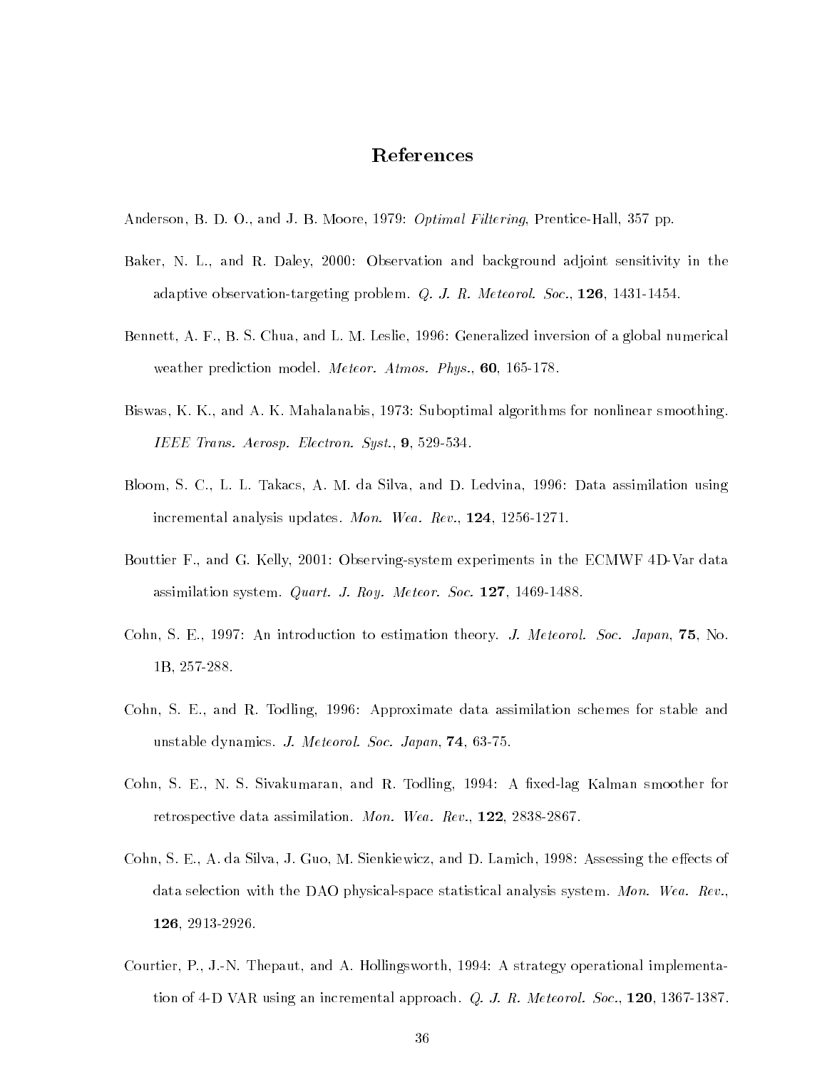# References

Anderson, B. D. O., and J. B. Moore, 1979: *Optimal Filtering*, Prentice-Hall, 357 pp.

Baker, N. L., and R. Daley, 2000: Observation and background adjoint sensitivity in the adaptive observation-targeting problem. *Q. J. R. Meteorol. Soc.*, **126**, 1431-1454.

Bennett, A. F., B. S. Chua, and L. M. Leslie, 1996: Generalized inversion of a global numerical weather prediction model. *Meteor. Atmos. Phys.*, **60**, 165-178.

Biswas, K. K., and A. K. Mahalanabis, 1973: Suboptimal algorithms for nonlinear smoothing. *IEEE Trans. Aerosp. Electron. Syst.*, **9**, 529-534.

Bloom, S. C., L. L. Takacs, A. M. da Silva, and D. Ledvina, 1996: Data assimilation using incremental analysis updates. *Mon. Wea. Rev.*, **124**, 1256-1271.

Bouttier F., and G. Kelly, 2001: Observing-system experiments in the ECMWF 4D-Var data assimilation system. *Quart. J. Roy. Meteor. Soc.* **127**, 1469-1488.

Cohn, S. E., 1997: An introduction to estimation theory. *J. Meteorol. Soc. Japan*, **75**, No. 1B, 257-288.

Cohn, S. E., and R. Todling, 1996: Approximate data assimilation schemes for stable and unstable dynamics. *J. Meteorol. Soc. Japan*, **74**, 63-75.

Cohn, S. E., N. S. Sivakumaran, and R. Todling, 1994: A fixed-lag Kalman smoother for retrospective data assimilation. *Mon. Wea. Rev.*, **122**, 2838-2867.

Cohn, S. E., A. da Silva, J. Guo, M. Sienkiewicz, and D. Lamich, 1998: Assessing the effects of data selection with the DAO physical-space statistical analysis system. *Mon. Wea. Rev.*, **126**, 2913-2926.

Courtier, P., J.-N. Thepaut, and A. Hollingsworth, 1994: A strategy operational implementation of 4-D VAR using an incremental approach. *Q. J. R. Meteorol. Soc.*, **120**, 1367-1387.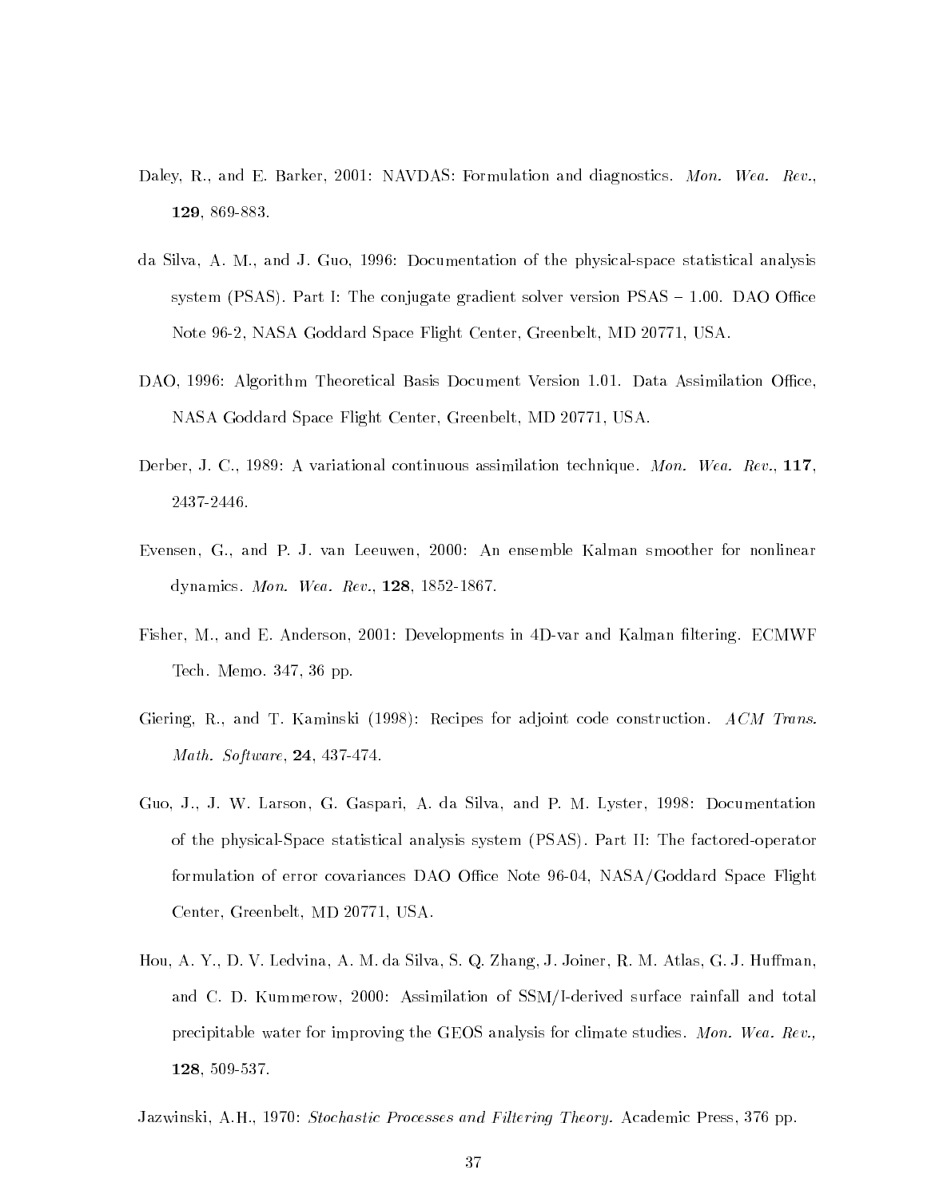Daley, R., and E. Barker, 2001: NAVDAS: Formulation and diagnostics. *Mon. Wea. Rev.*, **129**, 869-883.

da Silva, A. M., and J. Guo, 1996: Documentation of the physical-space statistical analysis system (PSAS). Part I: The conjugate gradient solver version PSAS – 1.00. DAO Office Note 96-2, NASA Goddard Space Flight Center, Greenbelt, MD 20771, USA.

DAO, 1996: Algorithm Theoretical Basis Document Version 1.01. Data Assimilation Office, NASA Goddard Space Flight Center, Greenbelt, MD 20771, USA.

Derber, J. C., 1989: A variational continuous assimilation technique. *Mon. Wea. Rev.*, **117**, 2437-2446.

Evensen, G., and P. J. van Leeuwen, 2000: An ensemble Kalman smoother for nonlinear dynamics. *Mon. Wea. Rev.*, **128**, 1852-1867.

Fisher, M., and E. Anderson, 2001: Developments in 4D-var and Kalman filtering. ECMWF Tech. Memo. 347, 36 pp.

Giering, R., and T. Kaminski (1998): Recipes for adjoint code construction. *ACM Trans. Math. Software*, **24**, 437-474.

Guo, J., J. W. Larson, G. Gaspari, A. da Silva, and P. M. Lyster, 1998: Documentation of the physical-Space statistical analysis system (PSAS). Part II: The factored-operator formulation of error covariances DAO Office Note 96-04, NASA/Goddard Space Flight Center, Greenbelt, MD 20771, USA.

Hou, A. Y., D. V. Ledvina, A. M. da Silva, S. Q. Zhang, J. Joiner, R. M. Atlas, G. J. Huffman, and C. D. Kummerow, 2000: Assimilation of SSM/I-derived surface rainfall and total precipitable water for improving the GEOS analysis for climate studies. *Mon. Wea. Rev.*, **128**, 509-537.

Jazwinski, A.H., 1970: *Stochastic Processes and Filtering Theory.* Academic Press, 376 pp.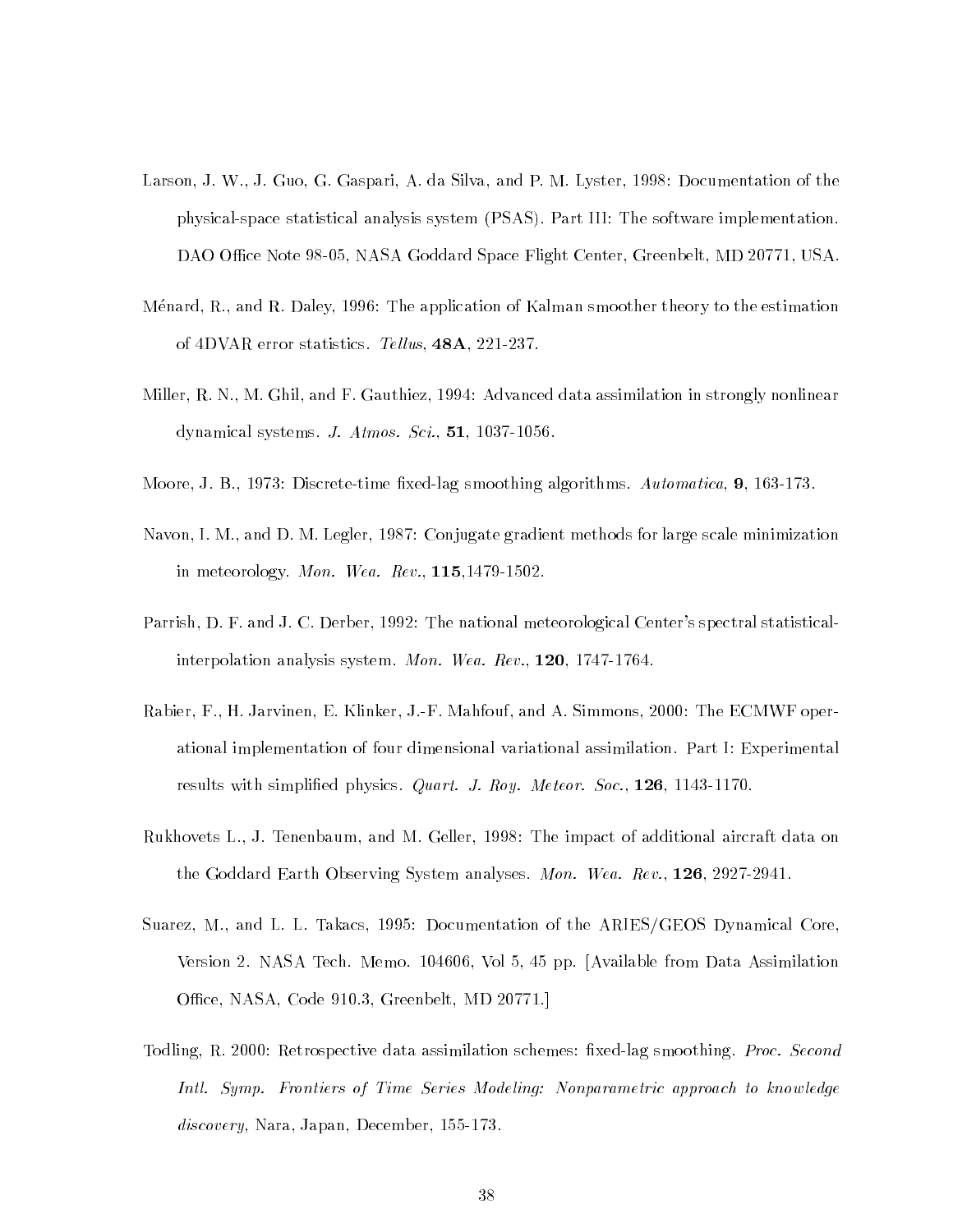Larson, J. W., J. Guo, G. Gaspari, A. da Silva, and P. M. Lyster, 1998: Documentation of the physical-space statistical analysis system (PSAS). Part III: The software implementation. DAO Office Note 98-05, NASA Goddard Space Flight Center, Greenbelt, MD 20771, USA.

Ménard, R., and R. Daley, 1996: The application of Kalman smoother theory to the estimation of 4DVAR error statistics. *Tellus*, **48A**, 221-237.

Miller, R. N., M. Ghil, and F. Gauthiez, 1994: Advanced data assimilation in strongly nonlinear dynamical systems. *J. Atmos. Sci.*, **51**, 1037-1056.

Moore, J. B., 1973: Discrete-time fixed-lag smoothing algorithms. *Automatica*, **9**, 163-173.

Navon, I. M., and D. M. Legler, 1987: Conjugate gradient methods for large scale minimization in meteorology. *Mon. Wea. Rev.*, **115**,1479-1502.

Parrish, D. F. and J. C. Derber, 1992: The national meteorological Center's spectral statistical-interpolation analysis system. *Mon. Wea. Rev.*, **120**, 1747-1764.

Rabier, F., H. Jarvinen, E. Klinker, J.-F. Mahfouf, and A. Simmons, 2000: The ECMWF operational implementation of four dimensional variational assimilation. Part I: Experimental results with simplified physics. *Quart. J. Roy. Meteor. Soc.*, **126**, 1143-1170.

Rukhovets L., J. Tenenbaum, and M. Geller, 1998: The impact of additional aircraft data on the Goddard Earth Observing System analyses. *Mon. Wea. Rev.*, **126**, 2927-2941.

Suarez, M., and L. L. Takacs, 1995: Documentation of the ARIES/GEOS Dynamical Core, Version 2. NASA Tech. Memo. 104606, Vol 5, 45 pp. [Available from Data Assimilation Office, NASA, Code 910.3, Greenbelt, MD 20771.]

Todling, R. 2000: Retrospective data assimilation schemes: fixed-lag smoothing. *Proc. Second Intl. Symp. Frontiers of Time Series Modeling: Nonparametric approach to knowledge discovery*, Nara, Japan, December, 155-173.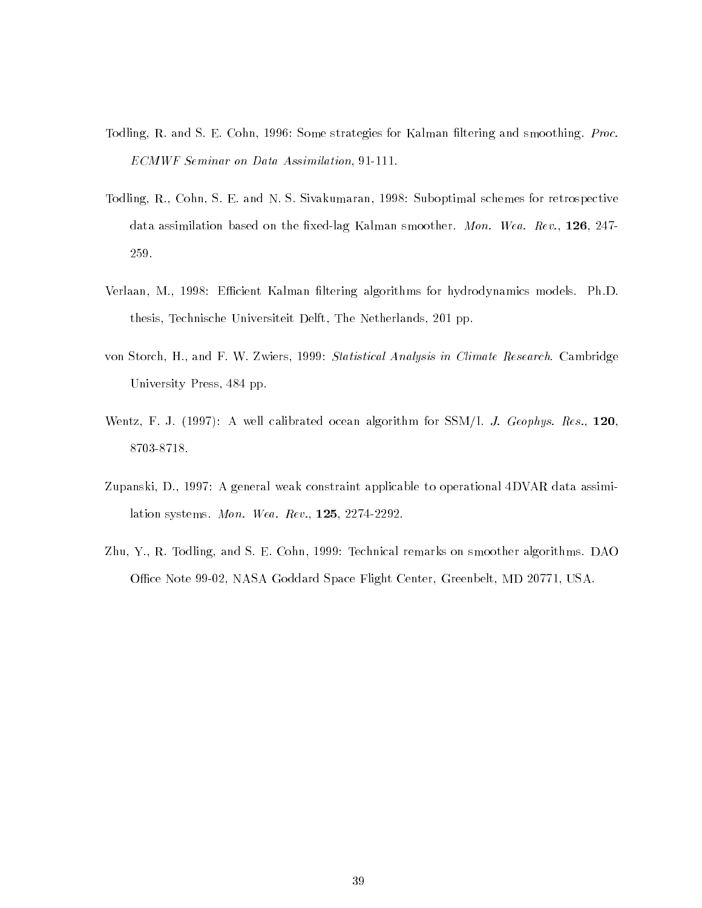Todling, R. and S. E. Cohn, 1996: Some strategies for Kalman filtering and smoothing. *Proc. ECMWF Seminar on Data Assimilation*, 91-111.

Todling, R., Cohn, S. E. and N. S. Sivakumaran, 1998: Suboptimal schemes for retrospective data assimilation based on the fixed-lag Kalman smoother. *Mon. Wea. Rev.*, **126**, 247-259.

Verlaan, M., 1998: Efficient Kalman filtering algorithms for hydrodynamics models. Ph.D. thesis, Technische Universiteit Delft, The Netherlands, 201 pp.

von Storch, H., and F. W. Zwiers, 1999: *Statistical Analysis in Climate Research*. Cambridge University Press, 484 pp.

Wentz, F. J. (1997): A well calibrated ocean algorithm for SSM/I. *J. Geophys. Res.*, **120**, 8703-8718.

Zupanski, D., 1997: A general weak constraint applicable to operational 4DVAR data assimilation systems. *Mon. Wea. Rev.*, **125**, 2274-2292.

Zhu, Y., R. Todling, and S. E. Cohn, 1999: Technical remarks on smoother algorithms. DAO Office Note 99-02, NASA Goddard Space Flight Center, Greenbelt, MD 20771, USA.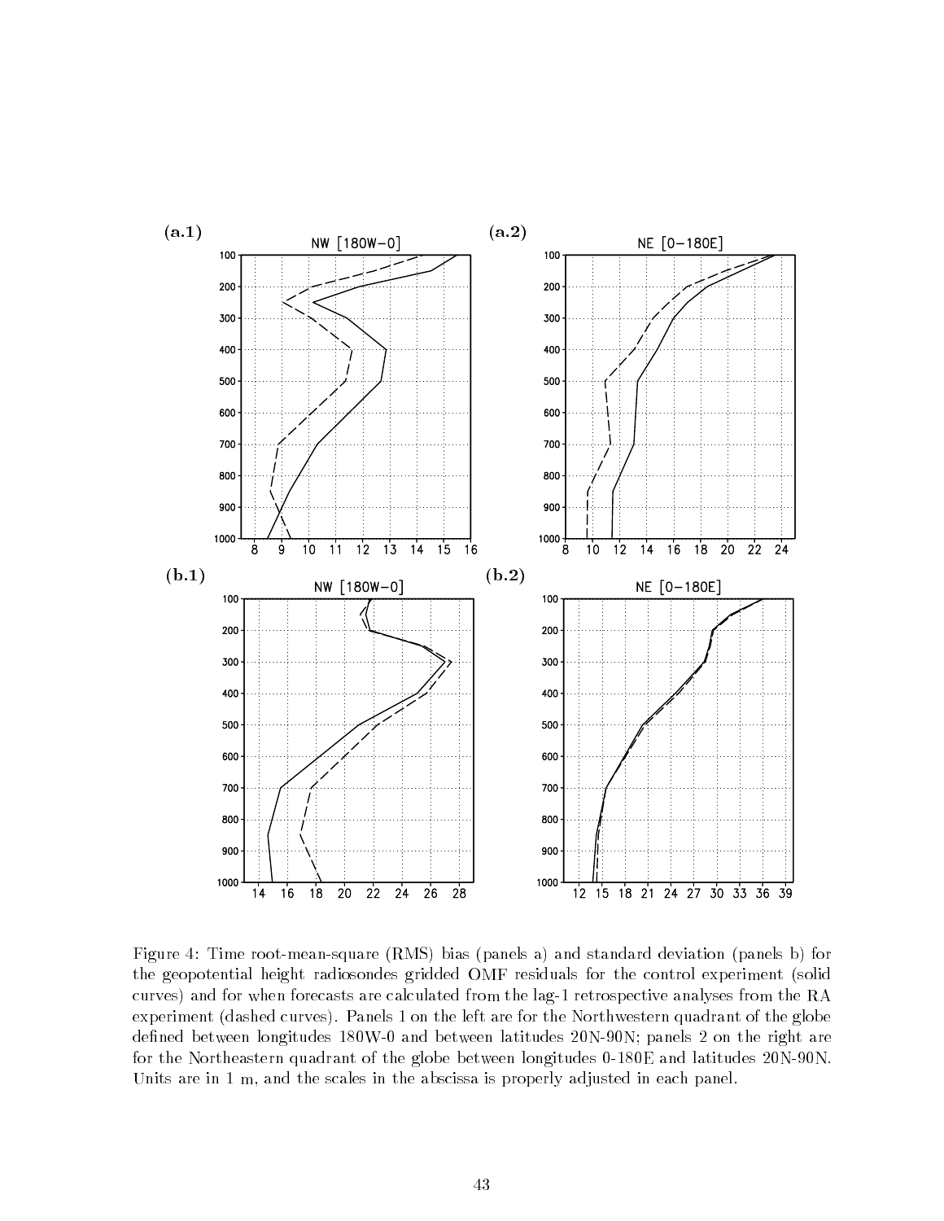Figure 4: Time root-mean-square (RMS) bias (panels a) and standard deviation (panels b) for the geopotential height radiosondes gridded OMF residuals for the control experiment (solid curves) and for when forecasts are calculated from the lag-1 retrospective analyses from the RA experiment (dashed curves). Panels 1 on the left are for the Northwestern quadrant of the globe defined between longitudes 180W-0 and between latitudes 20N-90N; panels 2 on the right are for the Northeastern quadrant of the globe between longitudes 0-180E and latitudes 20N-90N. Units are in 1 m, and the scales in the abscissa is properly adjusted in each panel.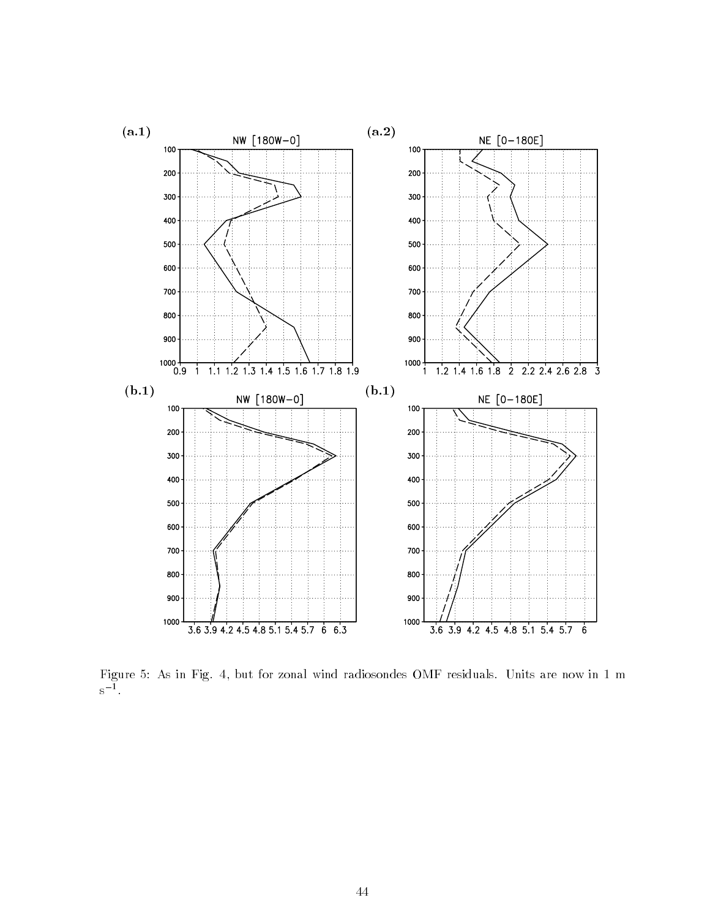(a.1)

(a.2)

(b.1)

(b.1)

Figure 5: As in Fig. 4, but for zonal wind radiosondes OMF residuals. Units are now in 1 m s$^{-1}$.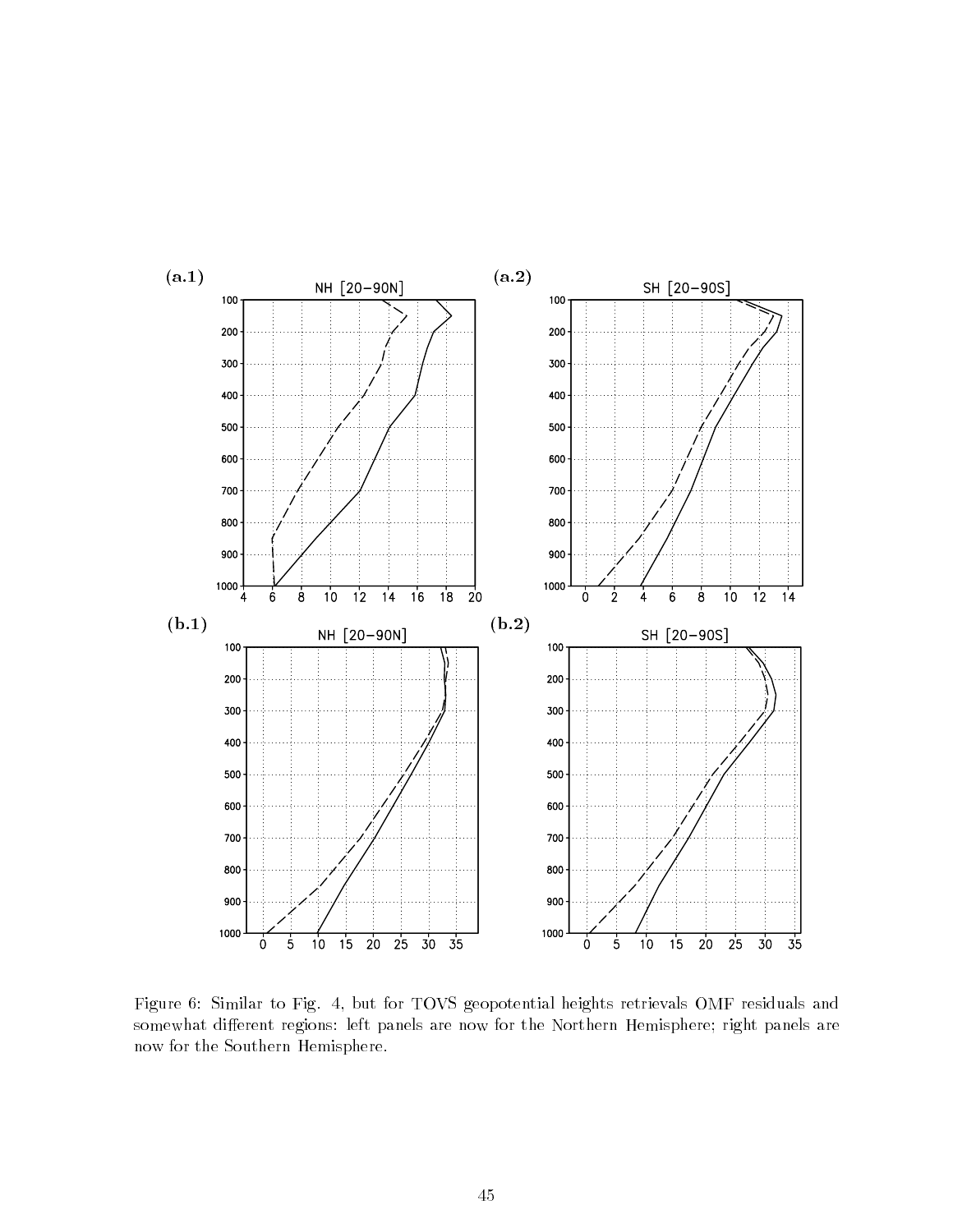Figure 6: Similar to Fig. 4, but for TOVS geopotential heights retrievals OMF residuals and somewhat different regions: left panels are now for the Northern Hemisphere; right panels are now for the Southern Hemisphere.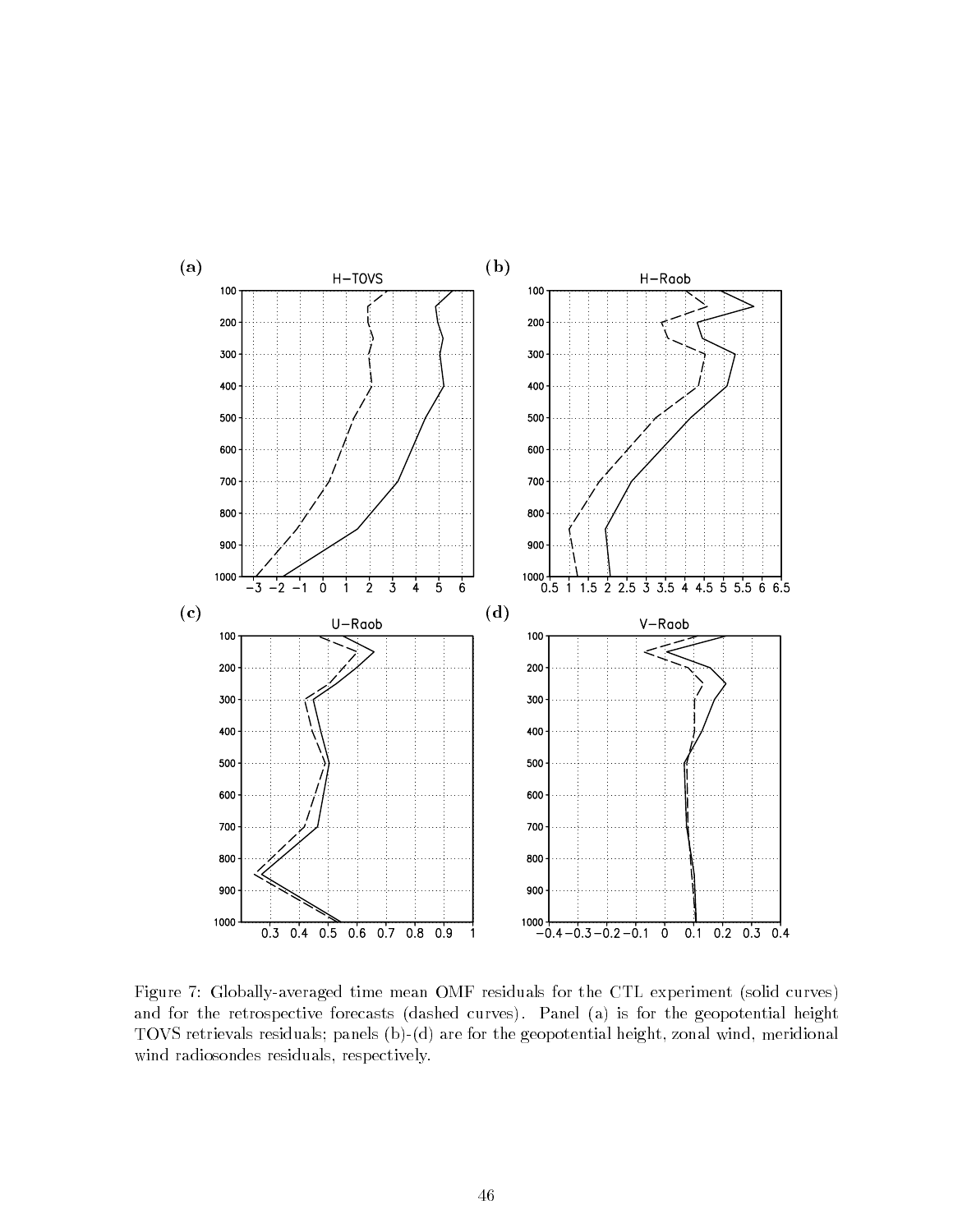Figure 7: Globally-averaged time mean OMF residuals for the CTL experiment (solid curves) and for the retrospective forecasts (dashed curves). Panel (a) is for the geopotential height TOVS retrievals residuals; panels (b)-(d) are for the geopotential height, zonal wind, meridional wind radiosondes residuals, respectively.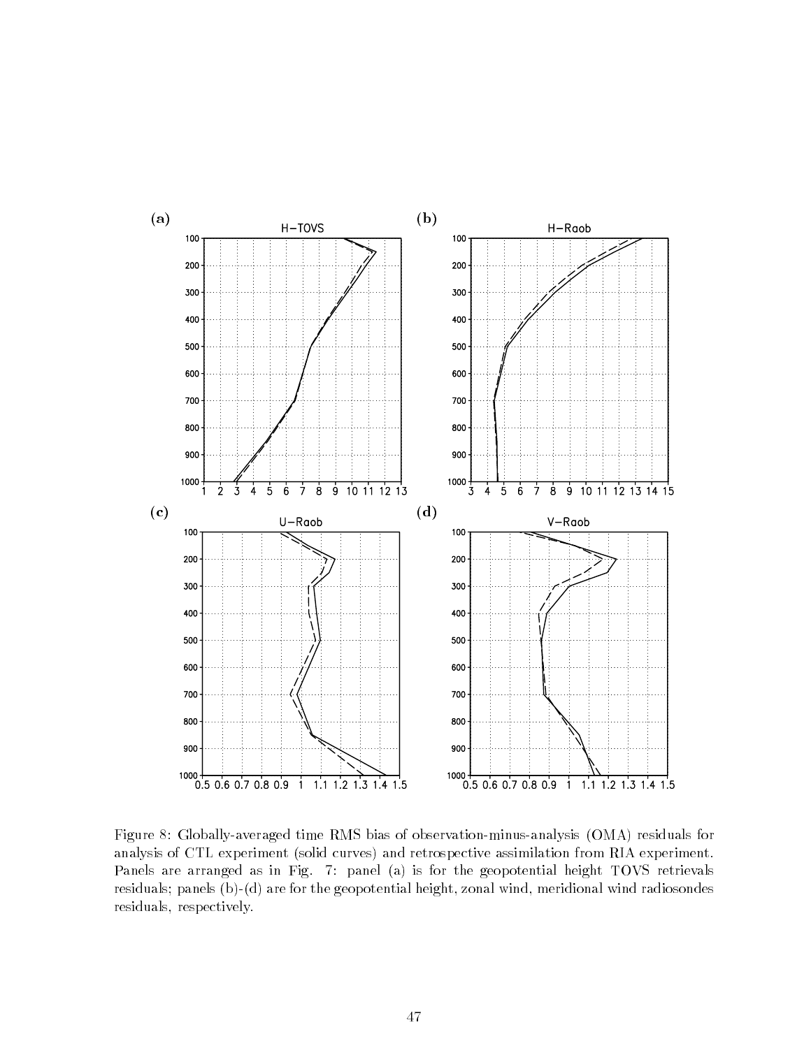Figure 8: Globally-averaged time RMS bias of observation-minus-analysis (OMA) residuals for analysis of CTL experiment (solid curves) and retrospective assimilation from RIA experiment. Panels are arranged as in Fig. 7: panel (a) is for the geopotential height TOVS retrievals residuals; panels (b)-(d) are for the geopotential height, zonal wind, meridional wind radiosondes residuals, respectively.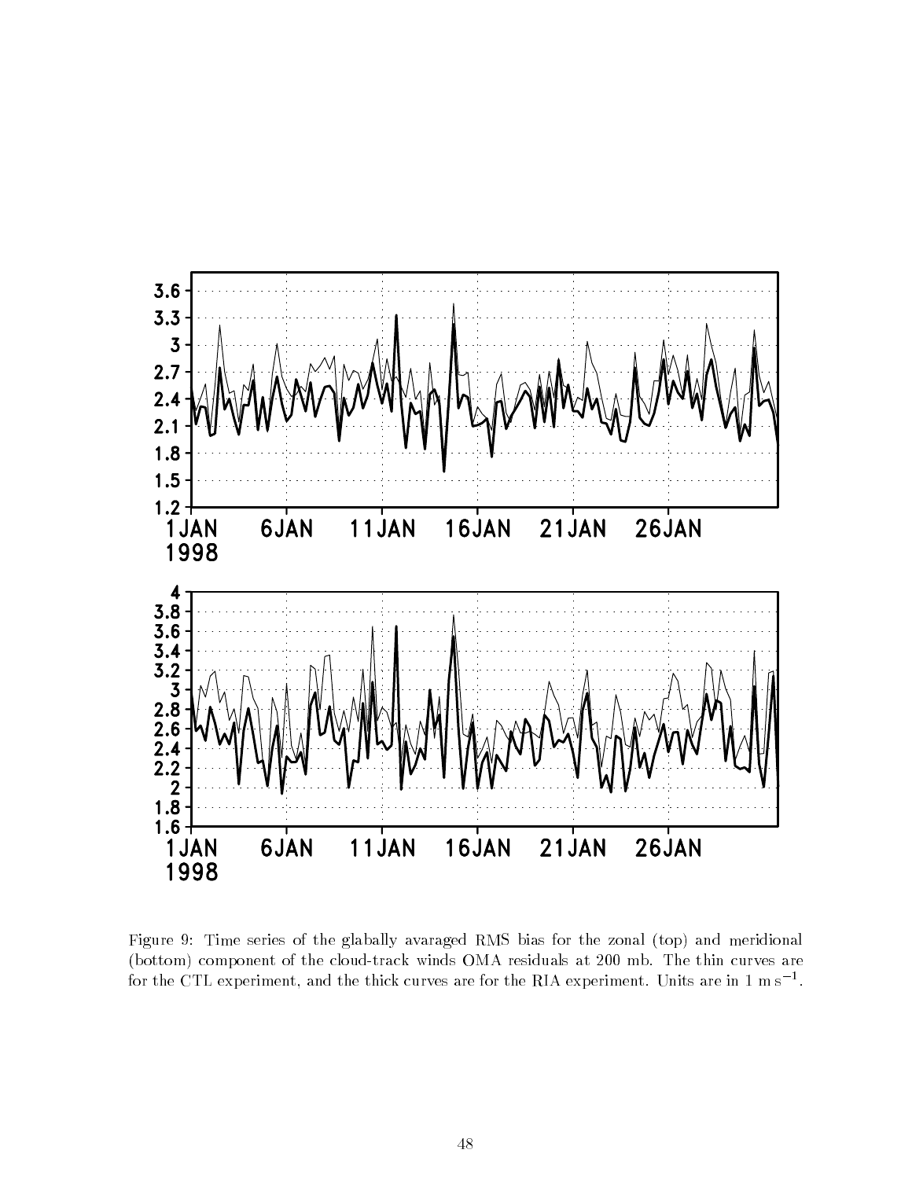Figure 9: Time series of the glabally avaraged RMS bias for the zonal (top) and meridional (bottom) component of the cloud-track winds OMA residuals at 200 mb. The thin curves are for the CTL experiment, and the thick curves are for the RIA experiment. Units are in 1 m s$^{-1}$.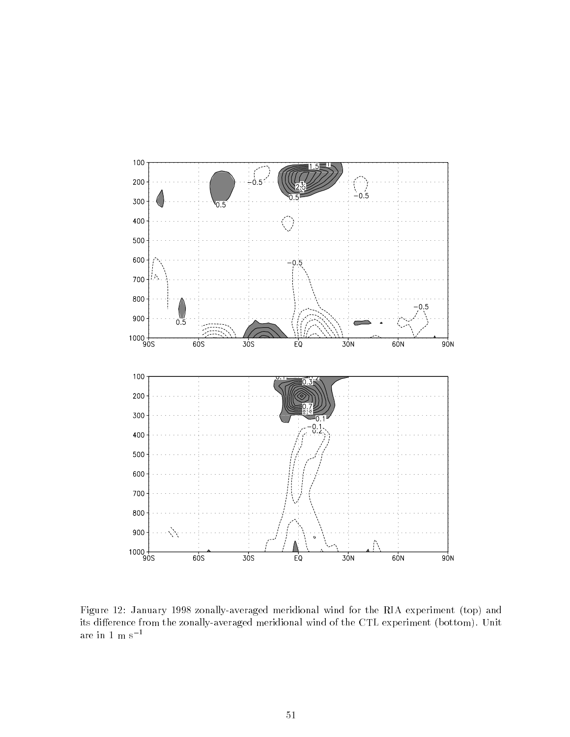Figure 12: January 1998 zonally-averaged meridional wind for the RIA experiment (top) and its difference from the zonally-averaged meridional wind of the CTL experiment (bottom). Unit are in 1 m s$^{-1}$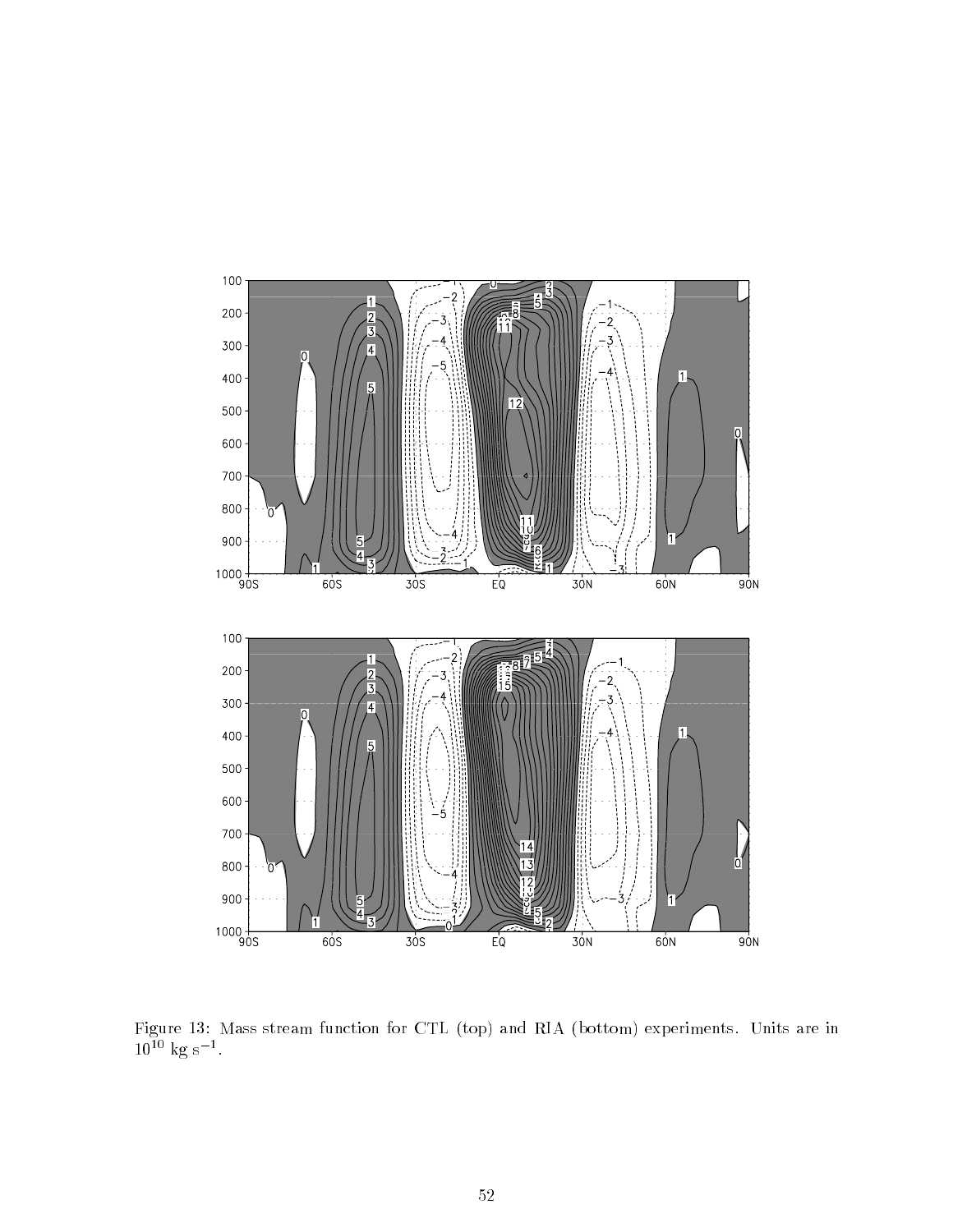Figure 13: Mass stream function for CTL (top) and RIA (bottom) experiments. Units are in $10^{10}$ kg s$^{-1}$.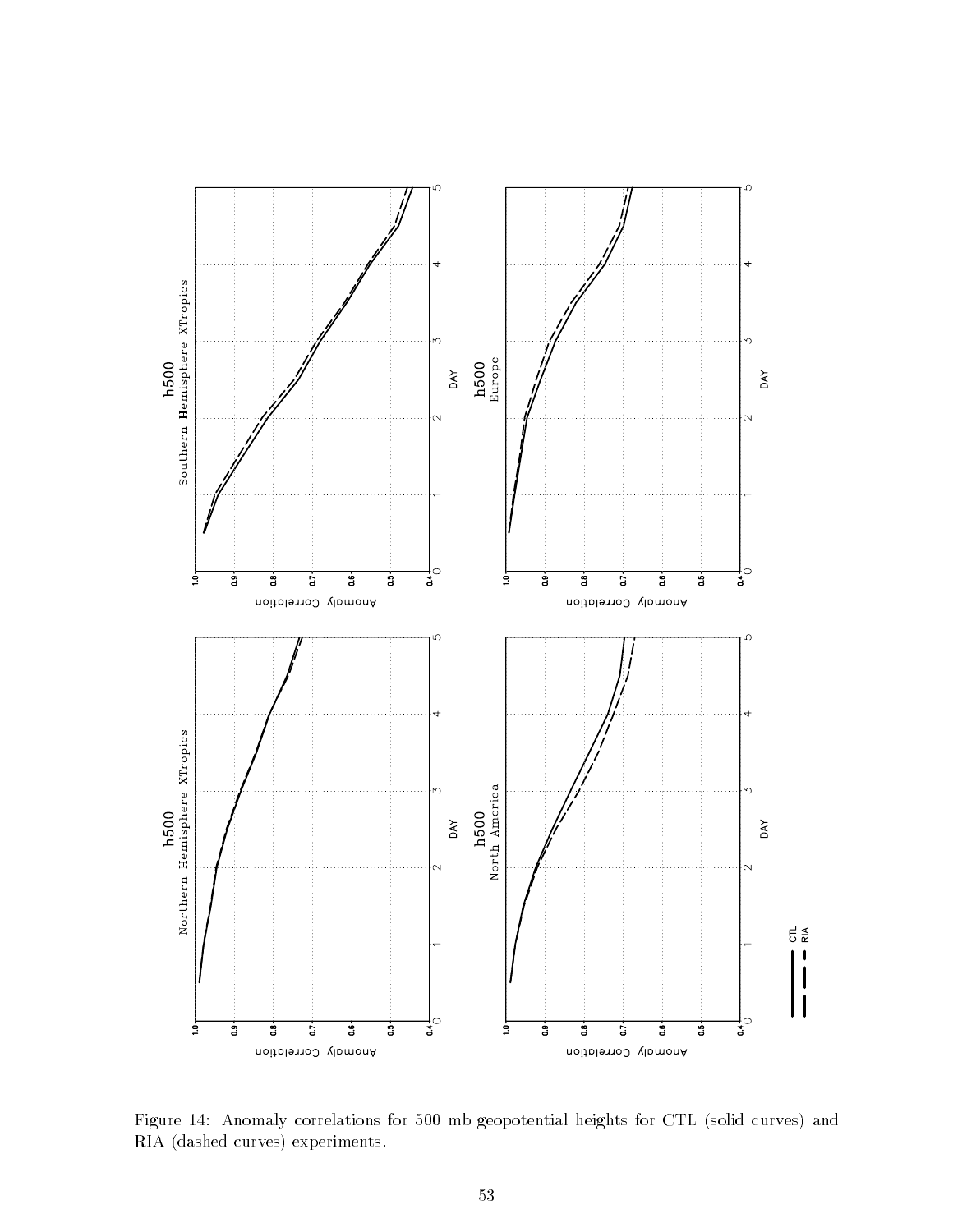Figure 14: Anomaly correlations for 500 mb geopotential heights for CTL (solid curves) and RIA (dashed curves) experiments.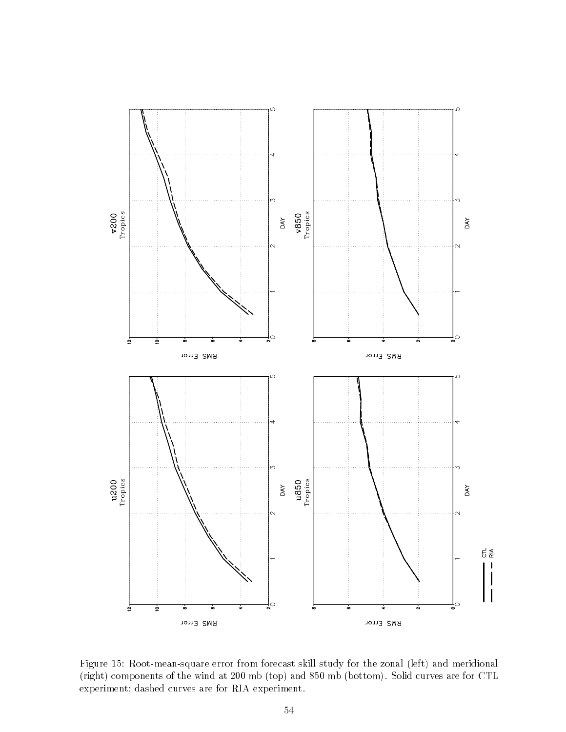u200
Tropics

RMS Error

12
10
8
6
4
2

0 1 2 3 4 5

DAY

v200
Tropics

RMS Error

12
10
8
6
4
2

0 1 2 3 4 5

DAY

u850
Tropics

RMS Error

8
6
4
2
0

0 1 2 3 4 5

DAY

v850
Tropics

RMS Error

8
6
4
2
0

0 1 2 3 4 5

DAY

CTL
RIA

Figure 15: Root-mean-square error from forecast skill study for the zonal (left) and meridional (right) components of the wind at 200 mb (top) and 850 mb (bottom). Solid curves are for CTL experiment; dashed curves are for RIA experiment.